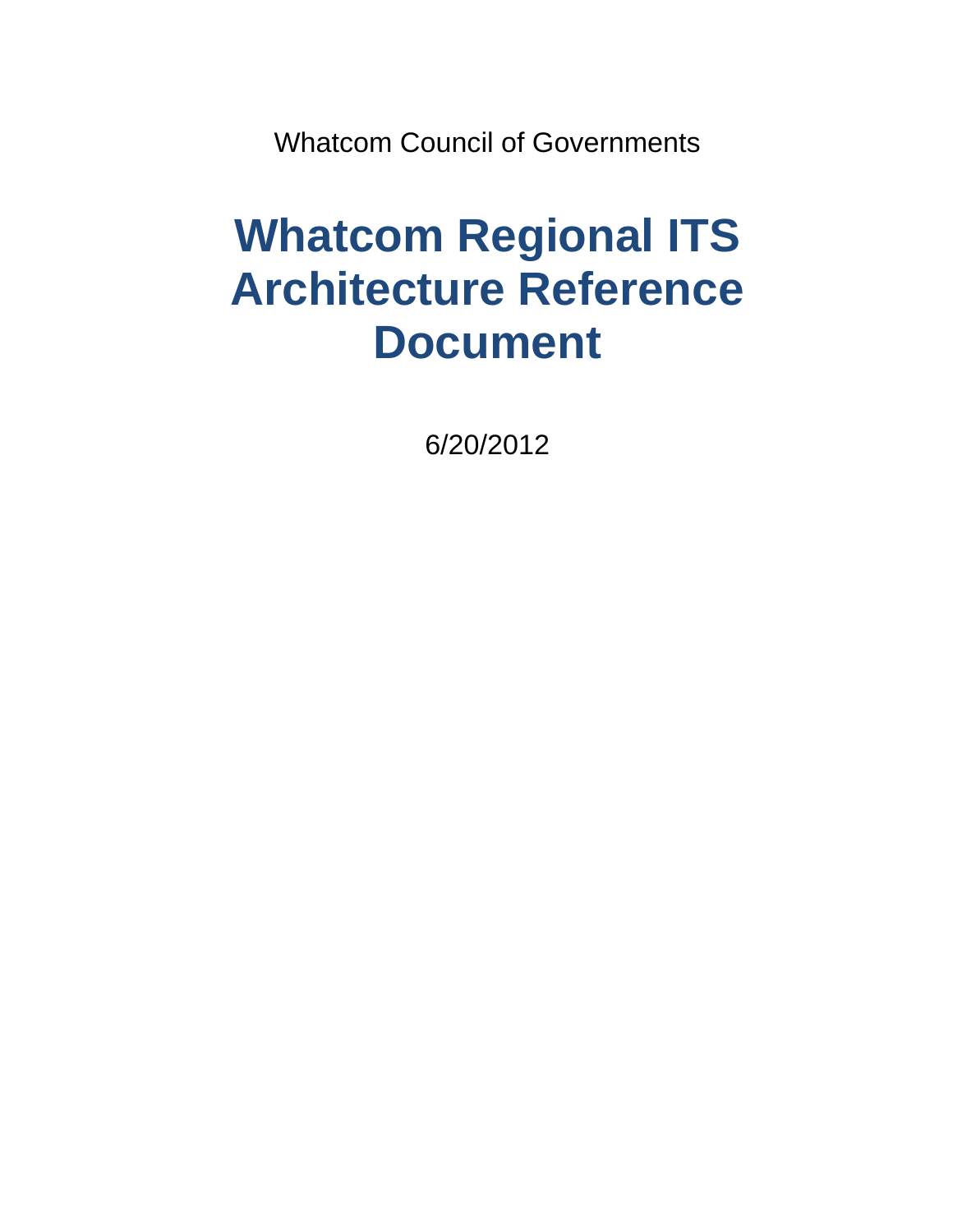Whatcom Council of Governments

# Whatcom Regional ITS Architecture Reference Document

6/20/2012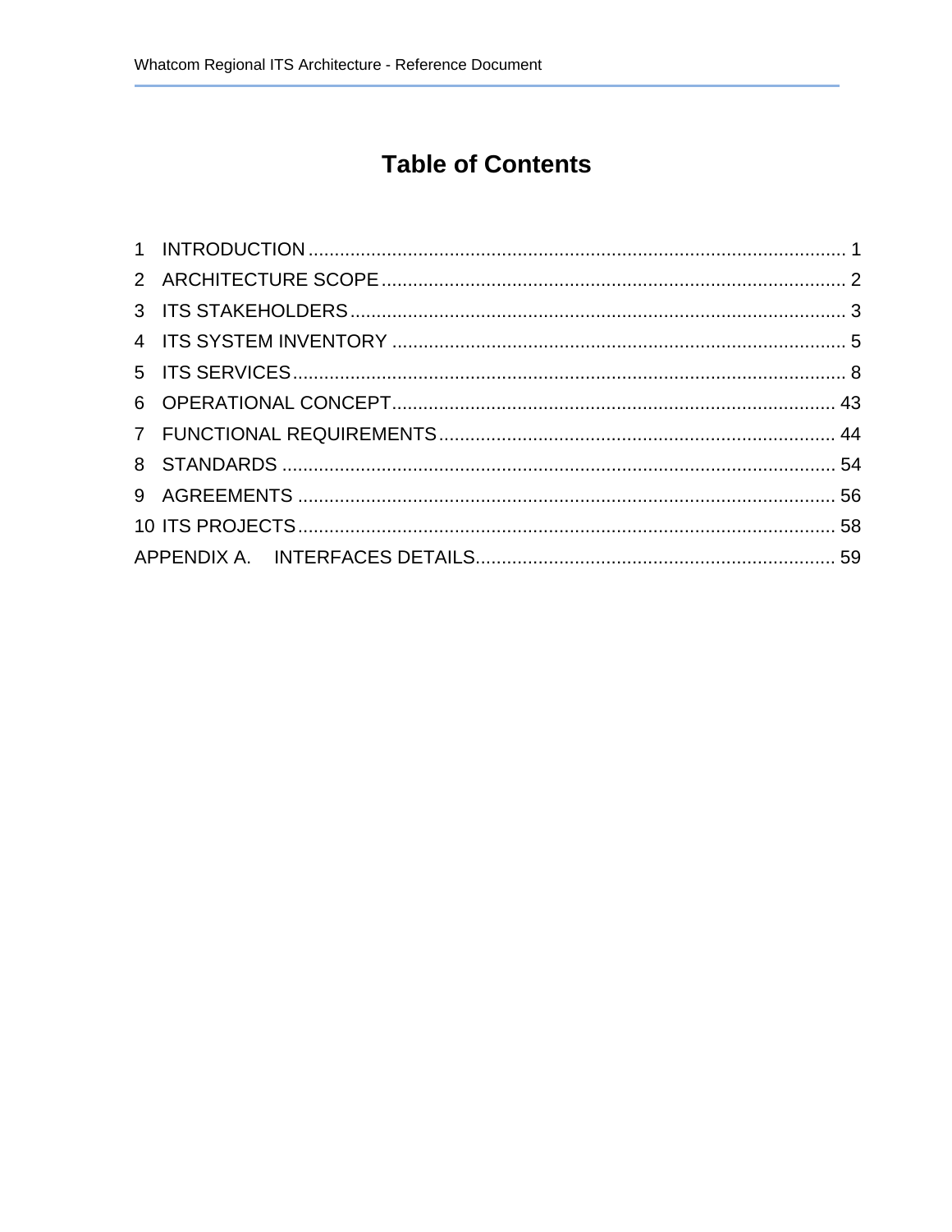# Table of Contents

1 INTRODUCTION ........................................................................................................ 1
2 ARCHITECTURE SCOPE ........................................................................................ 2
3 ITS STAKEHOLDERS ............................................................................................... 3
4 ITS SYSTEM INVENTORY ....................................................................................... 5
5 ITS SERVICES .......................................................................................................... 8
6 OPERATIONAL CONCEPT .................................................................................... 43
7 FUNCTIONAL REQUIREMENTS ............................................................................ 44
8 STANDARDS ........................................................................................................... 54
9 AGREEMENTS ....................................................................................................... 56
10 ITS PROJECTS ....................................................................................................... 58
APPENDIX A. INTERFACES DETAILS ........................................................................ 59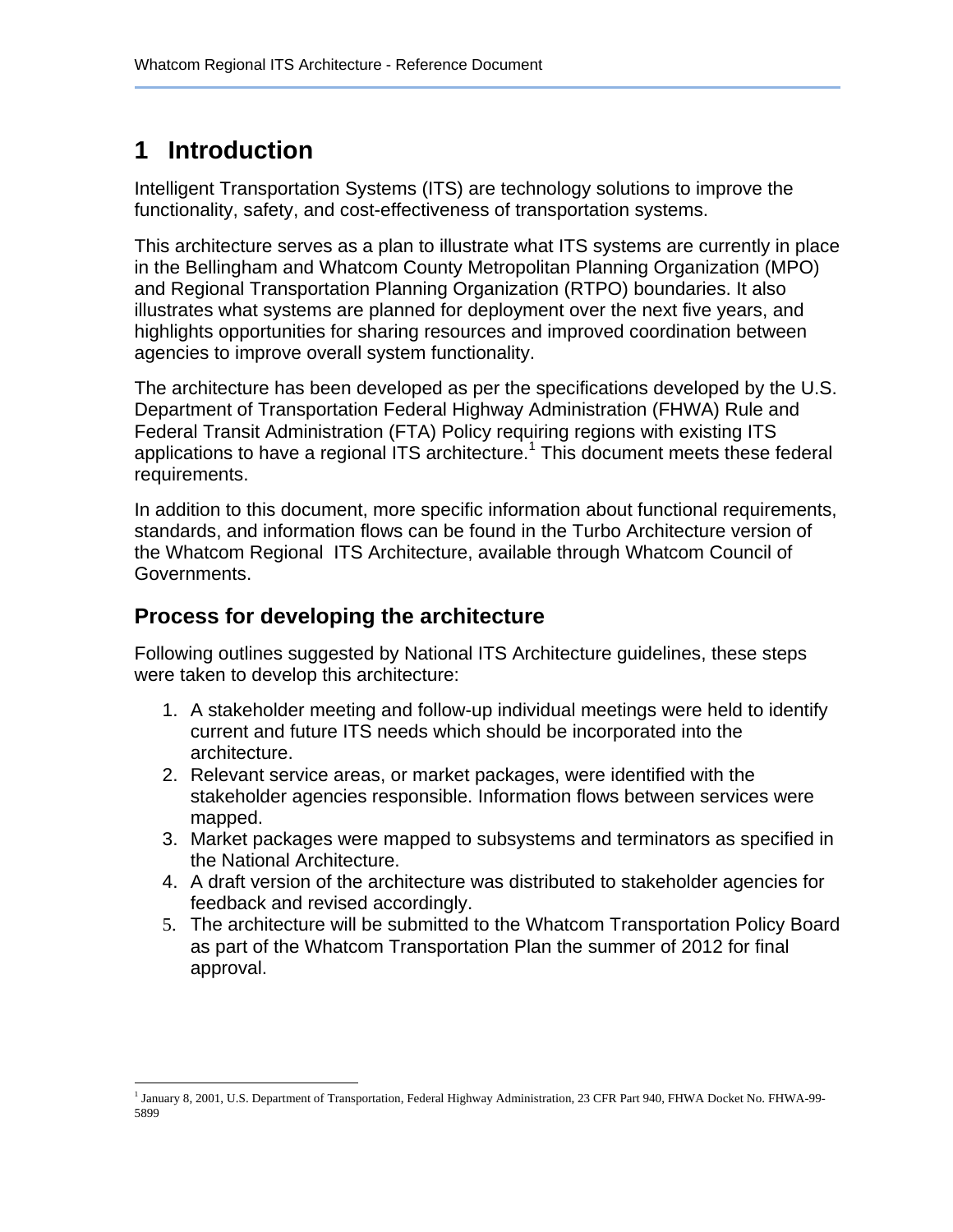# 1 Introduction

Intelligent Transportation Systems (ITS) are technology solutions to improve the functionality, safety, and cost-effectiveness of transportation systems.

This architecture serves as a plan to illustrate what ITS systems are currently in place in the Bellingham and Whatcom County Metropolitan Planning Organization (MPO) and Regional Transportation Planning Organization (RTPO) boundaries. It also illustrates what systems are planned for deployment over the next five years, and highlights opportunities for sharing resources and improved coordination between agencies to improve overall system functionality.

The architecture has been developed as per the specifications developed by the U.S. Department of Transportation Federal Highway Administration (FHWA) Rule and Federal Transit Administration (FTA) Policy requiring regions with existing ITS applications to have a regional ITS architecture.[1] This document meets these federal requirements.

In addition to this document, more specific information about functional requirements, standards, and information flows can be found in the Turbo Architecture version of the Whatcom Regional ITS Architecture, available through Whatcom Council of Governments.

## Process for developing the architecture

Following outlines suggested by National ITS Architecture guidelines, these steps were taken to develop this architecture:

1. A stakeholder meeting and follow-up individual meetings were held to identify current and future ITS needs which should be incorporated into the architecture.
2. Relevant service areas, or market packages, were identified with the stakeholder agencies responsible. Information flows between services were mapped.
3. Market packages were mapped to subsystems and terminators as specified in the National Architecture.
4. A draft version of the architecture was distributed to stakeholder agencies for feedback and revised accordingly.
5. The architecture will be submitted to the Whatcom Transportation Policy Board as part of the Whatcom Transportation Plan the summer of 2012 for final approval.

[1] January 8, 2001, U.S. Department of Transportation, Federal Highway Administration, 23 CFR Part 940, FHWA Docket No. FHWA-99-5899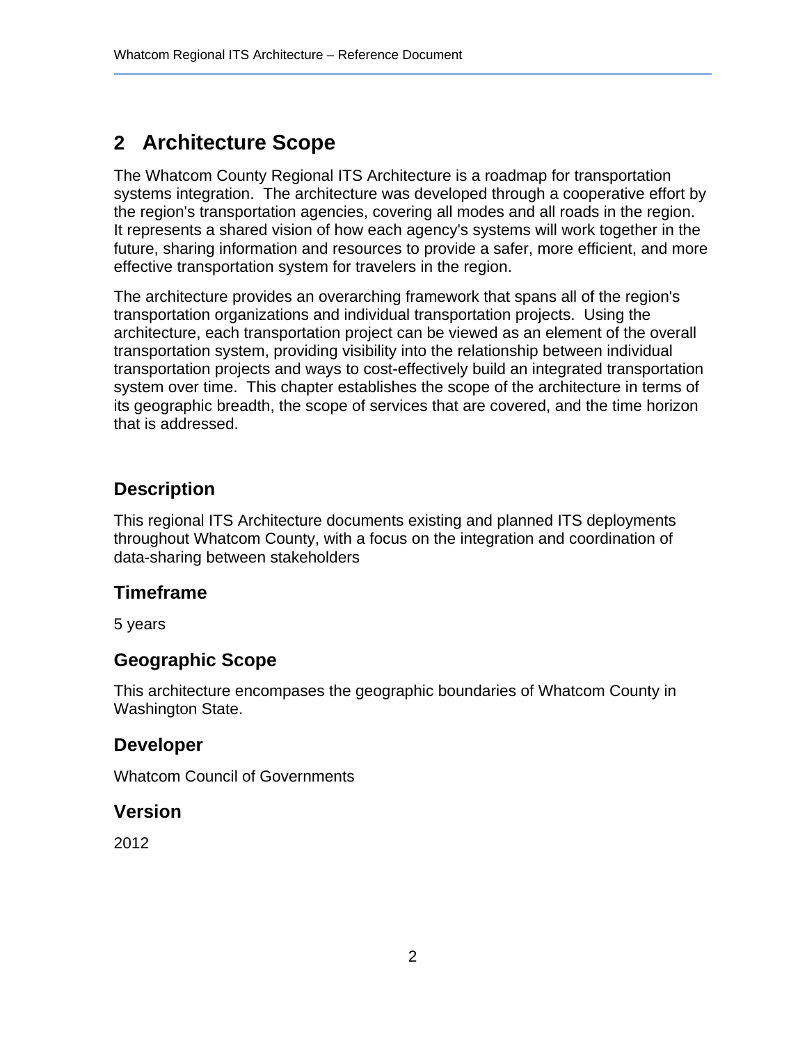# 2 Architecture Scope

The Whatcom County Regional ITS Architecture is a roadmap for transportation systems integration. The architecture was developed through a cooperative effort by the region's transportation agencies, covering all modes and all roads in the region. It represents a shared vision of how each agency's systems will work together in the future, sharing information and resources to provide a safer, more efficient, and more effective transportation system for travelers in the region.

The architecture provides an overarching framework that spans all of the region's transportation organizations and individual transportation projects. Using the architecture, each transportation project can be viewed as an element of the overall transportation system, providing visibility into the relationship between individual transportation projects and ways to cost-effectively build an integrated transportation system over time. This chapter establishes the scope of the architecture in terms of its geographic breadth, the scope of services that are covered, and the time horizon that is addressed.

## Description

This regional ITS Architecture documents existing and planned ITS deployments throughout Whatcom County, with a focus on the integration and coordination of data-sharing between stakeholders

## Timeframe

5 years

## Geographic Scope

This architecture encompases the geographic boundaries of Whatcom County in Washington State.

## Developer

Whatcom Council of Governments

## Version

2012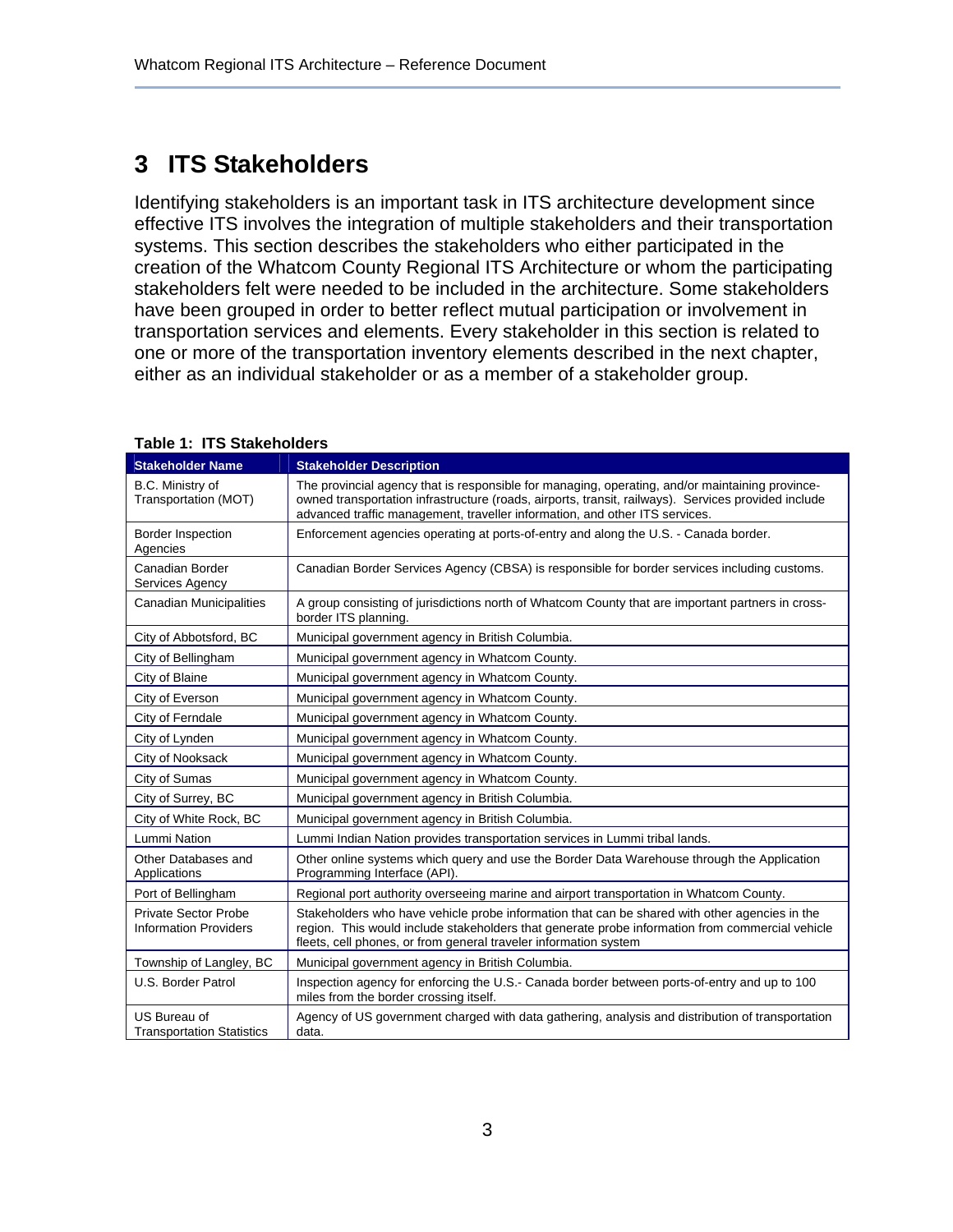# 3 ITS Stakeholders

Identifying stakeholders is an important task in ITS architecture development since effective ITS involves the integration of multiple stakeholders and their transportation systems. This section describes the stakeholders who either participated in the creation of the Whatcom County Regional ITS Architecture or whom the participating stakeholders felt were needed to be included in the architecture. Some stakeholders have been grouped in order to better reflect mutual participation or involvement in transportation services and elements. Every stakeholder in this section is related to one or more of the transportation inventory elements described in the next chapter, either as an individual stakeholder or as a member of a stakeholder group.

**Table 1: ITS Stakeholders**

| Stakeholder Name | Stakeholder Description |
|---|---|
| B.C. Ministry of Transportation (MOT) | The provincial agency that is responsible for managing, operating, and/or maintaining province-owned transportation infrastructure (roads, airports, transit, railways). Services provided include advanced traffic management, traveller information, and other ITS services. |
| Border Inspection Agencies | Enforcement agencies operating at ports-of-entry and along the U.S. - Canada border. |
| Canadian Border Services Agency | Canadian Border Services Agency (CBSA) is responsible for border services including customs. |
| Canadian Municipalities | A group consisting of jurisdictions north of Whatcom County that are important partners in cross-border ITS planning. |
| City of Abbotsford, BC | Municipal government agency in British Columbia. |
| City of Bellingham | Municipal government agency in Whatcom County. |
| City of Blaine | Municipal government agency in Whatcom County. |
| City of Everson | Municipal government agency in Whatcom County. |
| City of Ferndale | Municipal government agency in Whatcom County. |
| City of Lynden | Municipal government agency in Whatcom County. |
| City of Nooksack | Municipal government agency in Whatcom County. |
| City of Sumas | Municipal government agency in Whatcom County. |
| City of Surrey, BC | Municipal government agency in British Columbia. |
| City of White Rock, BC | Municipal government agency in British Columbia. |
| Lummi Nation | Lummi Indian Nation provides transportation services in Lummi tribal lands. |
| Other Databases and Applications | Other online systems which query and use the Border Data Warehouse through the Application Programming Interface (API). |
| Port of Bellingham | Regional port authority overseeing marine and airport transportation in Whatcom County. |
| Private Sector Probe Information Providers | Stakeholders who have vehicle probe information that can be shared with other agencies in the region. This would include stakeholders that generate probe information from commercial vehicle fleets, cell phones, or from general traveler information system |
| Township of Langley, BC | Municipal government agency in British Columbia. |
| U.S. Border Patrol | Inspection agency for enforcing the U.S.- Canada border between ports-of-entry and up to 100 miles from the border crossing itself. |
| US Bureau of Transportation Statistics | Agency of US government charged with data gathering, analysis and distribution of transportation data. |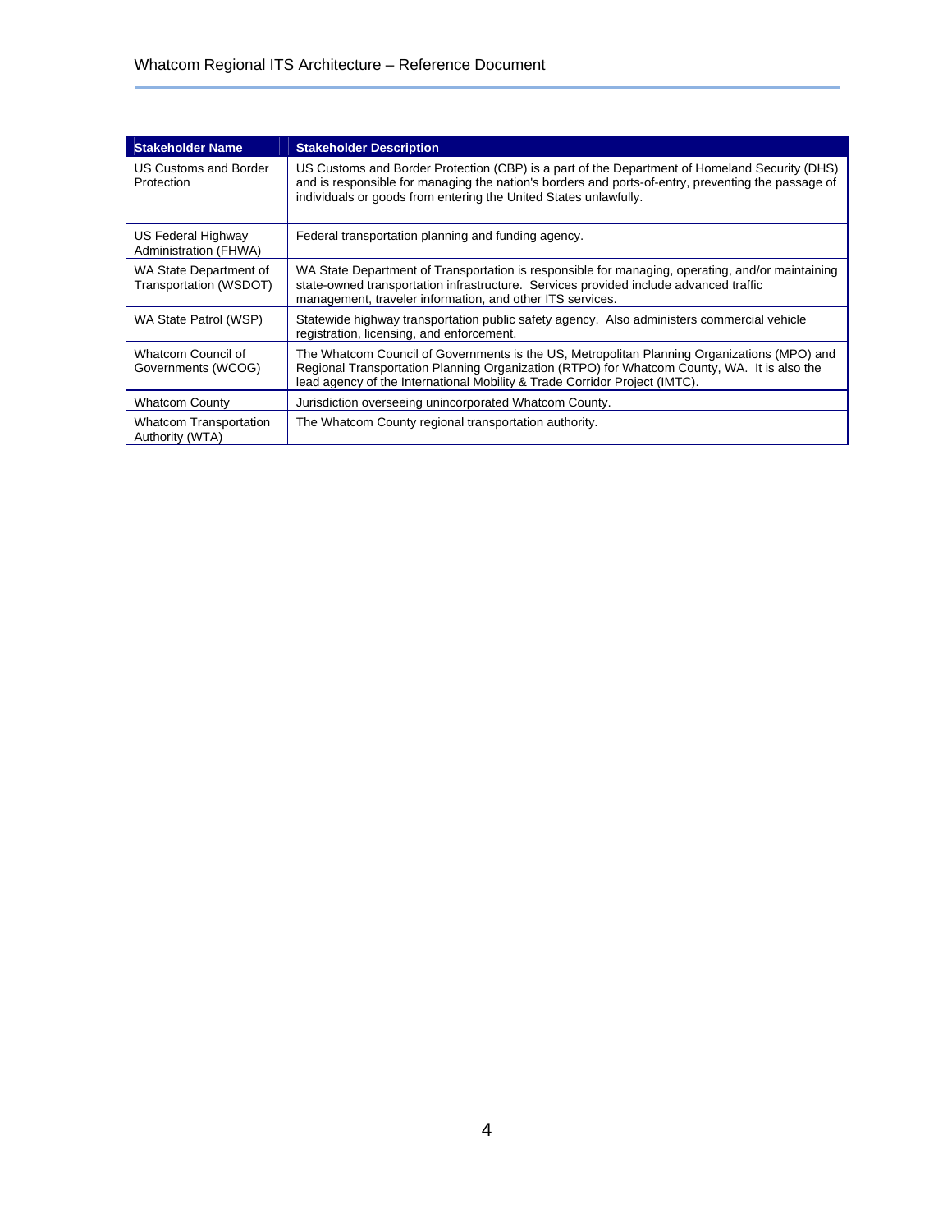| Stakeholder Name | Stakeholder Description |
| --- | --- |
| US Customs and Border Protection | US Customs and Border Protection (CBP) is a part of the Department of Homeland Security (DHS) and is responsible for managing the nation's borders and ports-of-entry, preventing the passage of individuals or goods from entering the United States unlawfully. |
| US Federal Highway Administration (FHWA) | Federal transportation planning and funding agency. |
| WA State Department of Transportation (WSDOT) | WA State Department of Transportation is responsible for managing, operating, and/or maintaining state-owned transportation infrastructure. Services provided include advanced traffic management, traveler information, and other ITS services. |
| WA State Patrol (WSP) | Statewide highway transportation public safety agency. Also administers commercial vehicle registration, licensing, and enforcement. |
| Whatcom Council of Governments (WCOG) | The Whatcom Council of Governments is the US, Metropolitan Planning Organizations (MPO) and Regional Transportation Planning Organization (RTPO) for Whatcom County, WA. It is also the lead agency of the International Mobility & Trade Corridor Project (IMTC). |
| Whatcom County | Jurisdiction overseeing unincorporated Whatcom County. |
| Whatcom Transportation Authority (WTA) | The Whatcom County regional transportation authority. |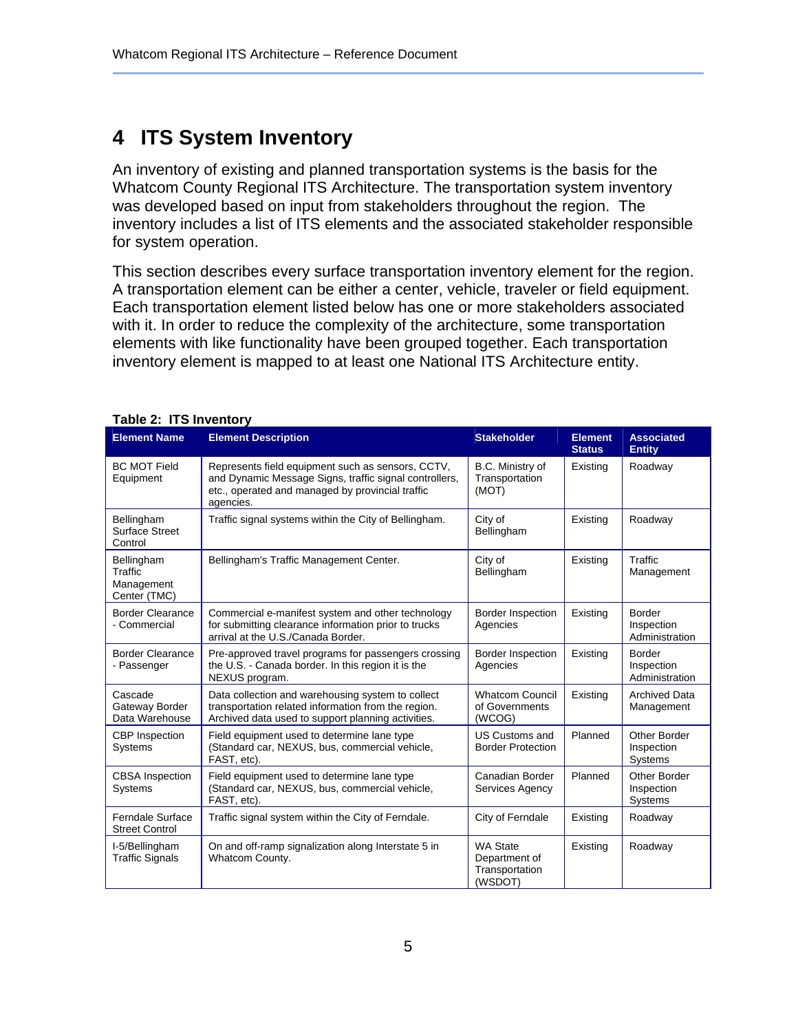# 4 ITS System Inventory

An inventory of existing and planned transportation systems is the basis for the Whatcom County Regional ITS Architecture. The transportation system inventory was developed based on input from stakeholders throughout the region. The inventory includes a list of ITS elements and the associated stakeholder responsible for system operation.

This section describes every surface transportation inventory element for the region. A transportation element can be either a center, vehicle, traveler or field equipment. Each transportation element listed below has one or more stakeholders associated with it. In order to reduce the complexity of the architecture, some transportation elements with like functionality have been grouped together. Each transportation inventory element is mapped to at least one National ITS Architecture entity.

**Table 2: ITS Inventory**

| Element Name | Element Description | Stakeholder | Element Status | Associated Entity |
|---|---|---|---|---|
| BC MOT Field Equipment | Represents field equipment such as sensors, CCTV, and Dynamic Message Signs, traffic signal controllers, etc., operated and managed by provincial traffic agencies. | B.C. Ministry of Transportation (MOT) | Existing | Roadway |
| Bellingham Surface Street Control | Traffic signal systems within the City of Bellingham. | City of Bellingham | Existing | Roadway |
| Bellingham Traffic Management Center (TMC) | Bellingham's Traffic Management Center. | City of Bellingham | Existing | Traffic Management |
| Border Clearance - Commercial | Commercial e-manifest system and other technology for submitting clearance information prior to trucks arrival at the U.S./Canada Border. | Border Inspection Agencies | Existing | Border Inspection Administration |
| Border Clearance - Passenger | Pre-approved travel programs for passengers crossing the U.S. - Canada border. In this region it is the NEXUS program. | Border Inspection Agencies | Existing | Border Inspection Administration |
| Cascade Gateway Border Data Warehouse | Data collection and warehousing system to collect transportation related information from the region. Archived data used to support planning activities. | Whatcom Council of Governments (WCOG) | Existing | Archived Data Management |
| CBP Inspection Systems | Field equipment used to determine lane type (Standard car, NEXUS, bus, commercial vehicle, FAST, etc). | US Customs and Border Protection | Planned | Other Border Inspection Systems |
| CBSA Inspection Systems | Field equipment used to determine lane type (Standard car, NEXUS, bus, commercial vehicle, FAST, etc). | Canadian Border Services Agency | Planned | Other Border Inspection Systems |
| Ferndale Surface Street Control | Traffic signal system within the City of Ferndale. | City of Ferndale | Existing | Roadway |
| I-5/Bellingham Traffic Signals | On and off-ramp signalization along Interstate 5 in Whatcom County. | WA State Department of Transportation (WSDOT) | Existing | Roadway |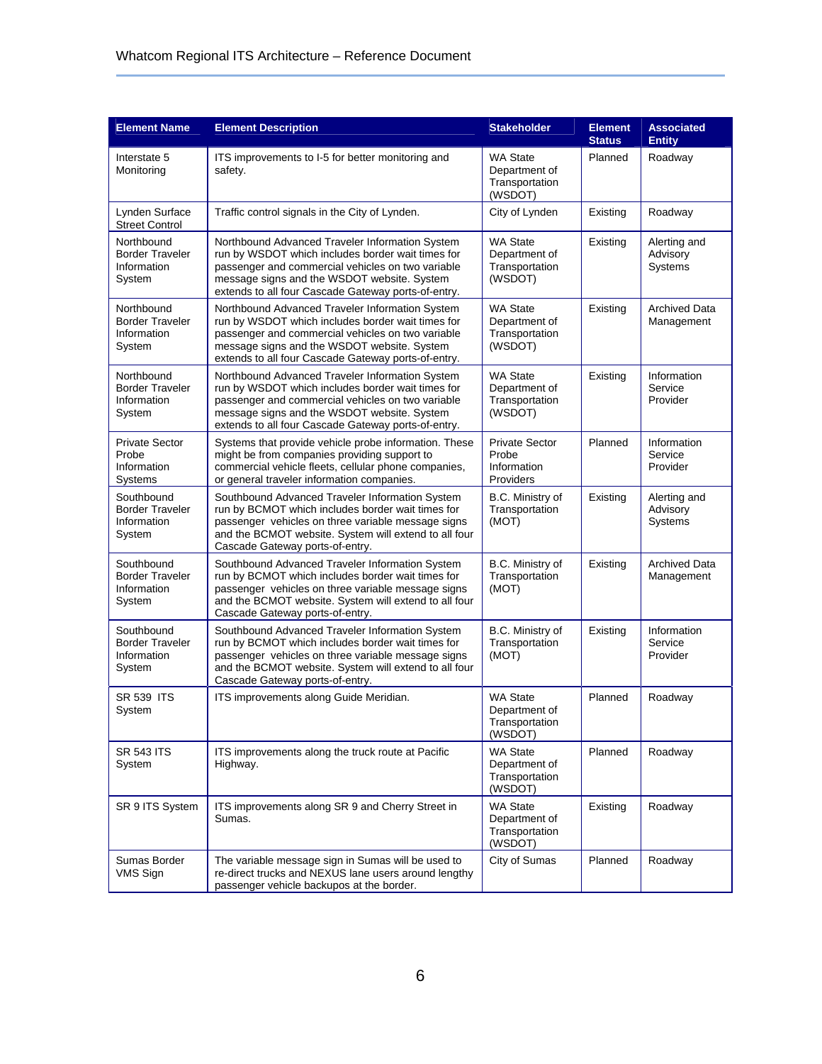| Element Name | Element Description | Stakeholder | Element Status | Associated Entity |
|---|---|---|---|---|
| Interstate 5 Monitoring | ITS improvements to I-5 for better monitoring and safety. | WA State Department of Transportation (WSDOT) | Planned | Roadway |
| Lynden Surface Street Control | Traffic control signals in the City of Lynden. | City of Lynden | Existing | Roadway |
| Northbound Border Traveler Information System | Northbound Advanced Traveler Information System run by WSDOT which includes border wait times for passenger and commercial vehicles on two variable message signs and the WSDOT website. System extends to all four Cascade Gateway ports-of-entry. | WA State Department of Transportation (WSDOT) | Existing | Alerting and Advisory Systems |
| Northbound Border Traveler Information System | Northbound Advanced Traveler Information System run by WSDOT which includes border wait times for passenger and commercial vehicles on two variable message signs and the WSDOT website. System extends to all four Cascade Gateway ports-of-entry. | WA State Department of Transportation (WSDOT) | Existing | Archived Data Management |
| Northbound Border Traveler Information System | Northbound Advanced Traveler Information System run by WSDOT which includes border wait times for passenger and commercial vehicles on two variable message signs and the WSDOT website. System extends to all four Cascade Gateway ports-of-entry. | WA State Department of Transportation (WSDOT) | Existing | Information Service Provider |
| Private Sector Probe Information Systems | Systems that provide vehicle probe information. These might be from companies providing support to commercial vehicle fleets, cellular phone companies, or general traveler information companies. | Private Sector Probe Information Providers | Planned | Information Service Provider |
| Southbound Border Traveler Information System | Southbound Advanced Traveler Information System run by BCMOT which includes border wait times for passenger vehicles on three variable message signs and the BCMOT website. System will extend to all four Cascade Gateway ports-of-entry. | B.C. Ministry of Transportation (MOT) | Existing | Alerting and Advisory Systems |
| Southbound Border Traveler Information System | Southbound Advanced Traveler Information System run by BCMOT which includes border wait times for passenger vehicles on three variable message signs and the BCMOT website. System will extend to all four Cascade Gateway ports-of-entry. | B.C. Ministry of Transportation (MOT) | Existing | Archived Data Management |
| Southbound Border Traveler Information System | Southbound Advanced Traveler Information System run by BCMOT which includes border wait times for passenger vehicles on three variable message signs and the BCMOT website. System will extend to all four Cascade Gateway ports-of-entry. | B.C. Ministry of Transportation (MOT) | Existing | Information Service Provider |
| SR 539 ITS System | ITS improvements along Guide Meridian. | WA State Department of Transportation (WSDOT) | Planned | Roadway |
| SR 543 ITS System | ITS improvements along the truck route at Pacific Highway. | WA State Department of Transportation (WSDOT) | Planned | Roadway |
| SR 9 ITS System | ITS improvements along SR 9 and Cherry Street in Sumas. | WA State Department of Transportation (WSDOT) | Existing | Roadway |
| Sumas Border VMS Sign | The variable message sign in Sumas will be used to re-direct trucks and NEXUS lane users around lengthy passenger vehicle backupos at the border. | City of Sumas | Planned | Roadway |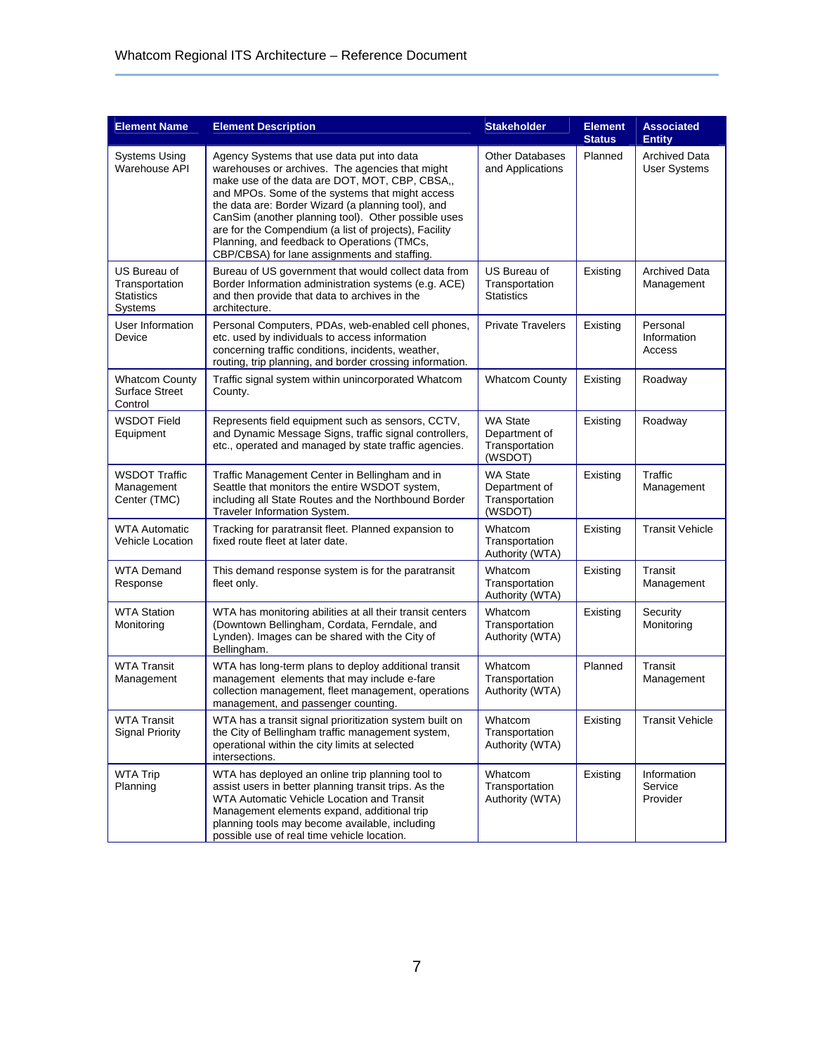| Element Name | Element Description | Stakeholder | Element Status | Associated Entity |
|---|---|---|---|---|
| Systems Using Warehouse API | Agency Systems that use data put into data warehouses or archives. The agencies that might make use of the data are DOT, MOT, CBP, CBSA,, and MPOs. Some of the systems that might access the data are: Border Wizard (a planning tool), and CanSim (another planning tool). Other possible uses are for the Compendium (a list of projects), Facility Planning, and feedback to Operations (TMCs, CBP/CBSA) for lane assignments and staffing. | Other Databases and Applications | Planned | Archived Data User Systems |
| US Bureau of Transportation Statistics Systems | Bureau of US government that would collect data from Border Information administration systems (e.g. ACE) and then provide that data to archives in the architecture. | US Bureau of Transportation Statistics | Existing | Archived Data Management |
| User Information Device | Personal Computers, PDAs, web-enabled cell phones, etc. used by individuals to access information concerning traffic conditions, incidents, weather, routing, trip planning, and border crossing information. | Private Travelers | Existing | Personal Information Access |
| Whatcom County Surface Street Control | Traffic signal system within unincorporated Whatcom County. | Whatcom County | Existing | Roadway |
| WSDOT Field Equipment | Represents field equipment such as sensors, CCTV, and Dynamic Message Signs, traffic signal controllers, etc., operated and managed by state traffic agencies. | WA State Department of Transportation (WSDOT) | Existing | Roadway |
| WSDOT Traffic Management Center (TMC) | Traffic Management Center in Bellingham and in Seattle that monitors the entire WSDOT system, including all State Routes and the Northbound Border Traveler Information System. | WA State Department of Transportation (WSDOT) | Existing | Traffic Management |
| WTA Automatic Vehicle Location | Tracking for paratransit fleet. Planned expansion to fixed route fleet at later date. | Whatcom Transportation Authority (WTA) | Existing | Transit Vehicle |
| WTA Demand Response | This demand response system is for the paratransit fleet only. | Whatcom Transportation Authority (WTA) | Existing | Transit Management |
| WTA Station Monitoring | WTA has monitoring abilities at all their transit centers (Downtown Bellingham, Cordata, Ferndale, and Lynden). Images can be shared with the City of Bellingham. | Whatcom Transportation Authority (WTA) | Existing | Security Monitoring |
| WTA Transit Management | WTA has long-term plans to deploy additional transit management elements that may include e-fare collection management, fleet management, operations management, and passenger counting. | Whatcom Transportation Authority (WTA) | Planned | Transit Management |
| WTA Transit Signal Priority | WTA has a transit signal prioritization system built on the City of Bellingham traffic management system, operational within the city limits at selected intersections. | Whatcom Transportation Authority (WTA) | Existing | Transit Vehicle |
| WTA Trip Planning | WTA has deployed an online trip planning tool to assist users in better planning transit trips. As the WTA Automatic Vehicle Location and Transit Management elements expand, additional trip planning tools may become available, including possible use of real time vehicle location. | Whatcom Transportation Authority (WTA) | Existing | Information Service Provider |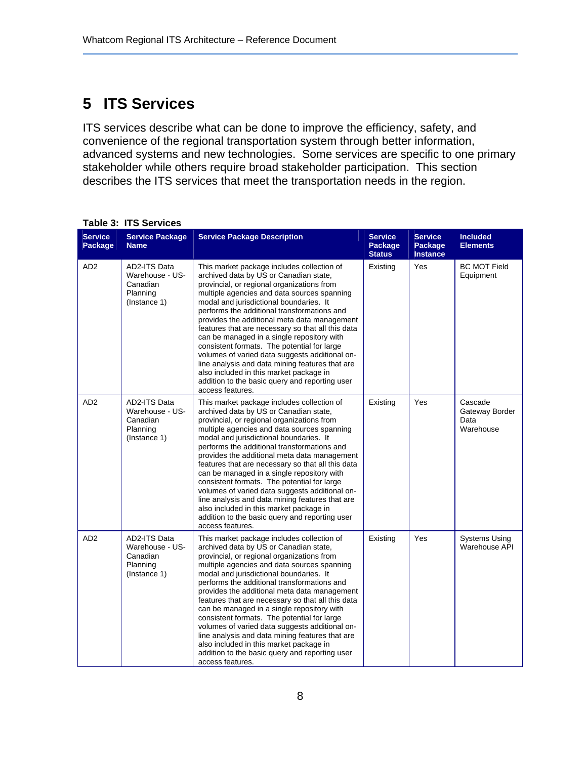# 5 ITS Services

ITS services describe what can be done to improve the efficiency, safety, and convenience of the regional transportation system through better information, advanced systems and new technologies. Some services are specific to one primary stakeholder while others require broad stakeholder participation. This section describes the ITS services that meet the transportation needs in the region.

**Table 3: ITS Services**

| Service Package | Service Package Name | Service Package Description | Service Package Status | Service Package Instance | Included Elements |
|---|---|---|---|---|---|
| AD2 | AD2-ITS Data Warehouse - US-Canadian Planning (Instance 1) | This market package includes collection of archived data by US or Canadian state, provincial, or regional organizations from multiple agencies and data sources spanning modal and jurisdictional boundaries. It performs the additional transformations and provides the additional meta data management features that are necessary so that all this data can be managed in a single repository with consistent formats. The potential for large volumes of varied data suggests additional on-line analysis and data mining features that are also included in this market package in addition to the basic query and reporting user access features. | Existing | Yes | BC MOT Field Equipment |
| AD2 | AD2-ITS Data Warehouse - US-Canadian Planning (Instance 1) | This market package includes collection of archived data by US or Canadian state, provincial, or regional organizations from multiple agencies and data sources spanning modal and jurisdictional boundaries. It performs the additional transformations and provides the additional meta data management features that are necessary so that all this data can be managed in a single repository with consistent formats. The potential for large volumes of varied data suggests additional on-line analysis and data mining features that are also included in this market package in addition to the basic query and reporting user access features. | Existing | Yes | Cascade Gateway Border Data Warehouse |
| AD2 | AD2-ITS Data Warehouse - US-Canadian Planning (Instance 1) | This market package includes collection of archived data by US or Canadian state, provincial, or regional organizations from multiple agencies and data sources spanning modal and jurisdictional boundaries. It performs the additional transformations and provides the additional meta data management features that are necessary so that all this data can be managed in a single repository with consistent formats. The potential for large volumes of varied data suggests additional on-line analysis and data mining features that are also included in this market package in addition to the basic query and reporting user access features. | Existing | Yes | Systems Using Warehouse API |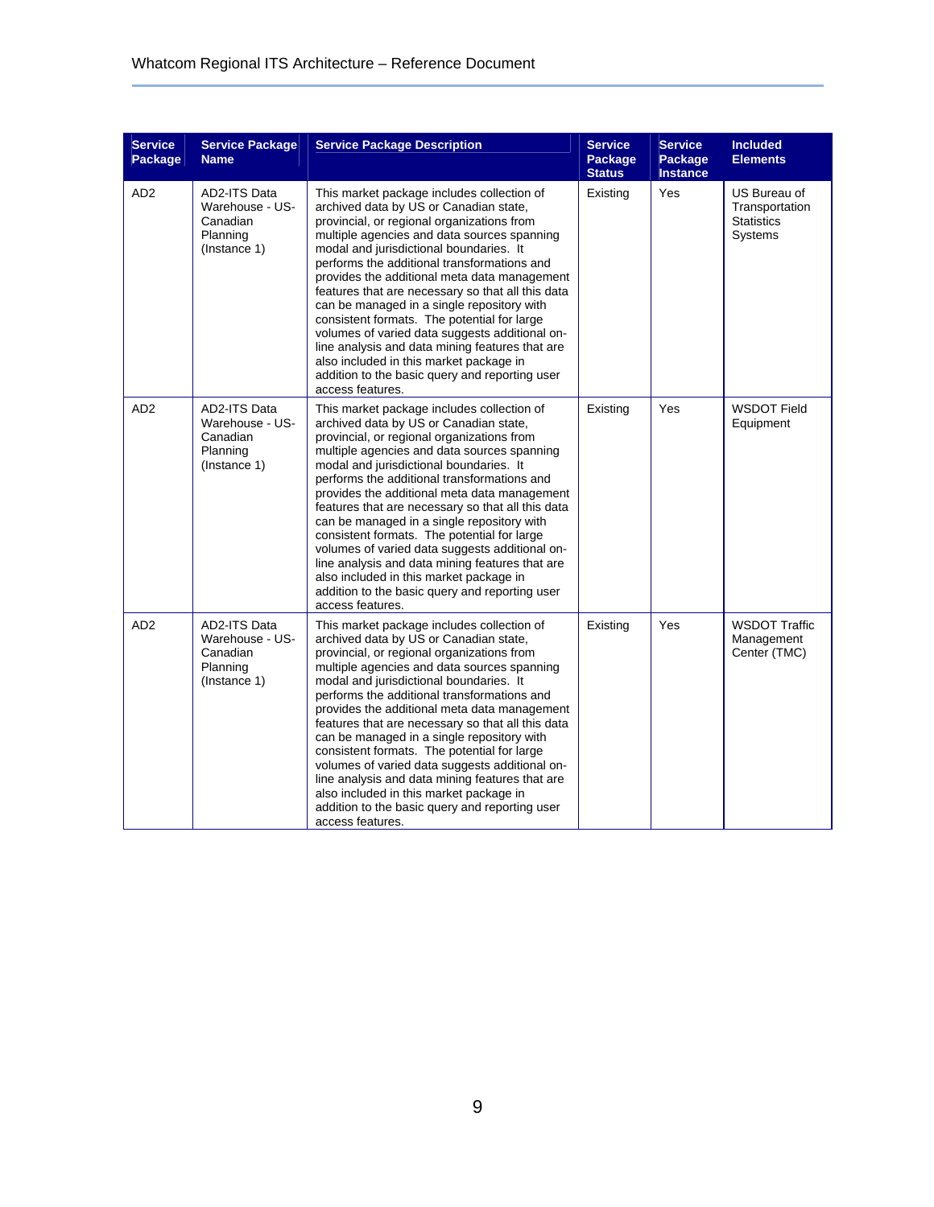| Service Package | Service Package Name | Service Package Description | Service Package Status | Service Package Instance | Included Elements |
|---|---|---|---|---|---|
| AD2 | AD2-ITS Data Warehouse - US-Canadian Planning (Instance 1) | This market package includes collection of archived data by US or Canadian state, provincial, or regional organizations from multiple agencies and data sources spanning modal and jurisdictional boundaries. It performs the additional transformations and provides the additional meta data management features that are necessary so that all this data can be managed in a single repository with consistent formats. The potential for large volumes of varied data suggests additional on-line analysis and data mining features that are also included in this market package in addition to the basic query and reporting user access features. | Existing | Yes | US Bureau of Transportation Statistics Systems |
| AD2 | AD2-ITS Data Warehouse - US-Canadian Planning (Instance 1) | This market package includes collection of archived data by US or Canadian state, provincial, or regional organizations from multiple agencies and data sources spanning modal and jurisdictional boundaries. It performs the additional transformations and provides the additional meta data management features that are necessary so that all this data can be managed in a single repository with consistent formats. The potential for large volumes of varied data suggests additional on-line analysis and data mining features that are also included in this market package in addition to the basic query and reporting user access features. | Existing | Yes | WSDOT Field Equipment |
| AD2 | AD2-ITS Data Warehouse - US-Canadian Planning (Instance 1) | This market package includes collection of archived data by US or Canadian state, provincial, or regional organizations from multiple agencies and data sources spanning modal and jurisdictional boundaries. It performs the additional transformations and provides the additional meta data management features that are necessary so that all this data can be managed in a single repository with consistent formats. The potential for large volumes of varied data suggests additional on-line analysis and data mining features that are also included in this market package in addition to the basic query and reporting user access features. | Existing | Yes | WSDOT Traffic Management Center (TMC) |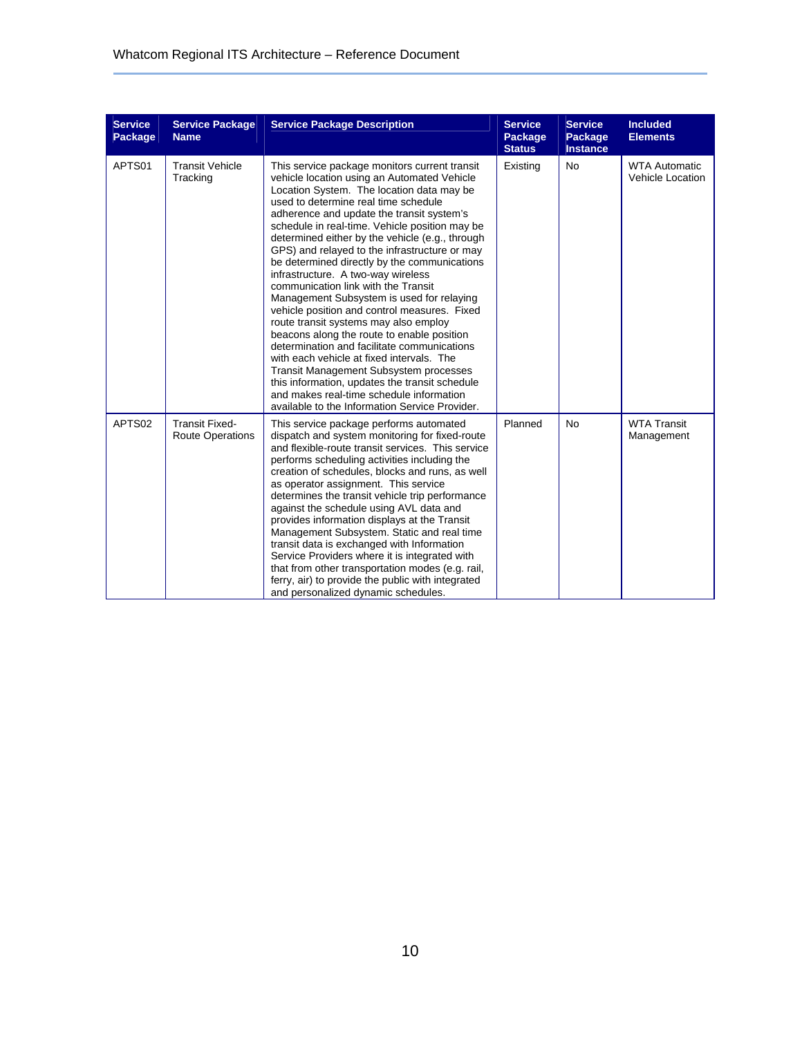| Service Package | Service Package Name | Service Package Description | Service Package Status | Service Package Instance | Included Elements |
|---|---|---|---|---|---|
| APTS01 | Transit Vehicle Tracking | This service package monitors current transit vehicle location using an Automated Vehicle Location System. The location data may be used to determine real time schedule adherence and update the transit system's schedule in real-time. Vehicle position may be determined either by the vehicle (e.g., through GPS) and relayed to the infrastructure or may be determined directly by the communications infrastructure. A two-way wireless communication link with the Transit Management Subsystem is used for relaying vehicle position and control measures. Fixed route transit systems may also employ beacons along the route to enable position determination and facilitate communications with each vehicle at fixed intervals. The Transit Management Subsystem processes this information, updates the transit schedule and makes real-time schedule information available to the Information Service Provider. | Existing | No | WTA Automatic Vehicle Location |
| APTS02 | Transit Fixed-Route Operations | This service package performs automated dispatch and system monitoring for fixed-route and flexible-route transit services. This service performs scheduling activities including the creation of schedules, blocks and runs, as well as operator assignment. This service determines the transit vehicle trip performance against the schedule using AVL data and provides information displays at the Transit Management Subsystem. Static and real time transit data is exchanged with Information Service Providers where it is integrated with that from other transportation modes (e.g. rail, ferry, air) to provide the public with integrated and personalized dynamic schedules. | Planned | No | WTA Transit Management |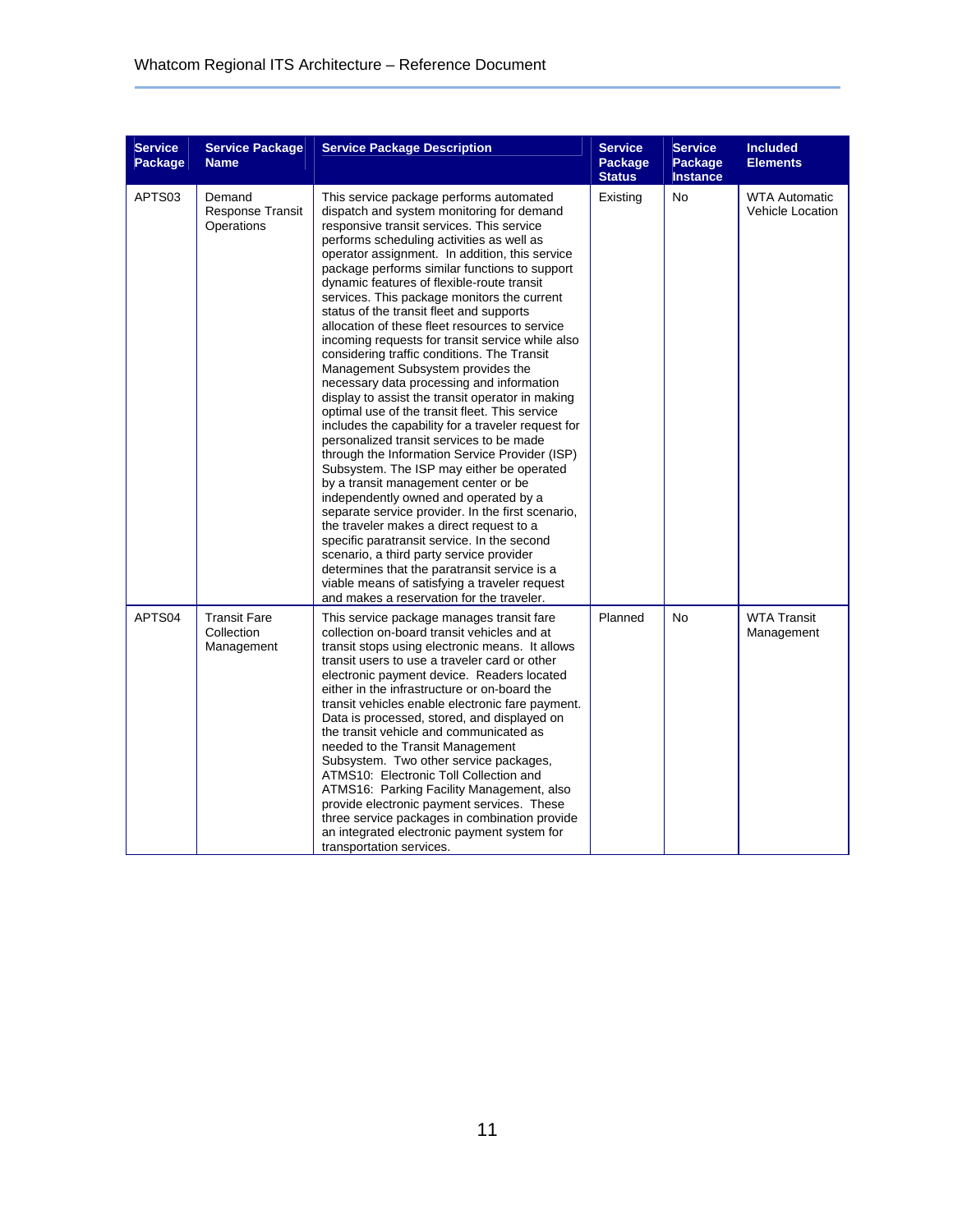| Service Package | Service Package Name | Service Package Description | Service Package Status | Service Package Instance | Included Elements |
|---|---|---|---|---|---|
| APTS03 | Demand Response Transit Operations | This service package performs automated dispatch and system monitoring for demand responsive transit services. This service performs scheduling activities as well as operator assignment. In addition, this service package performs similar functions to support dynamic features of flexible-route transit services. This package monitors the current status of the transit fleet and supports allocation of these fleet resources to service incoming requests for transit service while also considering traffic conditions. The Transit Management Subsystem provides the necessary data processing and information display to assist the transit operator in making optimal use of the transit fleet. This service includes the capability for a traveler request for personalized transit services to be made through the Information Service Provider (ISP) Subsystem. The ISP may either be operated by a transit management center or be independently owned and operated by a separate service provider. In the first scenario, the traveler makes a direct request to a specific paratransit service. In the second scenario, a third party service provider determines that the paratransit service is a viable means of satisfying a traveler request and makes a reservation for the traveler. | Existing | No | WTA Automatic Vehicle Location |
| APTS04 | Transit Fare Collection Management | This service package manages transit fare collection on-board transit vehicles and at transit stops using electronic means. It allows transit users to use a traveler card or other electronic payment device. Readers located either in the infrastructure or on-board the transit vehicles enable electronic fare payment. Data is processed, stored, and displayed on the transit vehicle and communicated as needed to the Transit Management Subsystem. Two other service packages, ATMS10: Electronic Toll Collection and ATMS16: Parking Facility Management, also provide electronic payment services. These three service packages in combination provide an integrated electronic payment system for transportation services. | Planned | No | WTA Transit Management |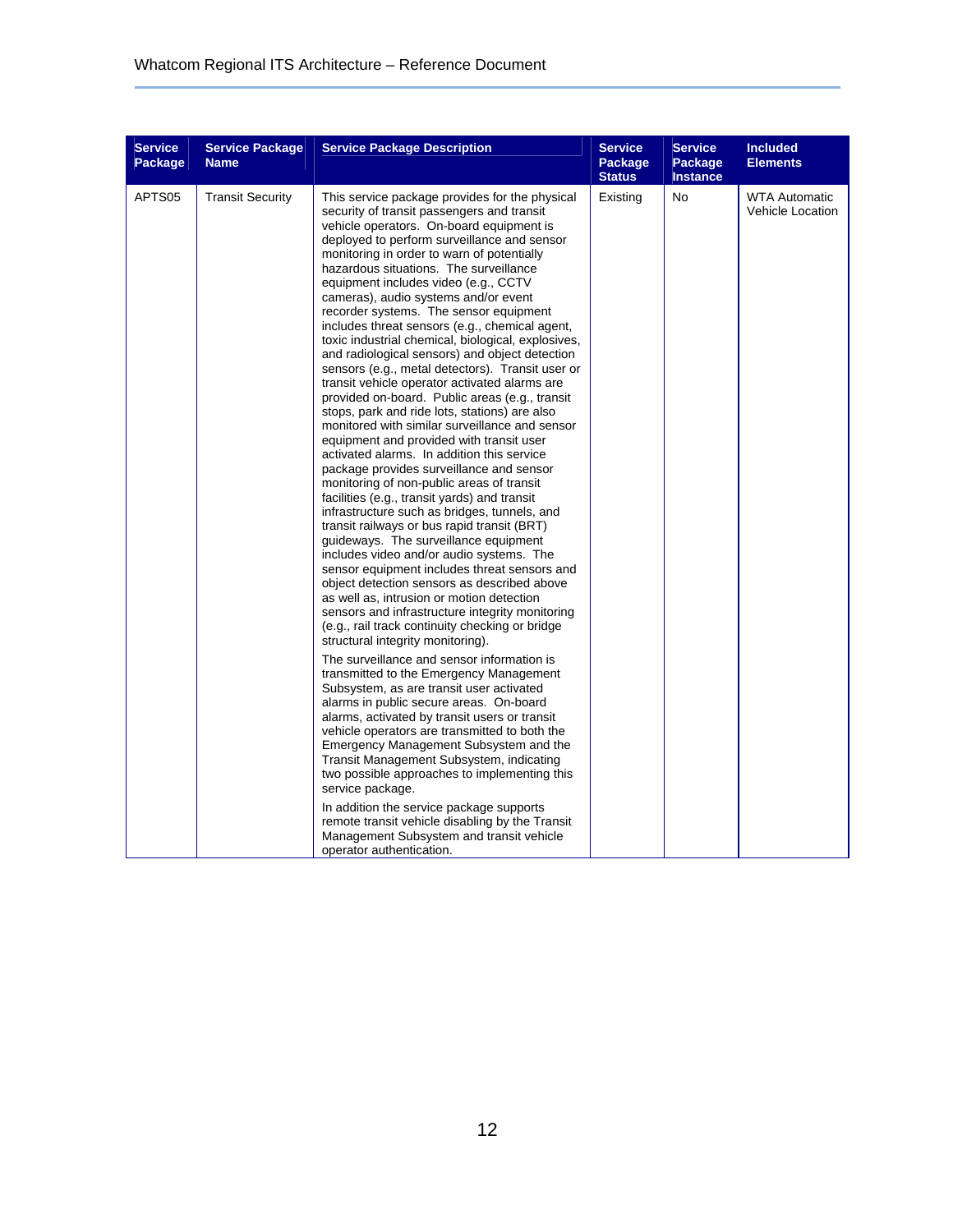| Service Package | Service Package Name | Service Package Description | Service Package Status | Service Package Instance | Included Elements |
|---|---|---|---|---|---|
| APTS05 | Transit Security | This service package provides for the physical security of transit passengers and transit vehicle operators. On-board equipment is deployed to perform surveillance and sensor monitoring in order to warn of potentially hazardous situations. The surveillance equipment includes video (e.g., CCTV cameras), audio systems and/or event recorder systems. The sensor equipment includes threat sensors (e.g., chemical agent, toxic industrial chemical, biological, explosives, and radiological sensors) and object detection sensors (e.g., metal detectors). Transit user or transit vehicle operator activated alarms are provided on-board. Public areas (e.g., transit stops, park and ride lots, stations) are also monitored with similar surveillance and sensor equipment and provided with transit user activated alarms. In addition this service package provides surveillance and sensor monitoring of non-public areas of transit facilities (e.g., transit yards) and transit infrastructure such as bridges, tunnels, and transit railways or bus rapid transit (BRT) guideways. The surveillance equipment includes video and/or audio systems. The sensor equipment includes threat sensors and object detection sensors as described above as well as, intrusion or motion detection sensors and infrastructure integrity monitoring (e.g., rail track continuity checking or bridge structural integrity monitoring).<br><br>The surveillance and sensor information is transmitted to the Emergency Management Subsystem, as are transit user activated alarms in public secure areas. On-board alarms, activated by transit users or transit vehicle operators are transmitted to both the Emergency Management Subsystem and the Transit Management Subsystem, indicating two possible approaches to implementing this service package.<br><br>In addition the service package supports remote transit vehicle disabling by the Transit Management Subsystem and transit vehicle operator authentication. | Existing | No | WTA Automatic Vehicle Location |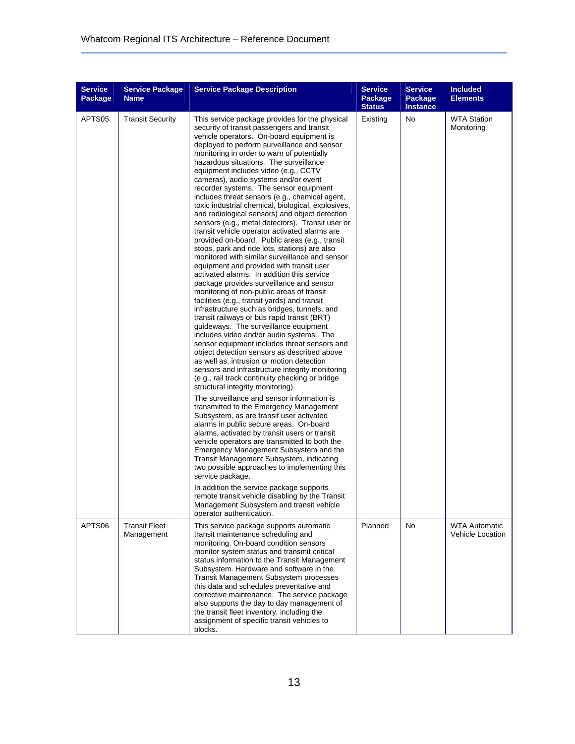| Service Package | Service Package Name | Service Package Description | Service Package Status | Service Package Instance | Included Elements |
|---|---|---|---|---|---|
| APTS05 | Transit Security | This service package provides for the physical security of transit passengers and transit vehicle operators. On-board equipment is deployed to perform surveillance and sensor monitoring in order to warn of potentially hazardous situations. The surveillance equipment includes video (e.g., CCTV cameras), audio systems and/or event recorder systems. The sensor equipment includes threat sensors (e.g., chemical agent, toxic industrial chemical, biological, explosives, and radiological sensors) and object detection sensors (e.g., metal detectors). Transit user or transit vehicle operator activated alarms are provided on-board. Public areas (e.g., transit stops, park and ride lots, stations) are also monitored with similar surveillance and sensor equipment and provided with transit user activated alarms. In addition this service package provides surveillance and sensor monitoring of non-public areas of transit facilities (e.g., transit yards) and transit infrastructure such as bridges, tunnels, and transit railways or bus rapid transit (BRT) guideways. The surveillance equipment includes video and/or audio systems. The sensor equipment includes threat sensors and object detection sensors as described above as well as, intrusion or motion detection sensors and infrastructure integrity monitoring (e.g., rail track continuity checking or bridge structural integrity monitoring).<br><br>The surveillance and sensor information is transmitted to the Emergency Management Subsystem, as are transit user activated alarms in public secure areas. On-board alarms, activated by transit users or transit vehicle operators are transmitted to both the Emergency Management Subsystem and the Transit Management Subsystem, indicating two possible approaches to implementing this service package.<br><br>In addition the service package supports remote transit vehicle disabling by the Transit Management Subsystem and transit vehicle operator authentication. | Existing | No | WTA Station Monitoring |
| APTS06 | Transit Fleet Management | This service package supports automatic transit maintenance scheduling and monitoring. On-board condition sensors monitor system status and transmit critical status information to the Transit Management Subsystem. Hardware and software in the Transit Management Subsystem processes this data and schedules preventative and corrective maintenance. The service package also supports the day to day management of the transit fleet inventory, including the assignment of specific transit vehicles to blocks. | Planned | No | WTA Automatic Vehicle Location |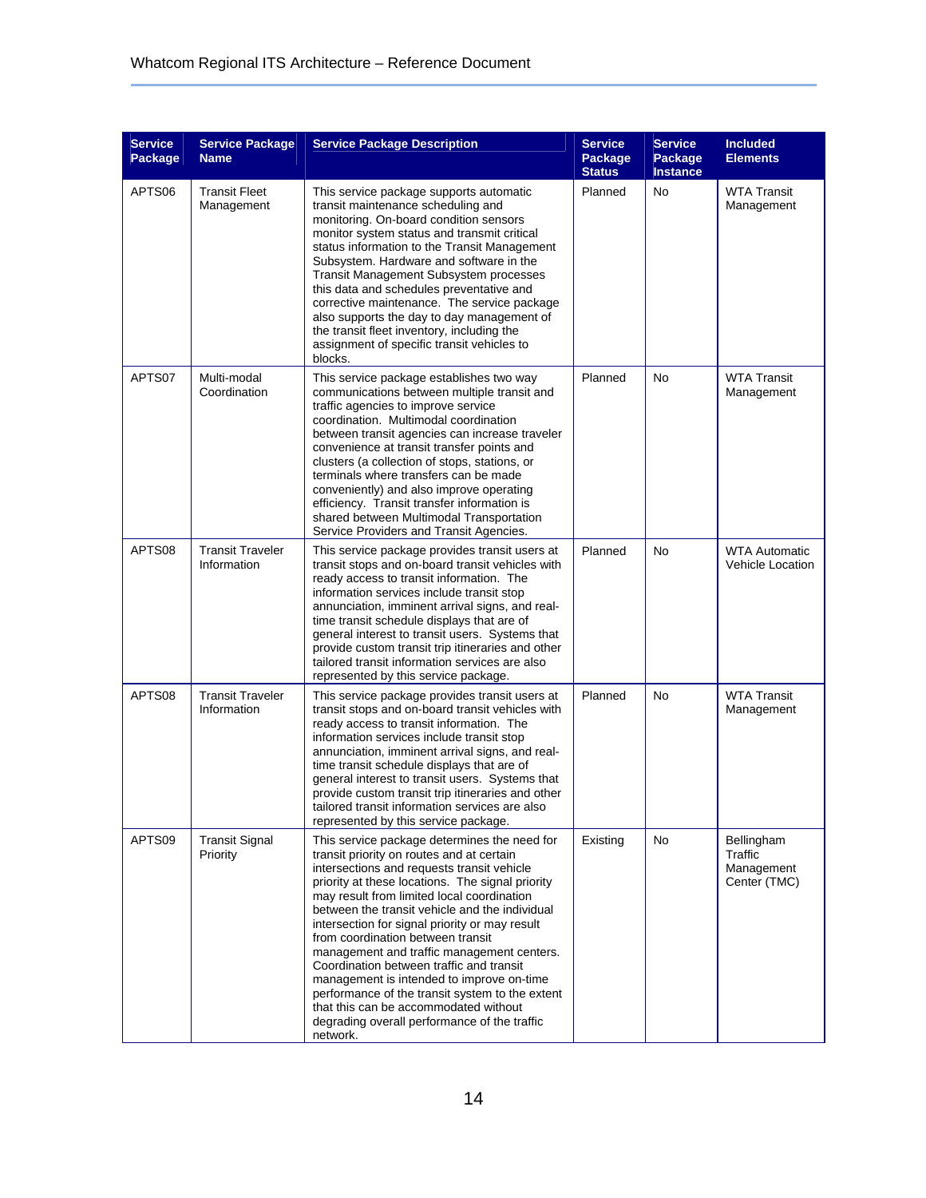| Service Package | Service Package Name | Service Package Description | Service Package Status | Service Package Instance | Included Elements |
|---|---|---|---|---|---|
| APTS06 | Transit Fleet Management | This service package supports automatic transit maintenance scheduling and monitoring. On-board condition sensors monitor system status and transmit critical status information to the Transit Management Subsystem. Hardware and software in the Transit Management Subsystem processes this data and schedules preventative and corrective maintenance. The service package also supports the day to day management of the transit fleet inventory, including the assignment of specific transit vehicles to blocks. | Planned | No | WTA Transit Management |
| APTS07 | Multi-modal Coordination | This service package establishes two way communications between multiple transit and traffic agencies to improve service coordination. Multimodal coordination between transit agencies can increase traveler convenience at transit transfer points and clusters (a collection of stops, stations, or terminals where transfers can be made conveniently) and also improve operating efficiency. Transit transfer information is shared between Multimodal Transportation Service Providers and Transit Agencies. | Planned | No | WTA Transit Management |
| APTS08 | Transit Traveler Information | This service package provides transit users at transit stops and on-board transit vehicles with ready access to transit information. The information services include transit stop annunciation, imminent arrival signs, and real-time transit schedule displays that are of general interest to transit users. Systems that provide custom transit trip itineraries and other tailored transit information services are also represented by this service package. | Planned | No | WTA Automatic Vehicle Location |
| APTS08 | Transit Traveler Information | This service package provides transit users at transit stops and on-board transit vehicles with ready access to transit information. The information services include transit stop annunciation, imminent arrival signs, and real-time transit schedule displays that are of general interest to transit users. Systems that provide custom transit trip itineraries and other tailored transit information services are also represented by this service package. | Planned | No | WTA Transit Management |
| APTS09 | Transit Signal Priority | This service package determines the need for transit priority on routes and at certain intersections and requests transit vehicle priority at these locations. The signal priority may result from limited local coordination between the transit vehicle and the individual intersection for signal priority or may result from coordination between transit management and traffic management centers. Coordination between traffic and transit management is intended to improve on-time performance of the transit system to the extent that this can be accommodated without degrading overall performance of the traffic network. | Existing | No | Bellingham Traffic Management Center (TMC) |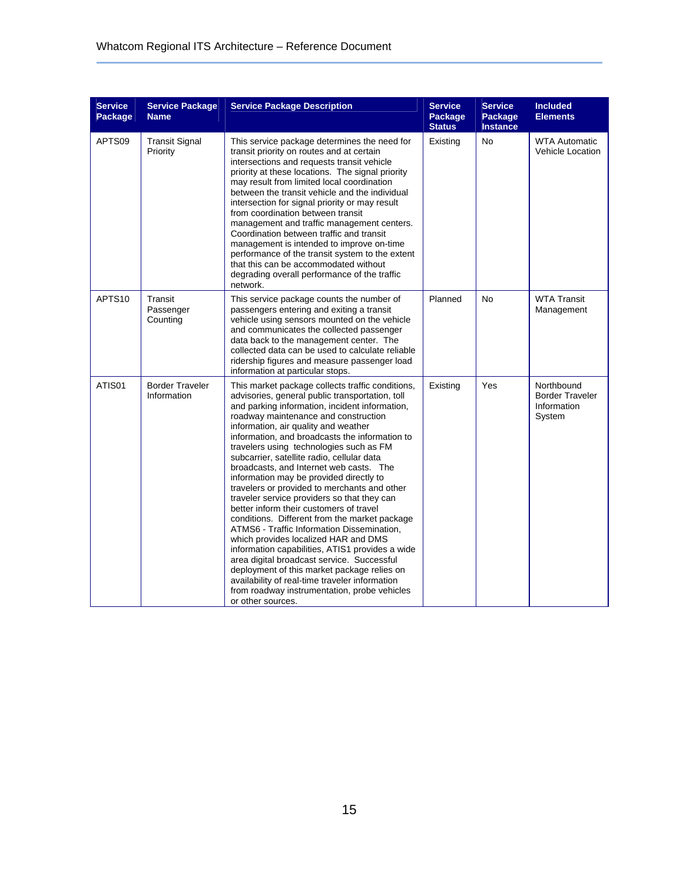| Service Package | Service Package Name | Service Package Description | Service Package Status | Service Package Instance | Included Elements |
|---|---|---|---|---|---|
| APTS09 | Transit Signal Priority | This service package determines the need for transit priority on routes and at certain intersections and requests transit vehicle priority at these locations. The signal priority may result from limited local coordination between the transit vehicle and the individual intersection for signal priority or may result from coordination between transit management and traffic management centers. Coordination between traffic and transit management is intended to improve on-time performance of the transit system to the extent that this can be accommodated without degrading overall performance of the traffic network. | Existing | No | WTA Automatic Vehicle Location |
| APTS10 | Transit Passenger Counting | This service package counts the number of passengers entering and exiting a transit vehicle using sensors mounted on the vehicle and communicates the collected passenger data back to the management center. The collected data can be used to calculate reliable ridership figures and measure passenger load information at particular stops. | Planned | No | WTA Transit Management |
| ATIS01 | Border Traveler Information | This market package collects traffic conditions, advisories, general public transportation, toll and parking information, incident information, roadway maintenance and construction information, air quality and weather information, and broadcasts the information to travelers using technologies such as FM subcarrier, satellite radio, cellular data broadcasts, and Internet web casts. The information may be provided directly to travelers or provided to merchants and other traveler service providers so that they can better inform their customers of travel conditions. Different from the market package ATMS6 - Traffic Information Dissemination, which provides localized HAR and DMS information capabilities, ATIS1 provides a wide area digital broadcast service. Successful deployment of this market package relies on availability of real-time traveler information from roadway instrumentation, probe vehicles or other sources. | Existing | Yes | Northbound Border Traveler Information System |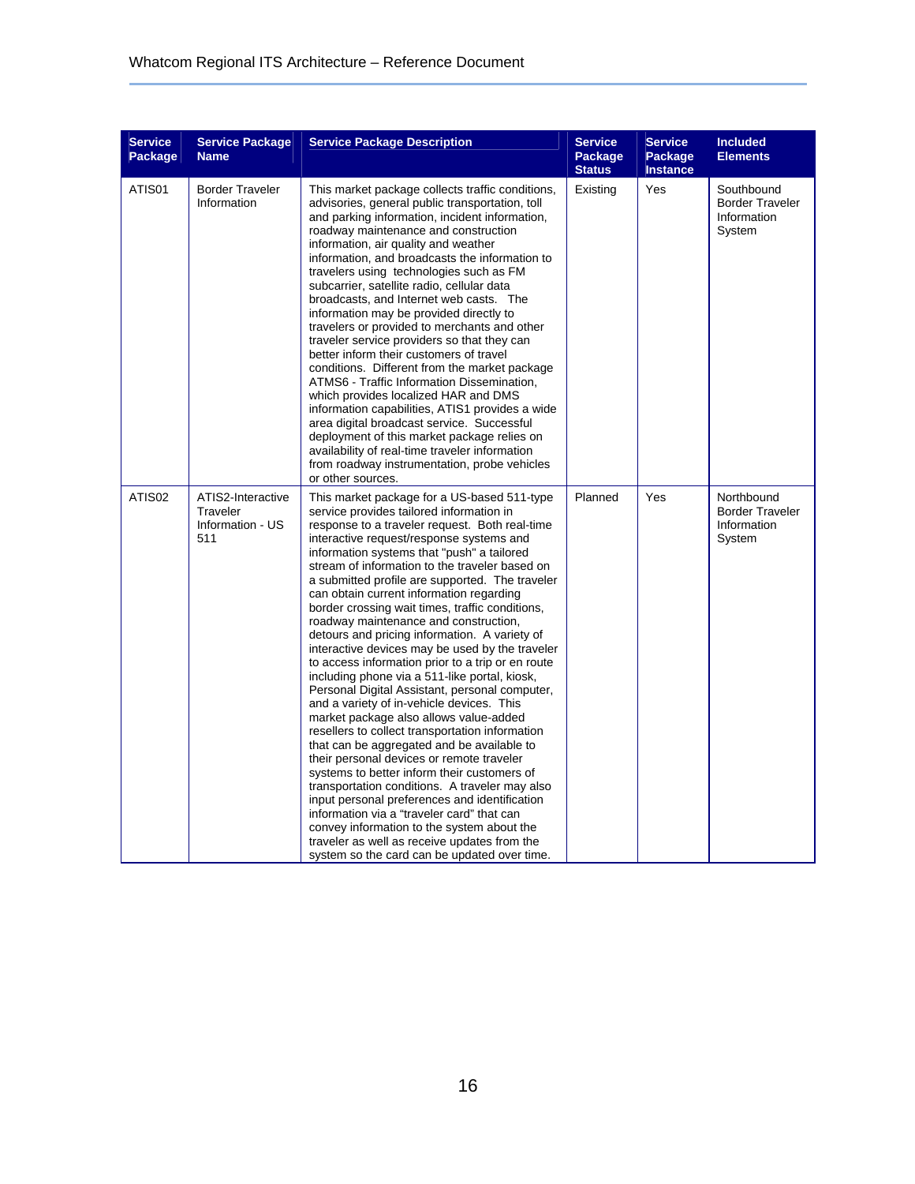| Service Package | Service Package Name | Service Package Description | Service Package Status | Service Package Instance | Included Elements |
|---|---|---|---|---|---|
| ATIS01 | Border Traveler Information | This market package collects traffic conditions, advisories, general public transportation, toll and parking information, incident information, roadway maintenance and construction information, air quality and weather information, and broadcasts the information to travelers using technologies such as FM subcarrier, satellite radio, cellular data broadcasts, and Internet web casts. The information may be provided directly to travelers or provided to merchants and other traveler service providers so that they can better inform their customers of travel conditions. Different from the market package ATMS6 - Traffic Information Dissemination, which provides localized HAR and DMS information capabilities, ATIS1 provides a wide area digital broadcast service. Successful deployment of this market package relies on availability of real-time traveler information from roadway instrumentation, probe vehicles or other sources. | Existing | Yes | Southbound Border Traveler Information System |
| ATIS02 | ATIS2-Interactive Traveler Information - US 511 | This market package for a US-based 511-type service provides tailored information in response to a traveler request. Both real-time interactive request/response systems and information systems that "push" a tailored stream of information to the traveler based on a submitted profile are supported. The traveler can obtain current information regarding border crossing wait times, traffic conditions, roadway maintenance and construction, detours and pricing information. A variety of interactive devices may be used by the traveler to access information prior to a trip or en route including phone via a 511-like portal, kiosk, Personal Digital Assistant, personal computer, and a variety of in-vehicle devices. This market package also allows value-added resellers to collect transportation information that can be aggregated and be available to their personal devices or remote traveler systems to better inform their customers of transportation conditions. A traveler may also input personal preferences and identification information via a "traveler card" that can convey information to the system about the traveler as well as receive updates from the system so the card can be updated over time. | Planned | Yes | Northbound Border Traveler Information System |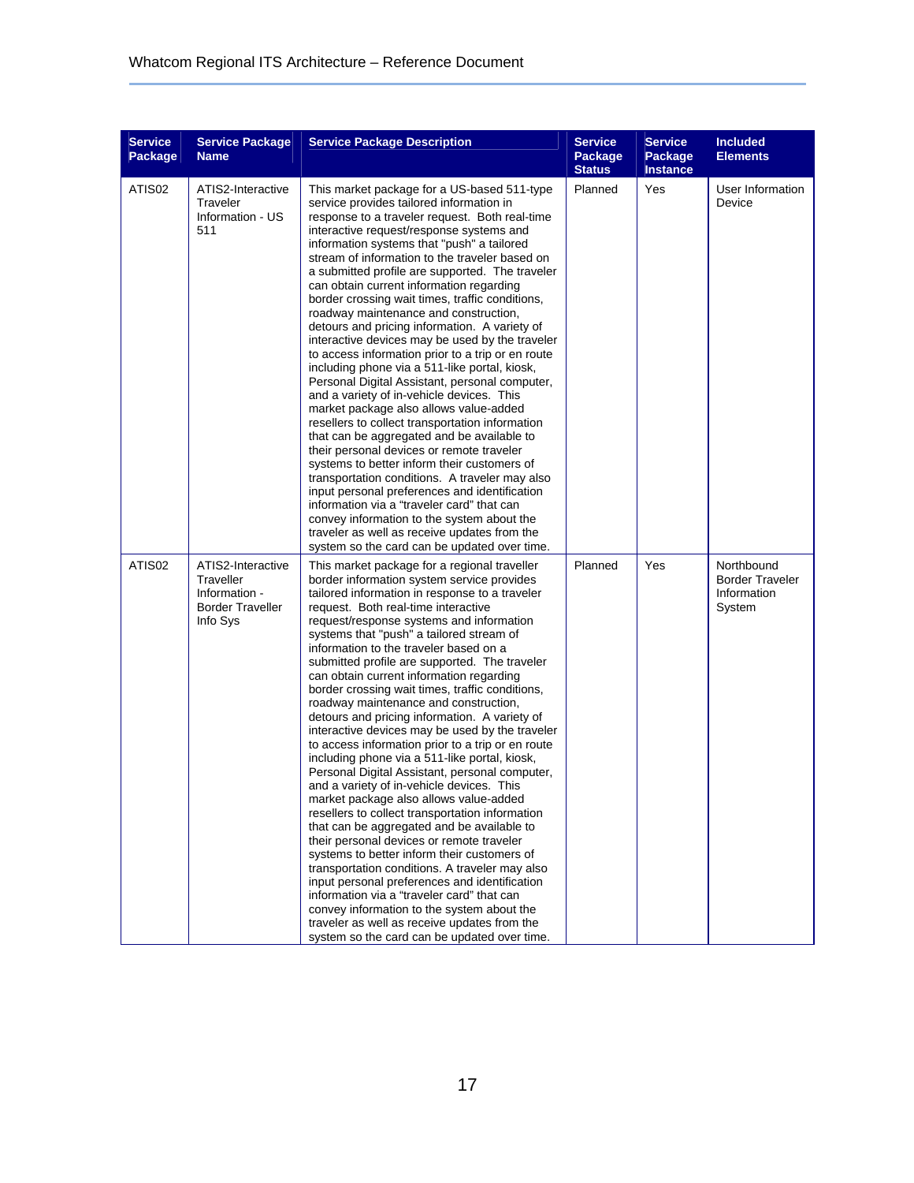| Service Package | Service Package Name | Service Package Description | Service Package Status | Service Package Instance | Included Elements |
|---|---|---|---|---|---|
| ATIS02 | ATIS2-Interactive Traveler Information - US 511 | This market package for a US-based 511-type service provides tailored information in response to a traveler request. Both real-time interactive request/response systems and information systems that "push" a tailored stream of information to the traveler based on a submitted profile are supported. The traveler can obtain current information regarding border crossing wait times, traffic conditions, roadway maintenance and construction, detours and pricing information. A variety of interactive devices may be used by the traveler to access information prior to a trip or en route including phone via a 511-like portal, kiosk, Personal Digital Assistant, personal computer, and a variety of in-vehicle devices. This market package also allows value-added resellers to collect transportation information that can be aggregated and be available to their personal devices or remote traveler systems to better inform their customers of transportation conditions. A traveler may also input personal preferences and identification information via a "traveler card" that can convey information to the system about the traveler as well as receive updates from the system so the card can be updated over time. | Planned | Yes | User Information Device |
| ATIS02 | ATIS2-Interactive Traveller Information - Border Traveller Info Sys | This market package for a regional traveller border information system service provides tailored information in response to a traveler request. Both real-time interactive request/response systems and information systems that "push" a tailored stream of information to the traveler based on a submitted profile are supported. The traveler can obtain current information regarding border crossing wait times, traffic conditions, roadway maintenance and construction, detours and pricing information. A variety of interactive devices may be used by the traveler to access information prior to a trip or en route including phone via a 511-like portal, kiosk, Personal Digital Assistant, personal computer, and a variety of in-vehicle devices. This market package also allows value-added resellers to collect transportation information that can be aggregated and be available to their personal devices or remote traveler systems to better inform their customers of transportation conditions. A traveler may also input personal preferences and identification information via a "traveler card" that can convey information to the system about the traveler as well as receive updates from the system so the card can be updated over time. | Planned | Yes | Northbound Border Traveler Information System |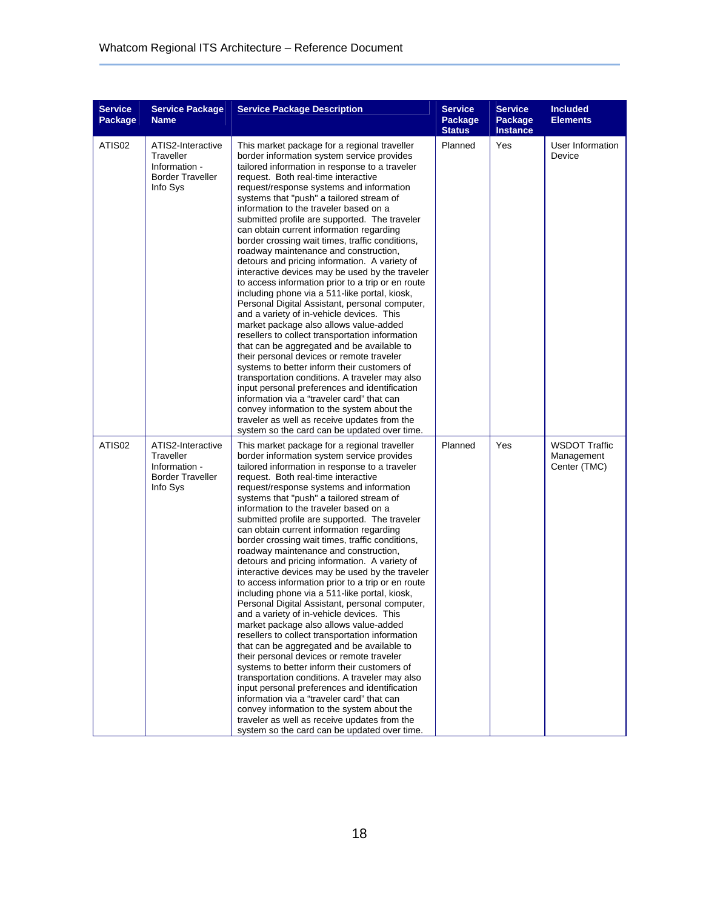| Service Package | Service Package Name | Service Package Description | Service Package Status | Service Package Instance | Included Elements |
|---|---|---|---|---|---|
| ATIS02 | ATIS2-Interactive Traveller Information - Border Traveller Info Sys | This market package for a regional traveller border information system service provides tailored information in response to a traveler request. Both real-time interactive request/response systems and information systems that "push" a tailored stream of information to the traveler based on a submitted profile are supported. The traveler can obtain current information regarding border crossing wait times, traffic conditions, roadway maintenance and construction, detours and pricing information. A variety of interactive devices may be used by the traveler to access information prior to a trip or en route including phone via a 511-like portal, kiosk, Personal Digital Assistant, personal computer, and a variety of in-vehicle devices. This market package also allows value-added resellers to collect transportation information that can be aggregated and be available to their personal devices or remote traveler systems to better inform their customers of transportation conditions. A traveler may also input personal preferences and identification information via a "traveler card" that can convey information to the system about the traveler as well as receive updates from the system so the card can be updated over time. | Planned | Yes | User Information Device |
| ATIS02 | ATIS2-Interactive Traveller Information - Border Traveller Info Sys | This market package for a regional traveller border information system service provides tailored information in response to a traveler request. Both real-time interactive request/response systems and information systems that "push" a tailored stream of information to the traveler based on a submitted profile are supported. The traveler can obtain current information regarding border crossing wait times, traffic conditions, roadway maintenance and construction, detours and pricing information. A variety of interactive devices may be used by the traveler to access information prior to a trip or en route including phone via a 511-like portal, kiosk, Personal Digital Assistant, personal computer, and a variety of in-vehicle devices. This market package also allows value-added resellers to collect transportation information that can be aggregated and be available to their personal devices or remote traveler systems to better inform their customers of transportation conditions. A traveler may also input personal preferences and identification information via a "traveler card" that can convey information to the system about the traveler as well as receive updates from the system so the card can be updated over time. | Planned | Yes | WSDOT Traffic Management Center (TMC) |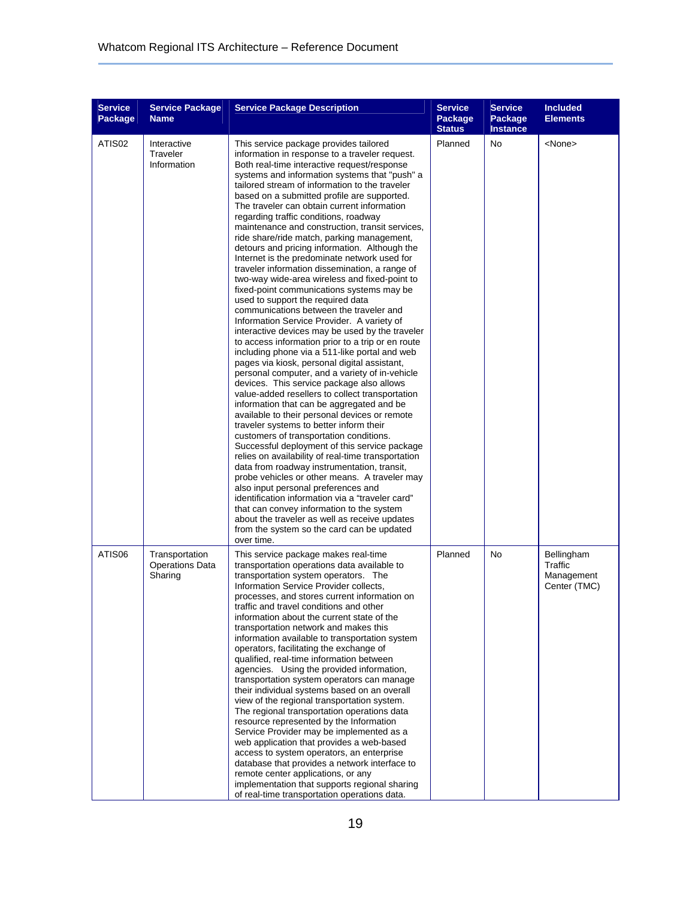| Service Package | Service Package Name | Service Package Description | Service Package Status | Service Package Instance | Included Elements |
|---|---|---|---|---|---|
| ATIS02 | Interactive Traveler Information | This service package provides tailored information in response to a traveler request. Both real-time interactive request/response systems and information systems that "push" a tailored stream of information to the traveler based on a submitted profile are supported. The traveler can obtain current information regarding traffic conditions, roadway maintenance and construction, transit services, ride share/ride match, parking management, detours and pricing information. Although the Internet is the predominate network used for traveler information dissemination, a range of two-way wide-area wireless and fixed-point to fixed-point communications systems may be used to support the required data communications between the traveler and Information Service Provider. A variety of interactive devices may be used by the traveler to access information prior to a trip or en route including phone via a 511-like portal and web pages via kiosk, personal digital assistant, personal computer, and a variety of in-vehicle devices. This service package also allows value-added resellers to collect transportation information that can be aggregated and be available to their personal devices or remote traveler systems to better inform their customers of transportation conditions. Successful deployment of this service package relies on availability of real-time transportation data from roadway instrumentation, transit, probe vehicles or other means. A traveler may also input personal preferences and identification information via a "traveler card" that can convey information to the system about the traveler as well as receive updates from the system so the card can be updated over time. | Planned | No | <None> |
| ATIS06 | Transportation Operations Data Sharing | This service package makes real-time transportation operations data available to transportation system operators. The Information Service Provider collects, processes, and stores current information on traffic and travel conditions and other information about the current state of the transportation network and makes this information available to transportation system operators, facilitating the exchange of qualified, real-time information between agencies. Using the provided information, transportation system operators can manage their individual systems based on an overall view of the regional transportation system. The regional transportation operations data resource represented by the Information Service Provider may be implemented as a web application that provides a web-based access to system operators, an enterprise database that provides a network interface to remote center applications, or any implementation that supports regional sharing of real-time transportation operations data. | Planned | No | Bellingham Traffic Management Center (TMC) |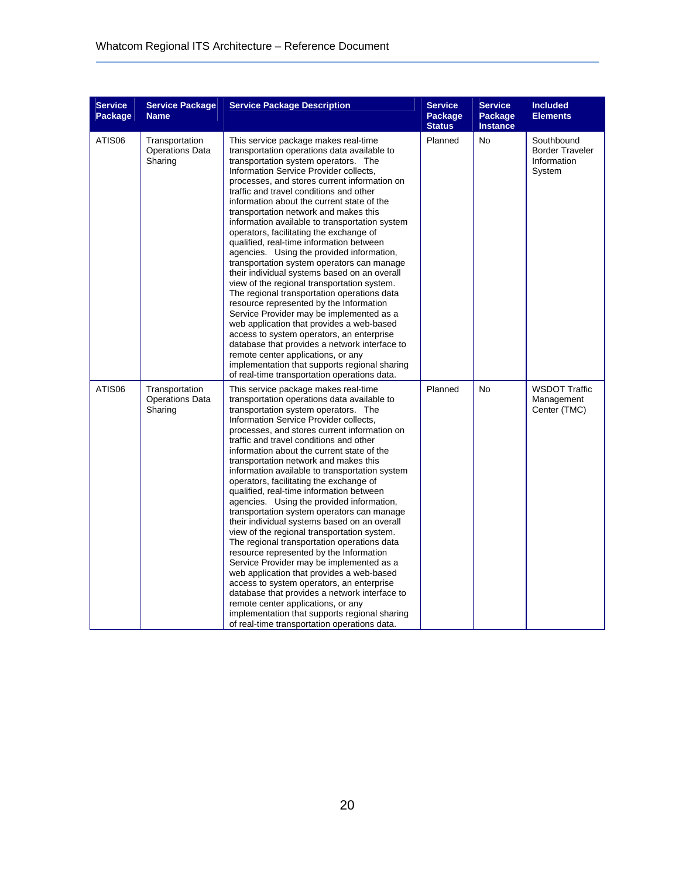| Service Package | Service Package Name | Service Package Description | Service Package Status | Service Package Instance | Included Elements |
|---|---|---|---|---|---|
| ATIS06 | Transportation Operations Data Sharing | This service package makes real-time transportation operations data available to transportation system operators. The Information Service Provider collects, processes, and stores current information on traffic and travel conditions and other information about the current state of the transportation network and makes this information available to transportation system operators, facilitating the exchange of qualified, real-time information between agencies. Using the provided information, transportation system operators can manage their individual systems based on an overall view of the regional transportation system. The regional transportation operations data resource represented by the Information Service Provider may be implemented as a web application that provides a web-based access to system operators, an enterprise database that provides a network interface to remote center applications, or any implementation that supports regional sharing of real-time transportation operations data. | Planned | No | Southbound Border Traveler Information System |
| ATIS06 | Transportation Operations Data Sharing | This service package makes real-time transportation operations data available to transportation system operators. The Information Service Provider collects, processes, and stores current information on traffic and travel conditions and other information about the current state of the transportation network and makes this information available to transportation system operators, facilitating the exchange of qualified, real-time information between agencies. Using the provided information, transportation system operators can manage their individual systems based on an overall view of the regional transportation system. The regional transportation operations data resource represented by the Information Service Provider may be implemented as a web application that provides a web-based access to system operators, an enterprise database that provides a network interface to remote center applications, or any implementation that supports regional sharing of real-time transportation operations data. | Planned | No | WSDOT Traffic Management Center (TMC) |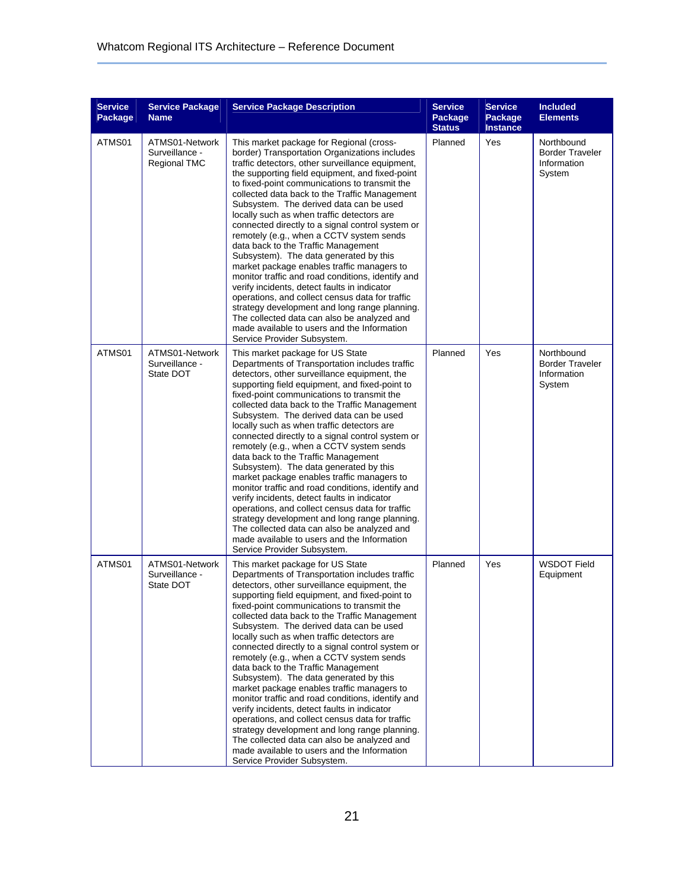| Service Package | Service Package Name | Service Package Description | Service Package Status | Service Package Instance | Included Elements |
|---|---|---|---|---|---|
| ATMS01 | ATMS01-Network Surveillance - Regional TMC | This market package for Regional (cross-border) Transportation Organizations includes traffic detectors, other surveillance equipment, the supporting field equipment, and fixed-point to fixed-point communications to transmit the collected data back to the Traffic Management Subsystem. The derived data can be used locally such as when traffic detectors are connected directly to a signal control system or remotely (e.g., when a CCTV system sends data back to the Traffic Management Subsystem). The data generated by this market package enables traffic managers to monitor traffic and road conditions, identify and verify incidents, detect faults in indicator operations, and collect census data for traffic strategy development and long range planning. The collected data can also be analyzed and made available to users and the Information Service Provider Subsystem. | Planned | Yes | Northbound Border Traveler Information System |
| ATMS01 | ATMS01-Network Surveillance - State DOT | This market package for US State Departments of Transportation includes traffic detectors, other surveillance equipment, the supporting field equipment, and fixed-point to fixed-point communications to transmit the collected data back to the Traffic Management Subsystem. The derived data can be used locally such as when traffic detectors are connected directly to a signal control system or remotely (e.g., when a CCTV system sends data back to the Traffic Management Subsystem). The data generated by this market package enables traffic managers to monitor traffic and road conditions, identify and verify incidents, detect faults in indicator operations, and collect census data for traffic strategy development and long range planning. The collected data can also be analyzed and made available to users and the Information Service Provider Subsystem. | Planned | Yes | Northbound Border Traveler Information System |
| ATMS01 | ATMS01-Network Surveillance - State DOT | This market package for US State Departments of Transportation includes traffic detectors, other surveillance equipment, the supporting field equipment, and fixed-point to fixed-point communications to transmit the collected data back to the Traffic Management Subsystem. The derived data can be used locally such as when traffic detectors are connected directly to a signal control system or remotely (e.g., when a CCTV system sends data back to the Traffic Management Subsystem). The data generated by this market package enables traffic managers to monitor traffic and road conditions, identify and verify incidents, detect faults in indicator operations, and collect census data for traffic strategy development and long range planning. The collected data can also be analyzed and made available to users and the Information Service Provider Subsystem. | Planned | Yes | WSDOT Field Equipment |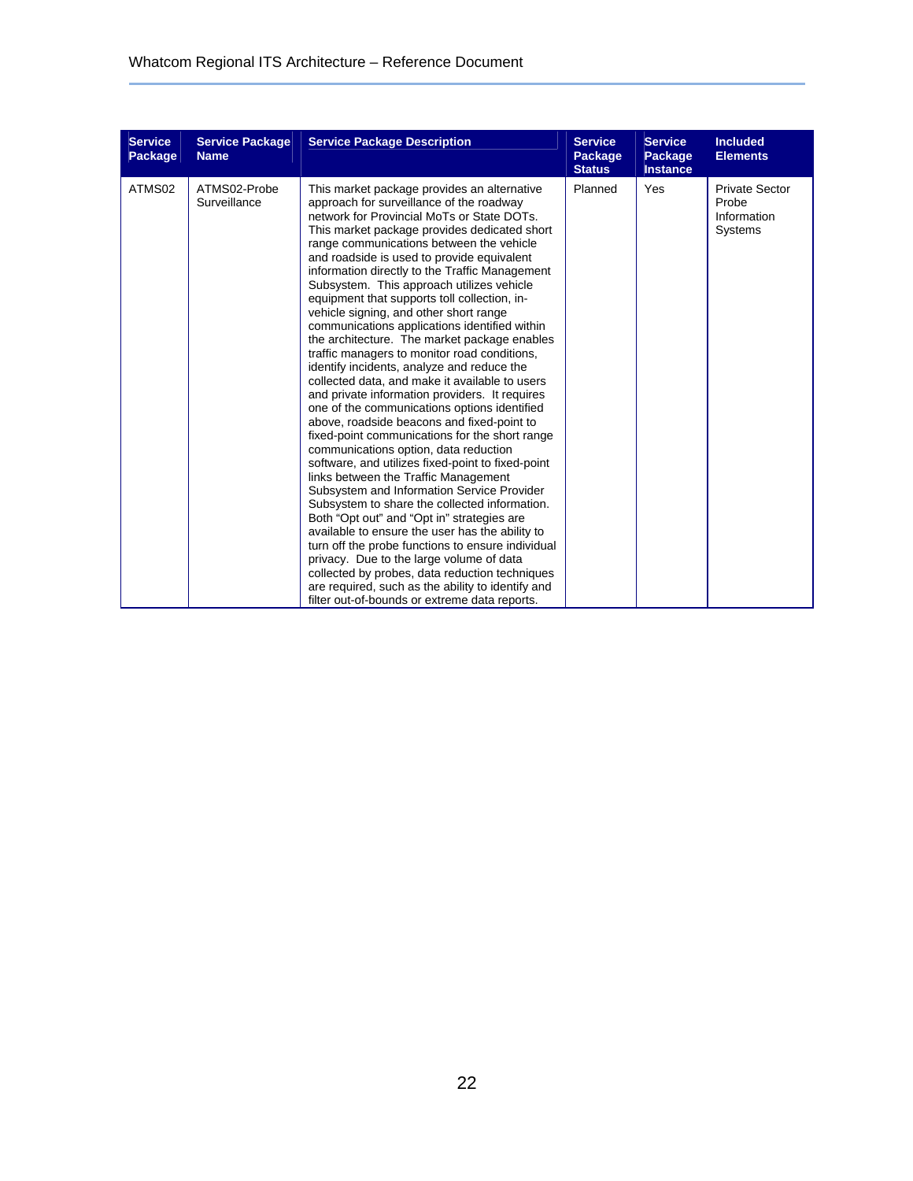| Service Package | Service Package Name | Service Package Description | Service Package Status | Service Package Instance | Included Elements |
|---|---|---|---|---|---|
| ATMS02 | ATMS02-Probe Surveillance | This market package provides an alternative approach for surveillance of the roadway network for Provincial MoTs or State DOTs. This market package provides dedicated short range communications between the vehicle and roadside is used to provide equivalent information directly to the Traffic Management Subsystem. This approach utilizes vehicle equipment that supports toll collection, in-vehicle signing, and other short range communications applications identified within the architecture. The market package enables traffic managers to monitor road conditions, identify incidents, analyze and reduce the collected data, and make it available to users and private information providers. It requires one of the communications options identified above, roadside beacons and fixed-point to fixed-point communications for the short range communications option, data reduction software, and utilizes fixed-point to fixed-point links between the Traffic Management Subsystem and Information Service Provider Subsystem to share the collected information. Both "Opt out" and "Opt in" strategies are available to ensure the user has the ability to turn off the probe functions to ensure individual privacy. Due to the large volume of data collected by probes, data reduction techniques are required, such as the ability to identify and filter out-of-bounds or extreme data reports. | Planned | Yes | Private Sector Probe Information Systems |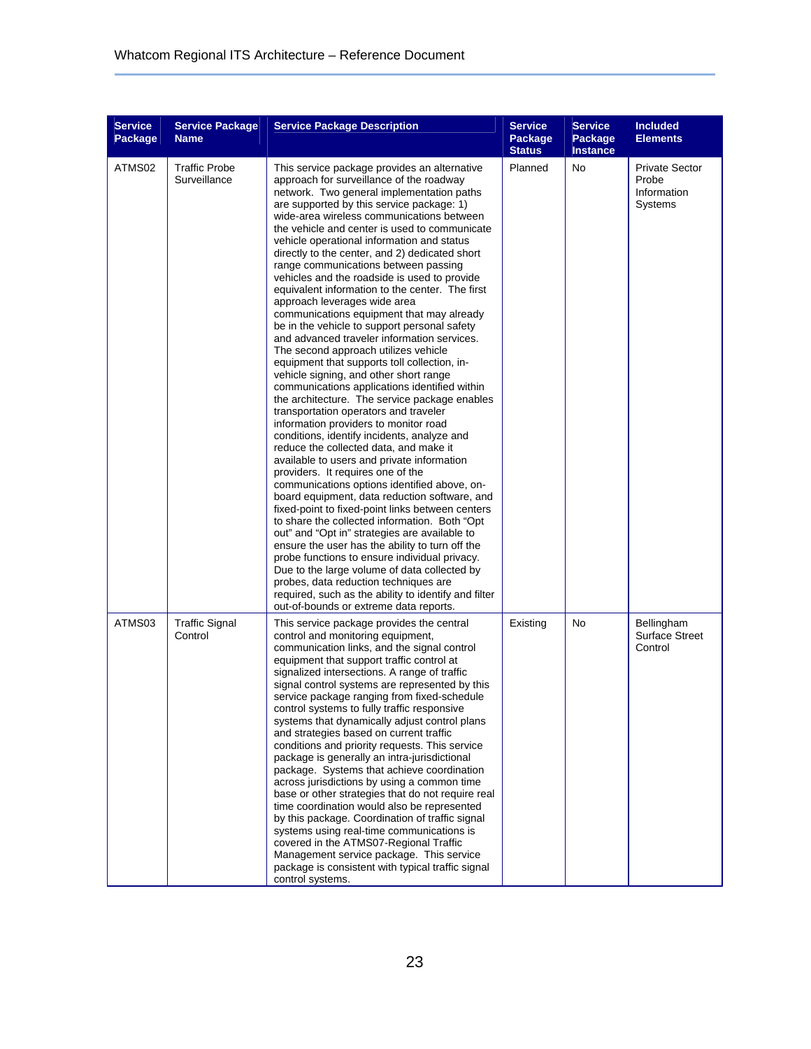| Service Package | Service Package Name | Service Package Description | Service Package Status | Service Package Instance | Included Elements |
|---|---|---|---|---|---|
| ATMS02 | Traffic Probe Surveillance | This service package provides an alternative approach for surveillance of the roadway network. Two general implementation paths are supported by this service package: 1) wide-area wireless communications between the vehicle and center is used to communicate vehicle operational information and status directly to the center, and 2) dedicated short range communications between passing vehicles and the roadside is used to provide equivalent information to the center. The first approach leverages wide area communications equipment that may already be in the vehicle to support personal safety and advanced traveler information services. The second approach utilizes vehicle equipment that supports toll collection, in-vehicle signing, and other short range communications applications identified within the architecture. The service package enables transportation operators and traveler information providers to monitor road conditions, identify incidents, analyze and reduce the collected data, and make it available to users and private information providers. It requires one of the communications options identified above, on-board equipment, data reduction software, and fixed-point to fixed-point links between centers to share the collected information. Both "Opt out" and "Opt in" strategies are available to ensure the user has the ability to turn off the probe functions to ensure individual privacy. Due to the large volume of data collected by probes, data reduction techniques are required, such as the ability to identify and filter out-of-bounds or extreme data reports. | Planned | No | Private Sector Probe Information Systems |
| ATMS03 | Traffic Signal Control | This service package provides the central control and monitoring equipment, communication links, and the signal control equipment that support traffic control at signalized intersections. A range of traffic signal control systems are represented by this service package ranging from fixed-schedule control systems to fully traffic responsive systems that dynamically adjust control plans and strategies based on current traffic conditions and priority requests. This service package is generally an intra-jurisdictional package. Systems that achieve coordination across jurisdictions by using a common time base or other strategies that do not require real time coordination would also be represented by this package. Coordination of traffic signal systems using real-time communications is covered in the ATMS07-Regional Traffic Management service package. This service package is consistent with typical traffic signal control systems. | Existing | No | Bellingham Surface Street Control |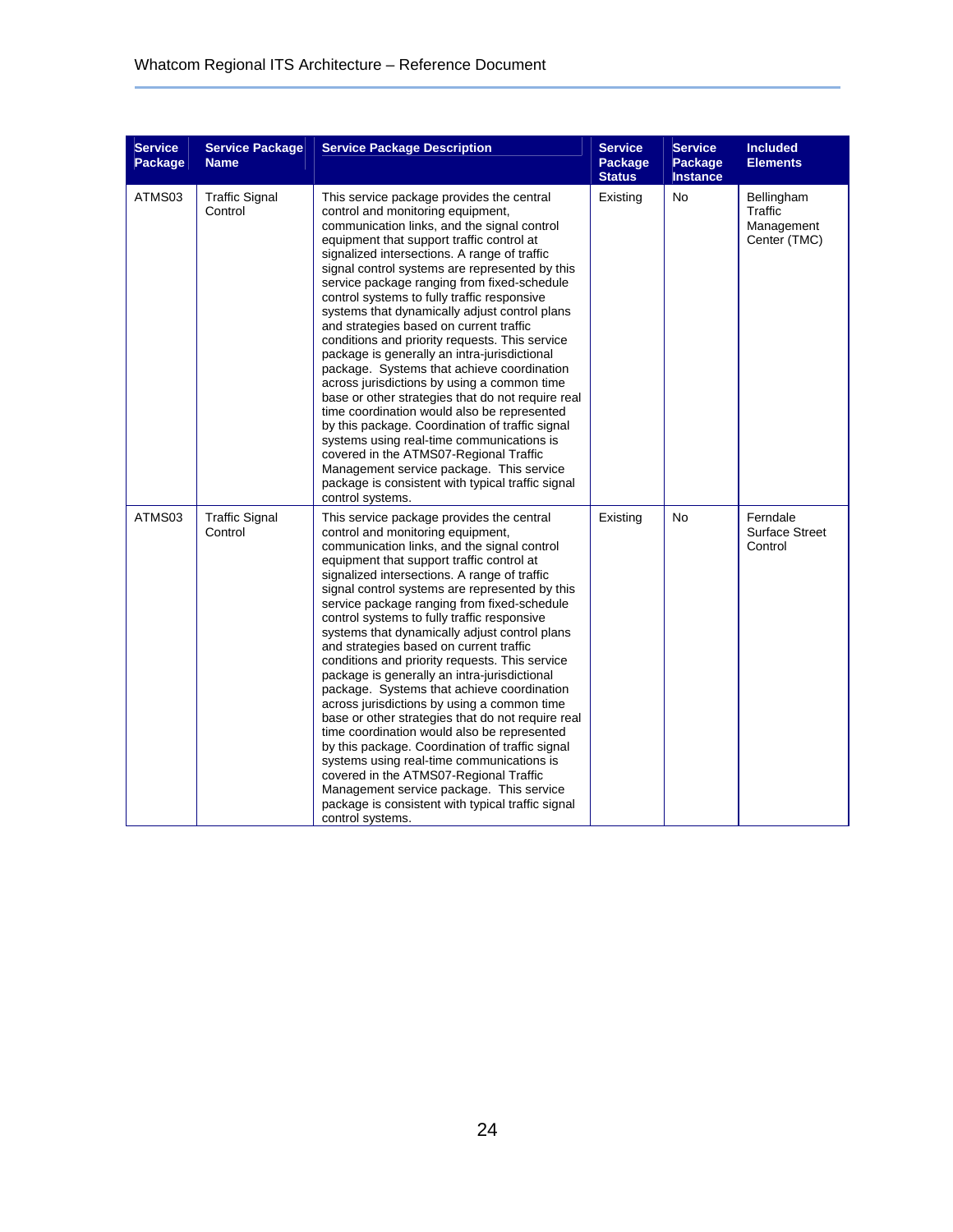| Service Package | Service Package Name | Service Package Description | Service Package Status | Service Package Instance | Included Elements |
|---|---|---|---|---|---|
| ATMS03 | Traffic Signal Control | This service package provides the central control and monitoring equipment, communication links, and the signal control equipment that support traffic control at signalized intersections. A range of traffic signal control systems are represented by this service package ranging from fixed-schedule control systems to fully traffic responsive systems that dynamically adjust control plans and strategies based on current traffic conditions and priority requests. This service package is generally an intra-jurisdictional package. Systems that achieve coordination across jurisdictions by using a common time base or other strategies that do not require real time coordination would also be represented by this package. Coordination of traffic signal systems using real-time communications is covered in the ATMS07-Regional Traffic Management service package. This service package is consistent with typical traffic signal control systems. | Existing | No | Bellingham Traffic Management Center (TMC) |
| ATMS03 | Traffic Signal Control | This service package provides the central control and monitoring equipment, communication links, and the signal control equipment that support traffic control at signalized intersections. A range of traffic signal control systems are represented by this service package ranging from fixed-schedule control systems to fully traffic responsive systems that dynamically adjust control plans and strategies based on current traffic conditions and priority requests. This service package is generally an intra-jurisdictional package. Systems that achieve coordination across jurisdictions by using a common time base or other strategies that do not require real time coordination would also be represented by this package. Coordination of traffic signal systems using real-time communications is covered in the ATMS07-Regional Traffic Management service package. This service package is consistent with typical traffic signal control systems. | Existing | No | Ferndale Surface Street Control |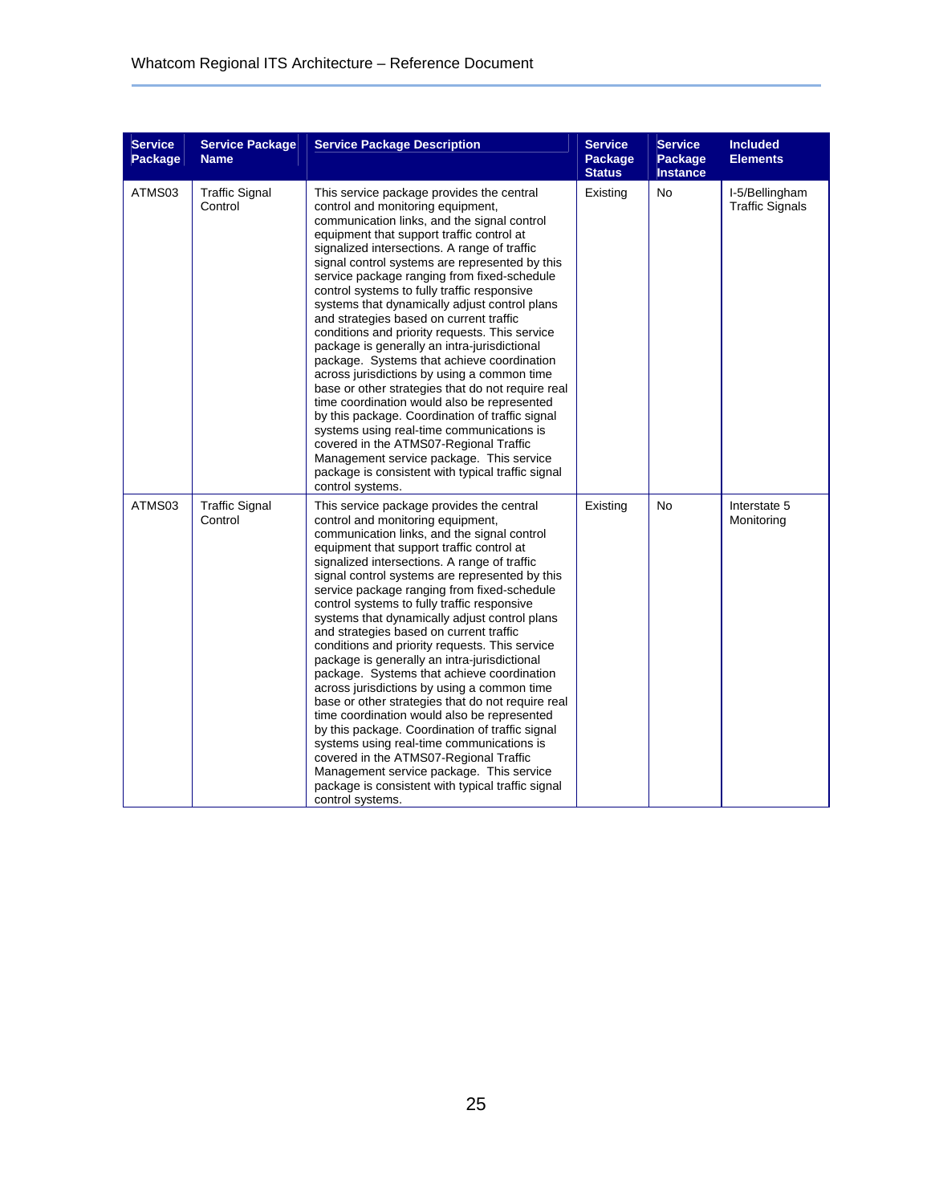| Service Package | Service Package Name | Service Package Description | Service Package Status | Service Package Instance | Included Elements |
|---|---|---|---|---|---|
| ATMS03 | Traffic Signal Control | This service package provides the central control and monitoring equipment, communication links, and the signal control equipment that support traffic control at signalized intersections. A range of traffic signal control systems are represented by this service package ranging from fixed-schedule control systems to fully traffic responsive systems that dynamically adjust control plans and strategies based on current traffic conditions and priority requests. This service package is generally an intra-jurisdictional package. Systems that achieve coordination across jurisdictions by using a common time base or other strategies that do not require real time coordination would also be represented by this package. Coordination of traffic signal systems using real-time communications is covered in the ATMS07-Regional Traffic Management service package. This service package is consistent with typical traffic signal control systems. | Existing | No | I-5/Bellingham Traffic Signals |
| ATMS03 | Traffic Signal Control | This service package provides the central control and monitoring equipment, communication links, and the signal control equipment that support traffic control at signalized intersections. A range of traffic signal control systems are represented by this service package ranging from fixed-schedule control systems to fully traffic responsive systems that dynamically adjust control plans and strategies based on current traffic conditions and priority requests. This service package is generally an intra-jurisdictional package. Systems that achieve coordination across jurisdictions by using a common time base or other strategies that do not require real time coordination would also be represented by this package. Coordination of traffic signal systems using real-time communications is covered in the ATMS07-Regional Traffic Management service package. This service package is consistent with typical traffic signal control systems. | Existing | No | Interstate 5 Monitoring |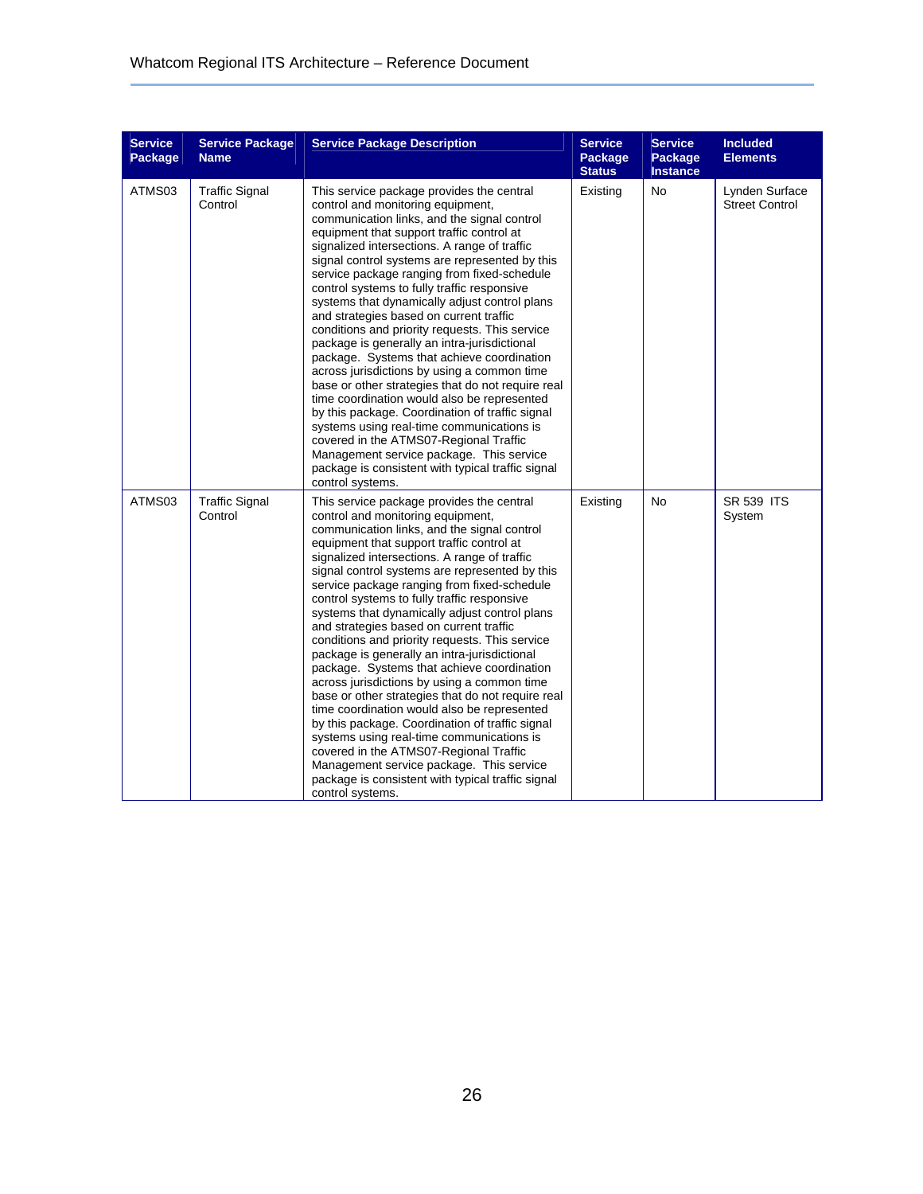| Service Package | Service Package Name | Service Package Description | Service Package Status | Service Package Instance | Included Elements |
|---|---|---|---|---|---|
| ATMS03 | Traffic Signal Control | This service package provides the central control and monitoring equipment, communication links, and the signal control equipment that support traffic control at signalized intersections. A range of traffic signal control systems are represented by this service package ranging from fixed-schedule control systems to fully traffic responsive systems that dynamically adjust control plans and strategies based on current traffic conditions and priority requests. This service package is generally an intra-jurisdictional package. Systems that achieve coordination across jurisdictions by using a common time base or other strategies that do not require real time coordination would also be represented by this package. Coordination of traffic signal systems using real-time communications is covered in the ATMS07-Regional Traffic Management service package. This service package is consistent with typical traffic signal control systems. | Existing | No | Lynden Surface Street Control |
| ATMS03 | Traffic Signal Control | This service package provides the central control and monitoring equipment, communication links, and the signal control equipment that support traffic control at signalized intersections. A range of traffic signal control systems are represented by this service package ranging from fixed-schedule control systems to fully traffic responsive systems that dynamically adjust control plans and strategies based on current traffic conditions and priority requests. This service package is generally an intra-jurisdictional package. Systems that achieve coordination across jurisdictions by using a common time base or other strategies that do not require real time coordination would also be represented by this package. Coordination of traffic signal systems using real-time communications is covered in the ATMS07-Regional Traffic Management service package. This service package is consistent with typical traffic signal control systems. | Existing | No | SR 539 ITS System |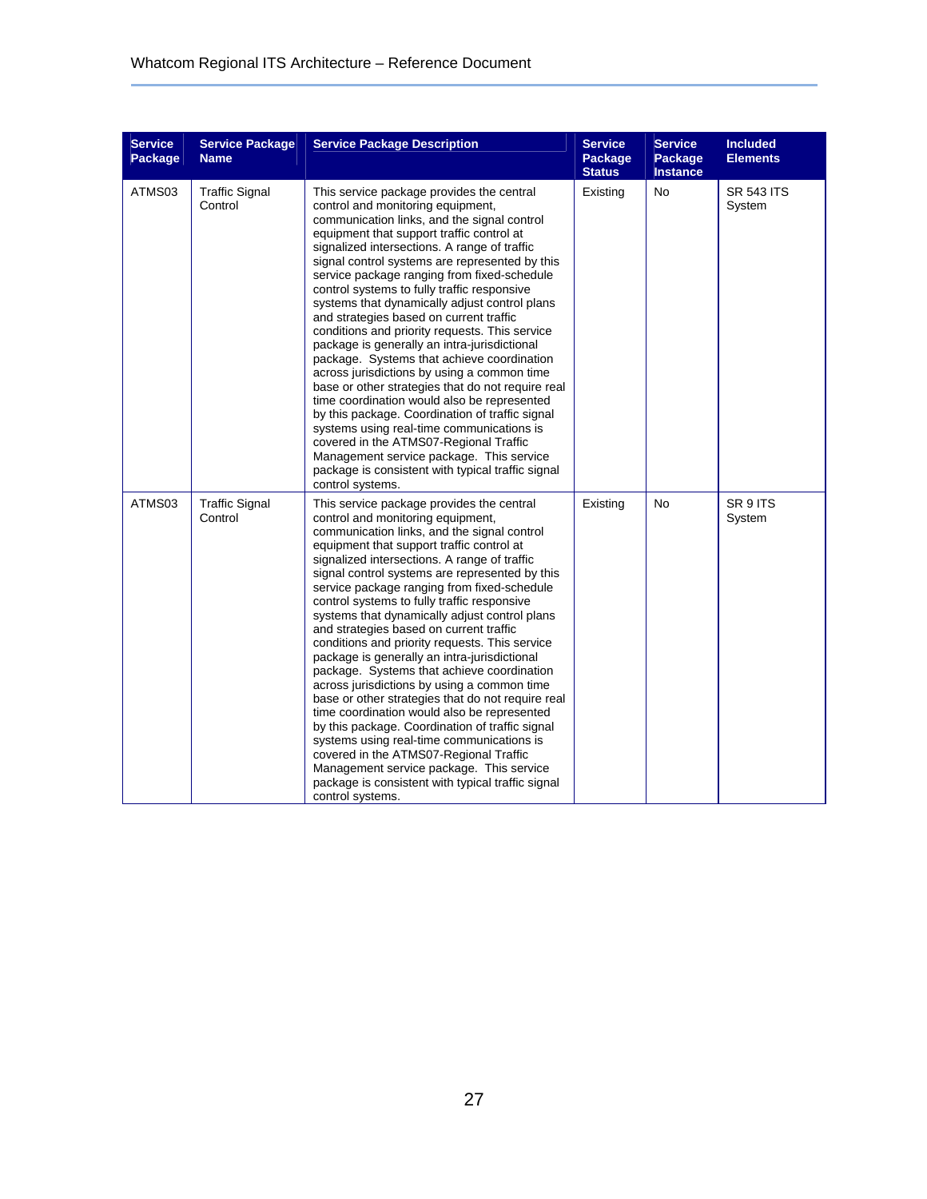| Service Package | Service Package Name | Service Package Description | Service Package Status | Service Package Instance | Included Elements |
|---|---|---|---|---|---|
| ATMS03 | Traffic Signal Control | This service package provides the central control and monitoring equipment, communication links, and the signal control equipment that support traffic control at signalized intersections. A range of traffic signal control systems are represented by this service package ranging from fixed-schedule control systems to fully traffic responsive systems that dynamically adjust control plans and strategies based on current traffic conditions and priority requests. This service package is generally an intra-jurisdictional package. Systems that achieve coordination across jurisdictions by using a common time base or other strategies that do not require real time coordination would also be represented by this package. Coordination of traffic signal systems using real-time communications is covered in the ATMS07-Regional Traffic Management service package. This service package is consistent with typical traffic signal control systems. | Existing | No | SR 543 ITS System |
| ATMS03 | Traffic Signal Control | This service package provides the central control and monitoring equipment, communication links, and the signal control equipment that support traffic control at signalized intersections. A range of traffic signal control systems are represented by this service package ranging from fixed-schedule control systems to fully traffic responsive systems that dynamically adjust control plans and strategies based on current traffic conditions and priority requests. This service package is generally an intra-jurisdictional package. Systems that achieve coordination across jurisdictions by using a common time base or other strategies that do not require real time coordination would also be represented by this package. Coordination of traffic signal systems using real-time communications is covered in the ATMS07-Regional Traffic Management service package. This service package is consistent with typical traffic signal control systems. | Existing | No | SR 9 ITS System |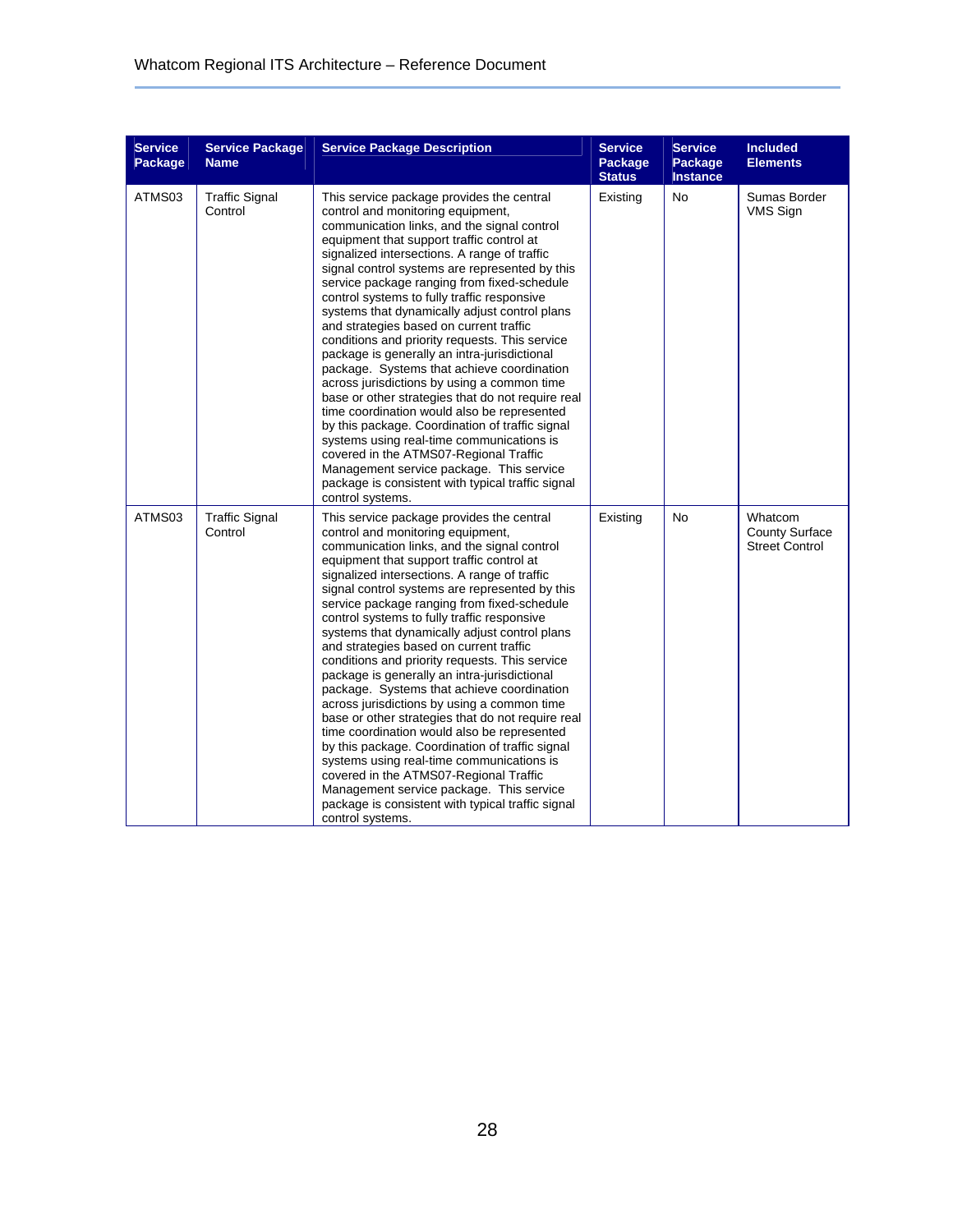| Service Package | Service Package Name | Service Package Description | Service Package Status | Service Package Instance | Included Elements |
|---|---|---|---|---|---|
| ATMS03 | Traffic Signal Control | This service package provides the central control and monitoring equipment, communication links, and the signal control equipment that support traffic control at signalized intersections. A range of traffic signal control systems are represented by this service package ranging from fixed-schedule control systems to fully traffic responsive systems that dynamically adjust control plans and strategies based on current traffic conditions and priority requests. This service package is generally an intra-jurisdictional package. Systems that achieve coordination across jurisdictions by using a common time base or other strategies that do not require real time coordination would also be represented by this package. Coordination of traffic signal systems using real-time communications is covered in the ATMS07-Regional Traffic Management service package. This service package is consistent with typical traffic signal control systems. | Existing | No | Sumas Border VMS Sign |
| ATMS03 | Traffic Signal Control | This service package provides the central control and monitoring equipment, communication links, and the signal control equipment that support traffic control at signalized intersections. A range of traffic signal control systems are represented by this service package ranging from fixed-schedule control systems to fully traffic responsive systems that dynamically adjust control plans and strategies based on current traffic conditions and priority requests. This service package is generally an intra-jurisdictional package. Systems that achieve coordination across jurisdictions by using a common time base or other strategies that do not require real time coordination would also be represented by this package. Coordination of traffic signal systems using real-time communications is covered in the ATMS07-Regional Traffic Management service package. This service package is consistent with typical traffic signal control systems. | Existing | No | Whatcom County Surface Street Control |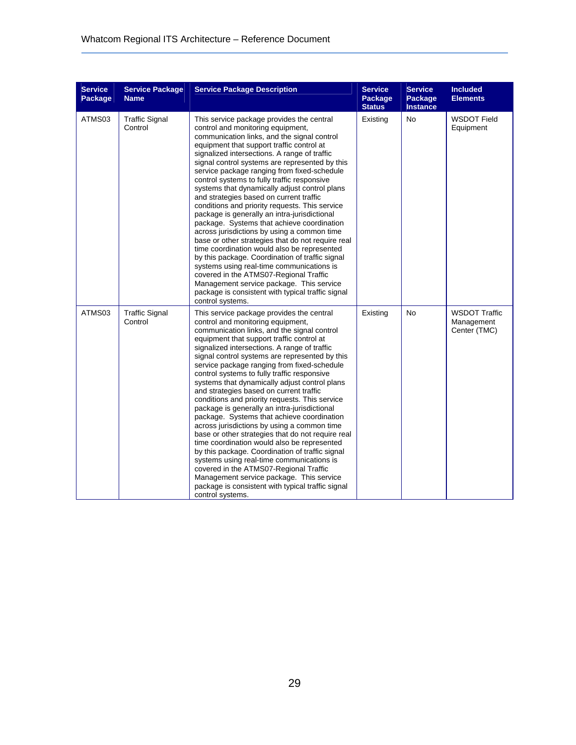| Service Package | Service Package Name | Service Package Description | Service Package Status | Service Package Instance | Included Elements |
|---|---|---|---|---|---|
| ATMS03 | Traffic Signal Control | This service package provides the central control and monitoring equipment, communication links, and the signal control equipment that support traffic control at signalized intersections. A range of traffic signal control systems are represented by this service package ranging from fixed-schedule control systems to fully traffic responsive systems that dynamically adjust control plans and strategies based on current traffic conditions and priority requests. This service package is generally an intra-jurisdictional package. Systems that achieve coordination across jurisdictions by using a common time base or other strategies that do not require real time coordination would also be represented by this package. Coordination of traffic signal systems using real-time communications is covered in the ATMS07-Regional Traffic Management service package. This service package is consistent with typical traffic signal control systems. | Existing | No | WSDOT Field Equipment |
| ATMS03 | Traffic Signal Control | This service package provides the central control and monitoring equipment, communication links, and the signal control equipment that support traffic control at signalized intersections. A range of traffic signal control systems are represented by this service package ranging from fixed-schedule control systems to fully traffic responsive systems that dynamically adjust control plans and strategies based on current traffic conditions and priority requests. This service package is generally an intra-jurisdictional package. Systems that achieve coordination across jurisdictions by using a common time base or other strategies that do not require real time coordination would also be represented by this package. Coordination of traffic signal systems using real-time communications is covered in the ATMS07-Regional Traffic Management service package. This service package is consistent with typical traffic signal control systems. | Existing | No | WSDOT Traffic Management Center (TMC) |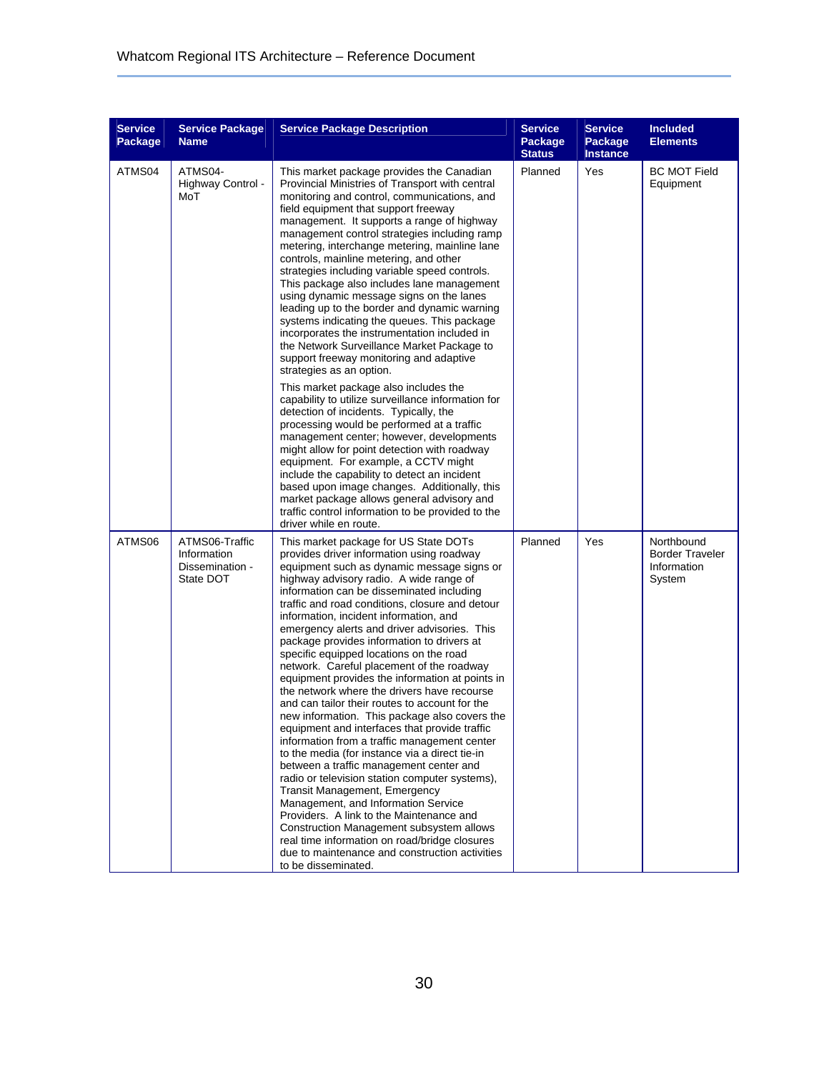| Service Package | Service Package Name | Service Package Description | Service Package Status | Service Package Instance | Included Elements |
|---|---|---|---|---|---|
| ATMS04 | ATMS04-Highway Control - MoT | This market package provides the Canadian Provincial Ministries of Transport with central monitoring and control, communications, and field equipment that support freeway management. It supports a range of highway management control strategies including ramp metering, interchange metering, mainline lane controls, mainline metering, and other strategies including variable speed controls. This package also includes lane management using dynamic message signs on the lanes leading up to the border and dynamic warning systems indicating the queues. This package incorporates the instrumentation included in the Network Surveillance Market Package to support freeway monitoring and adaptive strategies as an option.<br><br>This market package also includes the capability to utilize surveillance information for detection of incidents. Typically, the processing would be performed at a traffic management center; however, developments might allow for point detection with roadway equipment. For example, a CCTV might include the capability to detect an incident based upon image changes. Additionally, this market package allows general advisory and traffic control information to be provided to the driver while en route. | Planned | Yes | BC MOT Field Equipment |
| ATMS06 | ATMS06-Traffic Information Dissemination - State DOT | This market package for US State DOTs provides driver information using roadway equipment such as dynamic message signs or highway advisory radio. A wide range of information can be disseminated including traffic and road conditions, closure and detour information, incident information, and emergency alerts and driver advisories. This package provides information to drivers at specific equipped locations on the road network. Careful placement of the roadway equipment provides the information at points in the network where the drivers have recourse and can tailor their routes to account for the new information. This package also covers the equipment and interfaces that provide traffic information from a traffic management center to the media (for instance via a direct tie-in between a traffic management center and radio or television station computer systems), Transit Management, Emergency Management, and Information Service Providers. A link to the Maintenance and Construction Management subsystem allows real time information on road/bridge closures due to maintenance and construction activities to be disseminated. | Planned | Yes | Northbound Border Traveler Information System |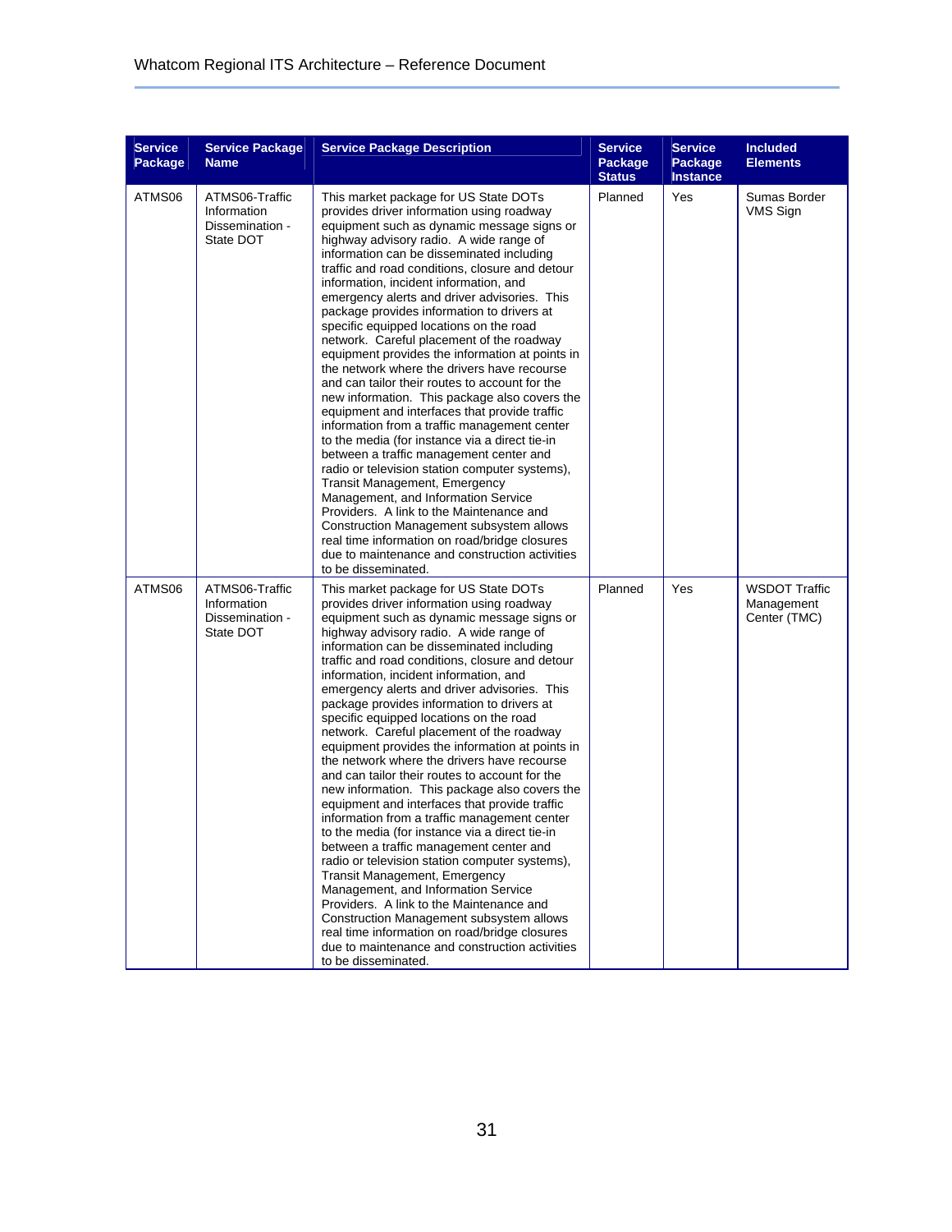| Service Package | Service Package Name | Service Package Description | Service Package Status | Service Package Instance | Included Elements |
|---|---|---|---|---|---|
| ATMS06 | ATMS06-Traffic Information Dissemination - State DOT | This market package for US State DOTs provides driver information using roadway equipment such as dynamic message signs or highway advisory radio. A wide range of information can be disseminated including traffic and road conditions, closure and detour information, incident information, and emergency alerts and driver advisories. This package provides information to drivers at specific equipped locations on the road network. Careful placement of the roadway equipment provides the information at points in the network where the drivers have recourse and can tailor their routes to account for the new information. This package also covers the equipment and interfaces that provide traffic information from a traffic management center to the media (for instance via a direct tie-in between a traffic management center and radio or television station computer systems), Transit Management, Emergency Management, and Information Service Providers. A link to the Maintenance and Construction Management subsystem allows real time information on road/bridge closures due to maintenance and construction activities to be disseminated. | Planned | Yes | Sumas Border VMS Sign |
| ATMS06 | ATMS06-Traffic Information Dissemination - State DOT | This market package for US State DOTs provides driver information using roadway equipment such as dynamic message signs or highway advisory radio. A wide range of information can be disseminated including traffic and road conditions, closure and detour information, incident information, and emergency alerts and driver advisories. This package provides information to drivers at specific equipped locations on the road network. Careful placement of the roadway equipment provides the information at points in the network where the drivers have recourse and can tailor their routes to account for the new information. This package also covers the equipment and interfaces that provide traffic information from a traffic management center to the media (for instance via a direct tie-in between a traffic management center and radio or television station computer systems), Transit Management, Emergency Management, and Information Service Providers. A link to the Maintenance and Construction Management subsystem allows real time information on road/bridge closures due to maintenance and construction activities to be disseminated. | Planned | Yes | WSDOT Traffic Management Center (TMC) |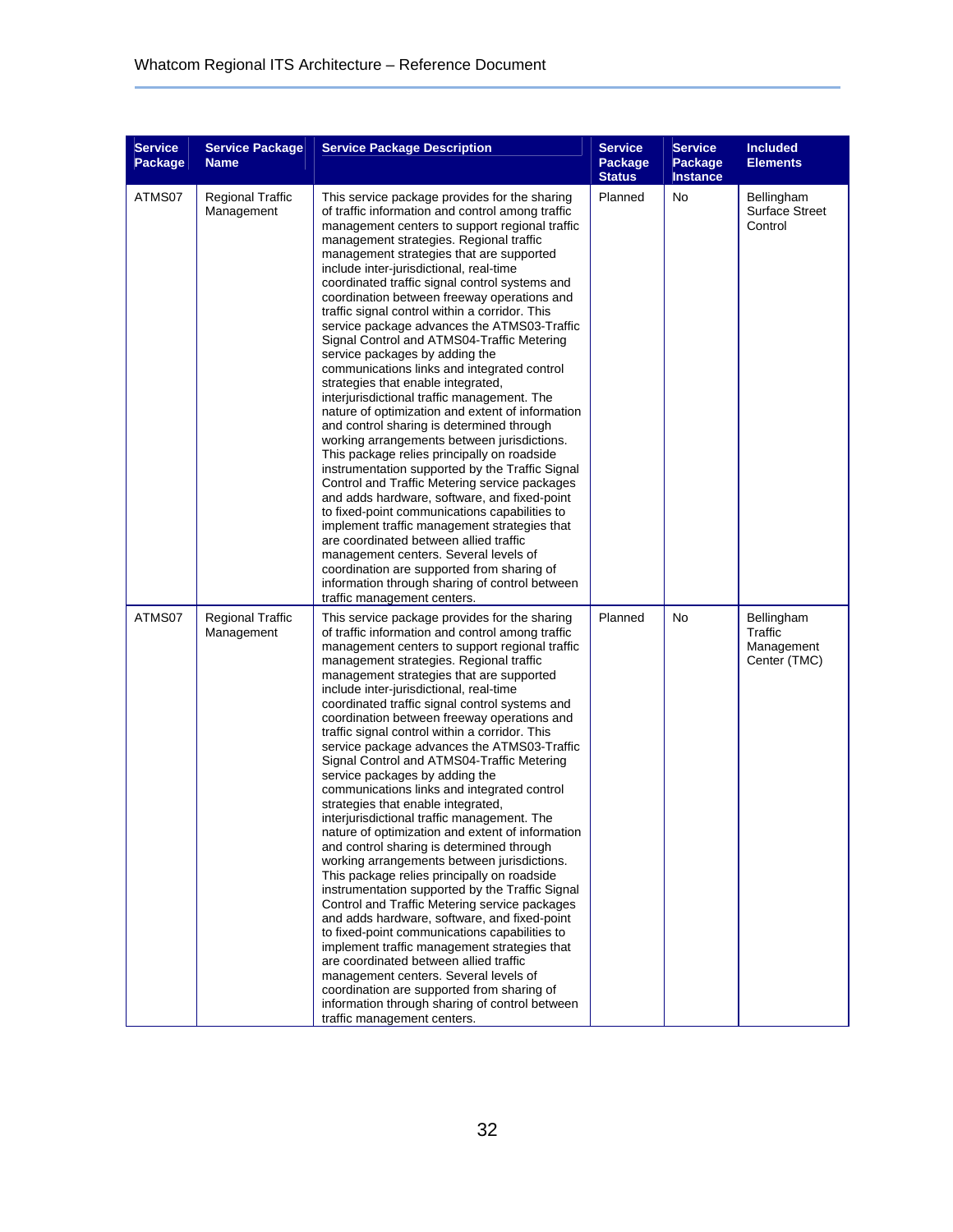| Service Package | Service Package Name | Service Package Description | Service Package Status | Service Package Instance | Included Elements |
|---|---|---|---|---|---|
| ATMS07 | Regional Traffic Management | This service package provides for the sharing of traffic information and control among traffic management centers to support regional traffic management strategies. Regional traffic management strategies that are supported include inter-jurisdictional, real-time coordinated traffic signal control systems and coordination between freeway operations and traffic signal control within a corridor. This service package advances the ATMS03-Traffic Signal Control and ATMS04-Traffic Metering service packages by adding the communications links and integrated control strategies that enable integrated, interjurisdictional traffic management. The nature of optimization and extent of information and control sharing is determined through working arrangements between jurisdictions. This package relies principally on roadside instrumentation supported by the Traffic Signal Control and Traffic Metering service packages and adds hardware, software, and fixed-point to fixed-point communications capabilities to implement traffic management strategies that are coordinated between allied traffic management centers. Several levels of coordination are supported from sharing of information through sharing of control between traffic management centers. | Planned | No | Bellingham Surface Street Control |
| ATMS07 | Regional Traffic Management | This service package provides for the sharing of traffic information and control among traffic management centers to support regional traffic management strategies. Regional traffic management strategies that are supported include inter-jurisdictional, real-time coordinated traffic signal control systems and coordination between freeway operations and traffic signal control within a corridor. This service package advances the ATMS03-Traffic Signal Control and ATMS04-Traffic Metering service packages by adding the communications links and integrated control strategies that enable integrated, interjurisdictional traffic management. The nature of optimization and extent of information and control sharing is determined through working arrangements between jurisdictions. This package relies principally on roadside instrumentation supported by the Traffic Signal Control and Traffic Metering service packages and adds hardware, software, and fixed-point to fixed-point communications capabilities to implement traffic management strategies that are coordinated between allied traffic management centers. Several levels of coordination are supported from sharing of information through sharing of control between traffic management centers. | Planned | No | Bellingham Traffic Management Center (TMC) |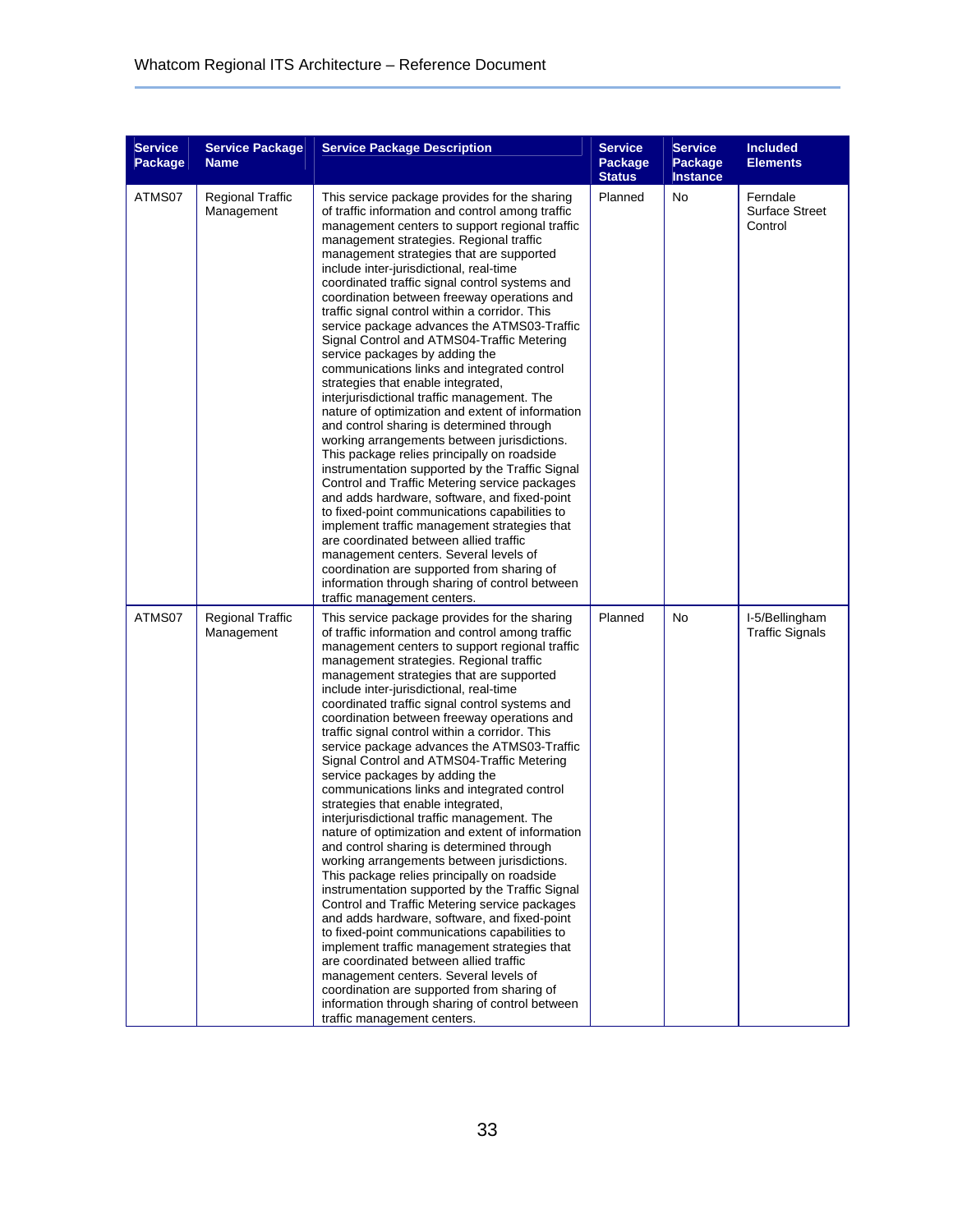| Service Package | Service Package Name | Service Package Description | Service Package Status | Service Package Instance | Included Elements |
|---|---|---|---|---|---|
| ATMS07 | Regional Traffic Management | This service package provides for the sharing of traffic information and control among traffic management centers to support regional traffic management strategies. Regional traffic management strategies that are supported include inter-jurisdictional, real-time coordinated traffic signal control systems and coordination between freeway operations and traffic signal control within a corridor. This service package advances the ATMS03-Traffic Signal Control and ATMS04-Traffic Metering service packages by adding the communications links and integrated control strategies that enable integrated, interjurisdictional traffic management. The nature of optimization and extent of information and control sharing is determined through working arrangements between jurisdictions. This package relies principally on roadside instrumentation supported by the Traffic Signal Control and Traffic Metering service packages and adds hardware, software, and fixed-point to fixed-point communications capabilities to implement traffic management strategies that are coordinated between allied traffic management centers. Several levels of coordination are supported from sharing of information through sharing of control between traffic management centers. | Planned | No | Ferndale Surface Street Control |
| ATMS07 | Regional Traffic Management | This service package provides for the sharing of traffic information and control among traffic management centers to support regional traffic management strategies. Regional traffic management strategies that are supported include inter-jurisdictional, real-time coordinated traffic signal control systems and coordination between freeway operations and traffic signal control within a corridor. This service package advances the ATMS03-Traffic Signal Control and ATMS04-Traffic Metering service packages by adding the communications links and integrated control strategies that enable integrated, interjurisdictional traffic management. The nature of optimization and extent of information and control sharing is determined through working arrangements between jurisdictions. This package relies principally on roadside instrumentation supported by the Traffic Signal Control and Traffic Metering service packages and adds hardware, software, and fixed-point to fixed-point communications capabilities to implement traffic management strategies that are coordinated between allied traffic management centers. Several levels of coordination are supported from sharing of information through sharing of control between traffic management centers. | Planned | No | I-5/Bellingham Traffic Signals |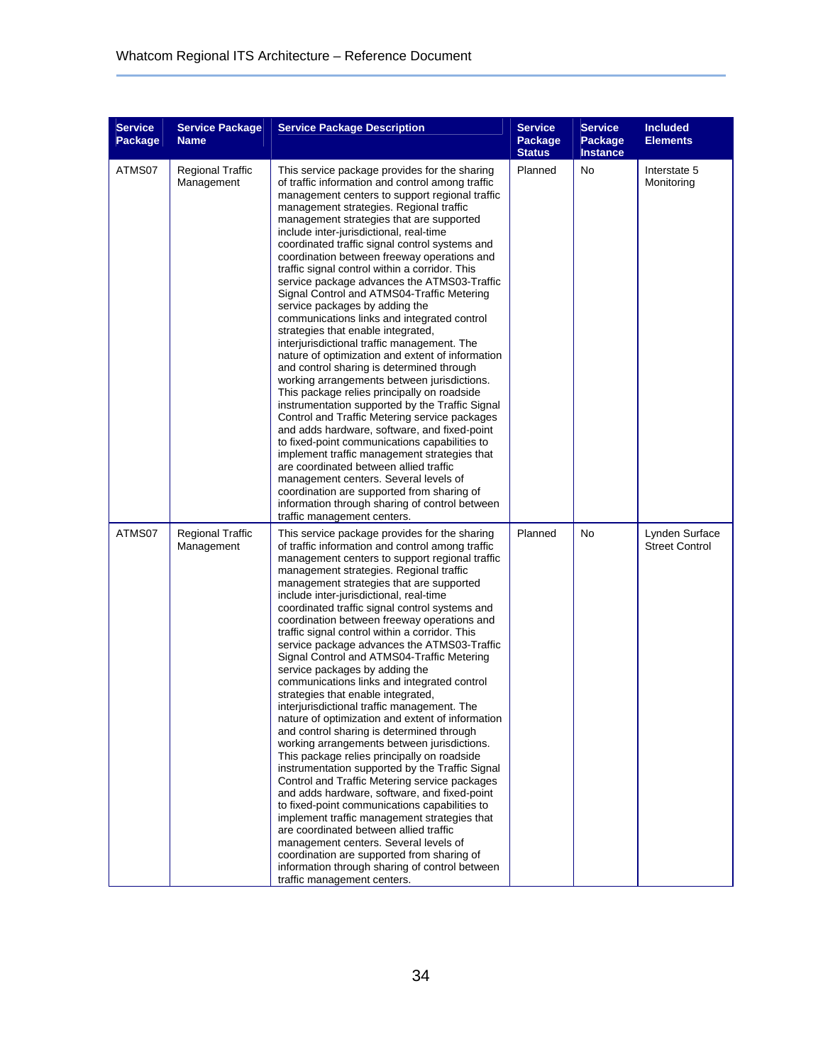| Service Package | Service Package Name | Service Package Description | Service Package Status | Service Package Instance | Included Elements |
|---|---|---|---|---|---|
| ATMS07 | Regional Traffic Management | This service package provides for the sharing of traffic information and control among traffic management centers to support regional traffic management strategies. Regional traffic management strategies that are supported include inter-jurisdictional, real-time coordinated traffic signal control systems and coordination between freeway operations and traffic signal control within a corridor. This service package advances the ATMS03-Traffic Signal Control and ATMS04-Traffic Metering service packages by adding the communications links and integrated control strategies that enable integrated, interjurisdictional traffic management. The nature of optimization and extent of information and control sharing is determined through working arrangements between jurisdictions. This package relies principally on roadside instrumentation supported by the Traffic Signal Control and Traffic Metering service packages and adds hardware, software, and fixed-point to fixed-point communications capabilities to implement traffic management strategies that are coordinated between allied traffic management centers. Several levels of coordination are supported from sharing of information through sharing of control between traffic management centers. | Planned | No | Interstate 5 Monitoring |
| ATMS07 | Regional Traffic Management | This service package provides for the sharing of traffic information and control among traffic management centers to support regional traffic management strategies. Regional traffic management strategies that are supported include inter-jurisdictional, real-time coordinated traffic signal control systems and coordination between freeway operations and traffic signal control within a corridor. This service package advances the ATMS03-Traffic Signal Control and ATMS04-Traffic Metering service packages by adding the communications links and integrated control strategies that enable integrated, interjurisdictional traffic management. The nature of optimization and extent of information and control sharing is determined through working arrangements between jurisdictions. This package relies principally on roadside instrumentation supported by the Traffic Signal Control and Traffic Metering service packages and adds hardware, software, and fixed-point to fixed-point communications capabilities to implement traffic management strategies that are coordinated between allied traffic management centers. Several levels of coordination are supported from sharing of information through sharing of control between traffic management centers. | Planned | No | Lynden Surface Street Control |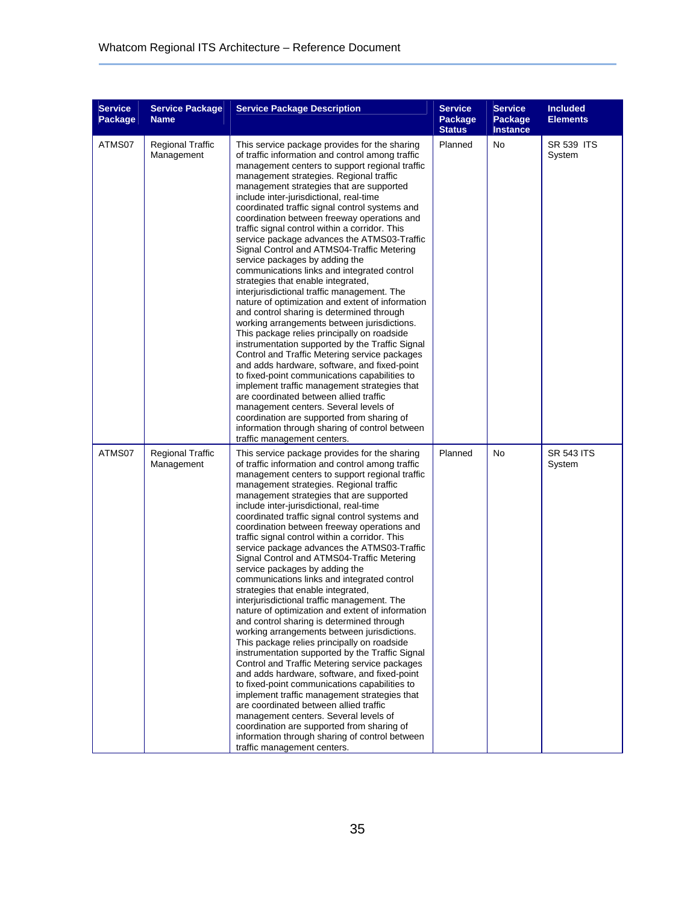| Service Package | Service Package Name | Service Package Description | Service Package Status | Service Package Instance | Included Elements |
|---|---|---|---|---|---|
| ATMS07 | Regional Traffic Management | This service package provides for the sharing of traffic information and control among traffic management centers to support regional traffic management strategies. Regional traffic management strategies that are supported include inter-jurisdictional, real-time coordinated traffic signal control systems and coordination between freeway operations and traffic signal control within a corridor. This service package advances the ATMS03-Traffic Signal Control and ATMS04-Traffic Metering service packages by adding the communications links and integrated control strategies that enable integrated, interjurisdictional traffic management. The nature of optimization and extent of information and control sharing is determined through working arrangements between jurisdictions. This package relies principally on roadside instrumentation supported by the Traffic Signal Control and Traffic Metering service packages and adds hardware, software, and fixed-point to fixed-point communications capabilities to implement traffic management strategies that are coordinated between allied traffic management centers. Several levels of coordination are supported from sharing of information through sharing of control between traffic management centers. | Planned | No | SR 539 ITS System |
| ATMS07 | Regional Traffic Management | This service package provides for the sharing of traffic information and control among traffic management centers to support regional traffic management strategies. Regional traffic management strategies that are supported include inter-jurisdictional, real-time coordinated traffic signal control systems and coordination between freeway operations and traffic signal control within a corridor. This service package advances the ATMS03-Traffic Signal Control and ATMS04-Traffic Metering service packages by adding the communications links and integrated control strategies that enable integrated, interjurisdictional traffic management. The nature of optimization and extent of information and control sharing is determined through working arrangements between jurisdictions. This package relies principally on roadside instrumentation supported by the Traffic Signal Control and Traffic Metering service packages and adds hardware, software, and fixed-point to fixed-point communications capabilities to implement traffic management strategies that are coordinated between allied traffic management centers. Several levels of coordination are supported from sharing of information through sharing of control between traffic management centers. | Planned | No | SR 543 ITS System |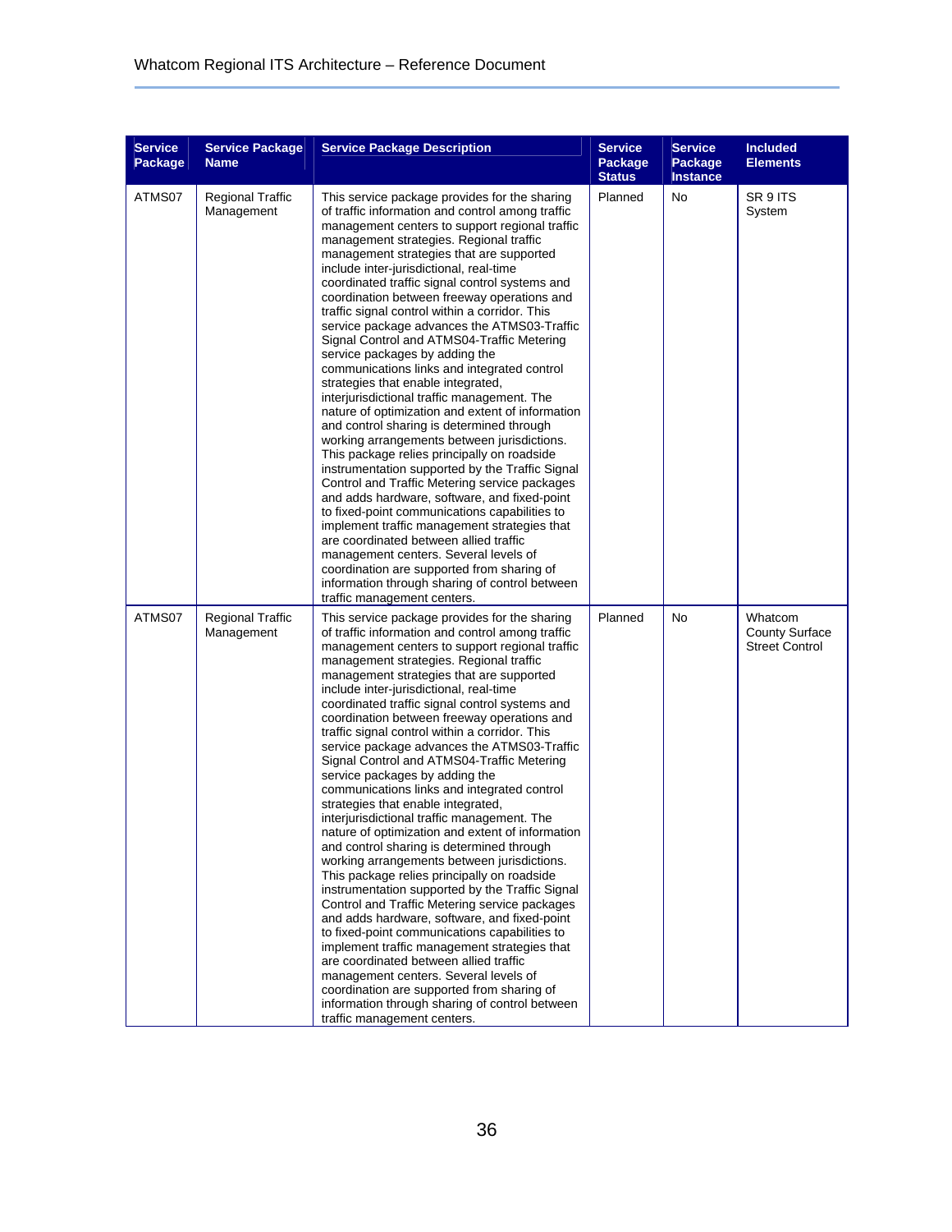| Service Package | Service Package Name | Service Package Description | Service Package Status | Service Package Instance | Included Elements |
|---|---|---|---|---|---|
| ATMS07 | Regional Traffic Management | This service package provides for the sharing of traffic information and control among traffic management centers to support regional traffic management strategies. Regional traffic management strategies that are supported include inter-jurisdictional, real-time coordinated traffic signal control systems and coordination between freeway operations and traffic signal control within a corridor. This service package advances the ATMS03-Traffic Signal Control and ATMS04-Traffic Metering service packages by adding the communications links and integrated control strategies that enable integrated, interjurisdictional traffic management. The nature of optimization and extent of information and control sharing is determined through working arrangements between jurisdictions. This package relies principally on roadside instrumentation supported by the Traffic Signal Control and Traffic Metering service packages and adds hardware, software, and fixed-point to fixed-point communications capabilities to implement traffic management strategies that are coordinated between allied traffic management centers. Several levels of coordination are supported from sharing of information through sharing of control between traffic management centers. | Planned | No | SR 9 ITS System |
| ATMS07 | Regional Traffic Management | This service package provides for the sharing of traffic information and control among traffic management centers to support regional traffic management strategies. Regional traffic management strategies that are supported include inter-jurisdictional, real-time coordinated traffic signal control systems and coordination between freeway operations and traffic signal control within a corridor. This service package advances the ATMS03-Traffic Signal Control and ATMS04-Traffic Metering service packages by adding the communications links and integrated control strategies that enable integrated, interjurisdictional traffic management. The nature of optimization and extent of information and control sharing is determined through working arrangements between jurisdictions. This package relies principally on roadside instrumentation supported by the Traffic Signal Control and Traffic Metering service packages and adds hardware, software, and fixed-point to fixed-point communications capabilities to implement traffic management strategies that are coordinated between allied traffic management centers. Several levels of coordination are supported from sharing of information through sharing of control between traffic management centers. | Planned | No | Whatcom County Surface Street Control |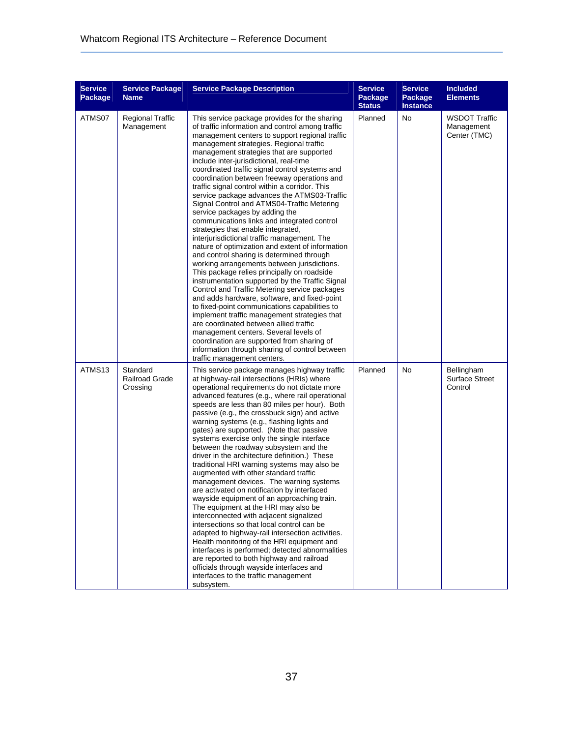| Service Package | Service Package Name | Service Package Description | Service Package Status | Service Package Instance | Included Elements |
|---|---|---|---|---|---|
| ATMS07 | Regional Traffic Management | This service package provides for the sharing of traffic information and control among traffic management centers to support regional traffic management strategies. Regional traffic management strategies that are supported include inter-jurisdictional, real-time coordinated traffic signal control systems and coordination between freeway operations and traffic signal control within a corridor. This service package advances the ATMS03-Traffic Signal Control and ATMS04-Traffic Metering service packages by adding the communications links and integrated control strategies that enable integrated, interjurisdictional traffic management. The nature of optimization and extent of information and control sharing is determined through working arrangements between jurisdictions. This package relies principally on roadside instrumentation supported by the Traffic Signal Control and Traffic Metering service packages and adds hardware, software, and fixed-point to fixed-point communications capabilities to implement traffic management strategies that are coordinated between allied traffic management centers. Several levels of coordination are supported from sharing of information through sharing of control between traffic management centers. | Planned | No | WSDOT Traffic Management Center (TMC) |
| ATMS13 | Standard Railroad Grade Crossing | This service package manages highway traffic at highway-rail intersections (HRIs) where operational requirements do not dictate more advanced features (e.g., where rail operational speeds are less than 80 miles per hour). Both passive (e.g., the crossbuck sign) and active warning systems (e.g., flashing lights and gates) are supported. (Note that passive systems exercise only the single interface between the roadway subsystem and the driver in the architecture definition.) These traditional HRI warning systems may also be augmented with other standard traffic management devices. The warning systems are activated on notification by interfaced wayside equipment of an approaching train. The equipment at the HRI may also be interconnected with adjacent signalized intersections so that local control can be adapted to highway-rail intersection activities. Health monitoring of the HRI equipment and interfaces is performed; detected abnormalities are reported to both highway and railroad officials through wayside interfaces and interfaces to the traffic management subsystem. | Planned | No | Bellingham Surface Street Control |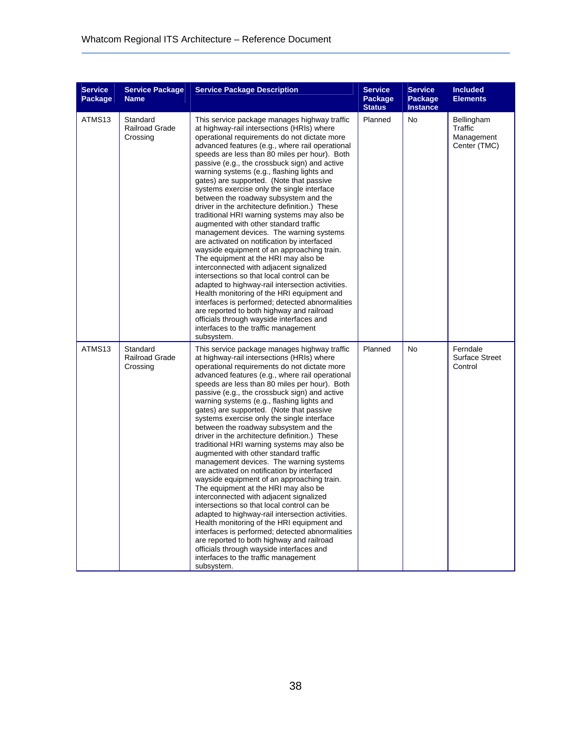| Service Package | Service Package Name | Service Package Description | Service Package Status | Service Package Instance | Included Elements |
|---|---|---|---|---|---|
| ATMS13 | Standard Railroad Grade Crossing | This service package manages highway traffic at highway-rail intersections (HRIs) where operational requirements do not dictate more advanced features (e.g., where rail operational speeds are less than 80 miles per hour). Both passive (e.g., the crossbuck sign) and active warning systems (e.g., flashing lights and gates) are supported. (Note that passive systems exercise only the single interface between the roadway subsystem and the driver in the architecture definition.) These traditional HRI warning systems may also be augmented with other standard traffic management devices. The warning systems are activated on notification by interfaced wayside equipment of an approaching train. The equipment at the HRI may also be interconnected with adjacent signalized intersections so that local control can be adapted to highway-rail intersection activities. Health monitoring of the HRI equipment and interfaces is performed; detected abnormalities are reported to both highway and railroad officials through wayside interfaces and interfaces to the traffic management subsystem. | Planned | No | Bellingham Traffic Management Center (TMC) |
| ATMS13 | Standard Railroad Grade Crossing | This service package manages highway traffic at highway-rail intersections (HRIs) where operational requirements do not dictate more advanced features (e.g., where rail operational speeds are less than 80 miles per hour). Both passive (e.g., the crossbuck sign) and active warning systems (e.g., flashing lights and gates) are supported. (Note that passive systems exercise only the single interface between the roadway subsystem and the driver in the architecture definition.) These traditional HRI warning systems may also be augmented with other standard traffic management devices. The warning systems are activated on notification by interfaced wayside equipment of an approaching train. The equipment at the HRI may also be interconnected with adjacent signalized intersections so that local control can be adapted to highway-rail intersection activities. Health monitoring of the HRI equipment and interfaces is performed; detected abnormalities are reported to both highway and railroad officials through wayside interfaces and interfaces to the traffic management subsystem. | Planned | No | Ferndale Surface Street Control |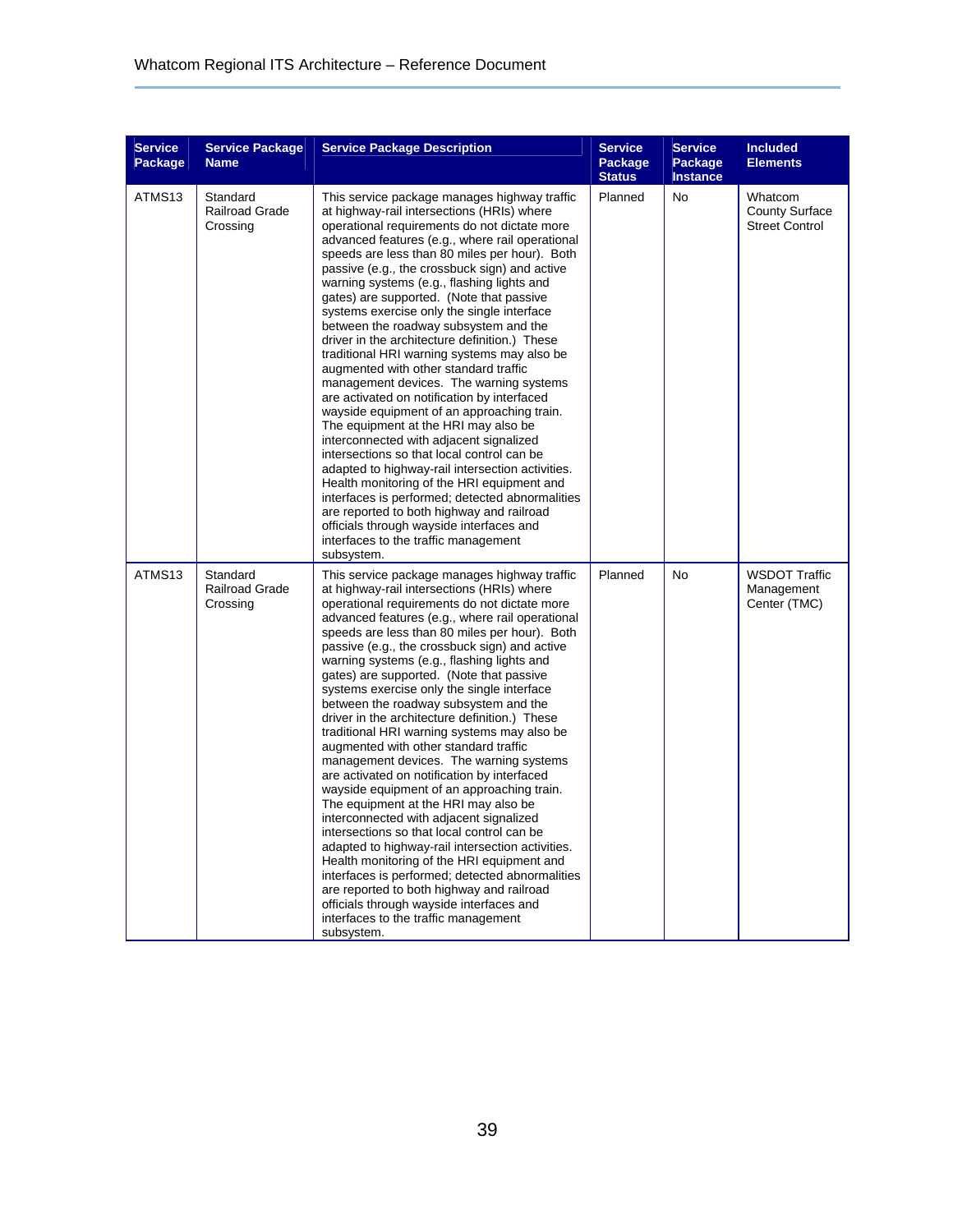| Service Package | Service Package Name | Service Package Description | Service Package Status | Service Package Instance | Included Elements |
|---|---|---|---|---|---|
| ATMS13 | Standard Railroad Grade Crossing | This service package manages highway traffic at highway-rail intersections (HRIs) where operational requirements do not dictate more advanced features (e.g., where rail operational speeds are less than 80 miles per hour). Both passive (e.g., the crossbuck sign) and active warning systems (e.g., flashing lights and gates) are supported. (Note that passive systems exercise only the single interface between the roadway subsystem and the driver in the architecture definition.) These traditional HRI warning systems may also be augmented with other standard traffic management devices. The warning systems are activated on notification by interfaced wayside equipment of an approaching train. The equipment at the HRI may also be interconnected with adjacent signalized intersections so that local control can be adapted to highway-rail intersection activities. Health monitoring of the HRI equipment and interfaces is performed; detected abnormalities are reported to both highway and railroad officials through wayside interfaces and interfaces to the traffic management subsystem. | Planned | No | Whatcom County Surface Street Control |
| ATMS13 | Standard Railroad Grade Crossing | This service package manages highway traffic at highway-rail intersections (HRIs) where operational requirements do not dictate more advanced features (e.g., where rail operational speeds are less than 80 miles per hour). Both passive (e.g., the crossbuck sign) and active warning systems (e.g., flashing lights and gates) are supported. (Note that passive systems exercise only the single interface between the roadway subsystem and the driver in the architecture definition.) These traditional HRI warning systems may also be augmented with other standard traffic management devices. The warning systems are activated on notification by interfaced wayside equipment of an approaching train. The equipment at the HRI may also be interconnected with adjacent signalized intersections so that local control can be adapted to highway-rail intersection activities. Health monitoring of the HRI equipment and interfaces is performed; detected abnormalities are reported to both highway and railroad officials through wayside interfaces and interfaces to the traffic management subsystem. | Planned | No | WSDOT Traffic Management Center (TMC) |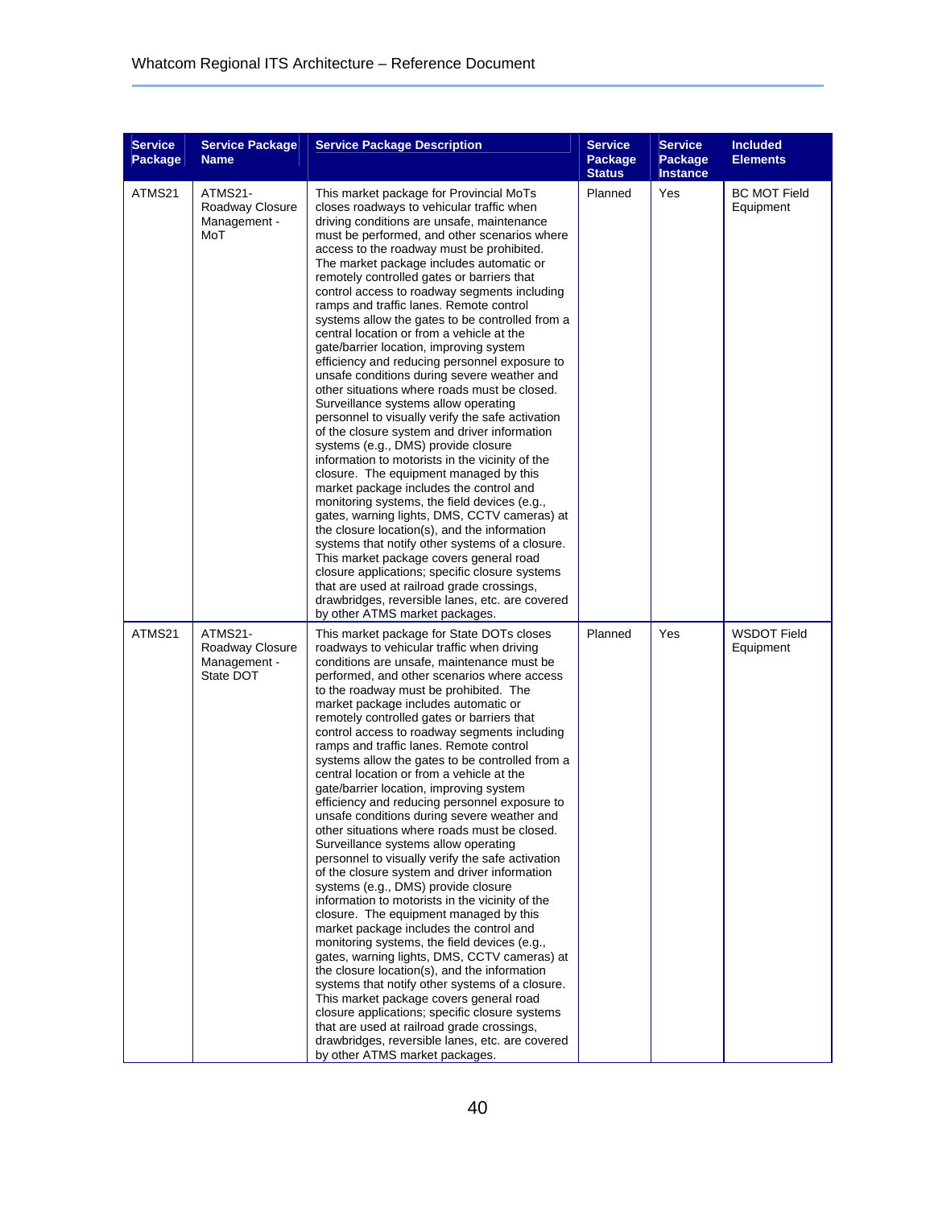| Service Package | Service Package Name | Service Package Description | Service Package Status | Service Package Instance | Included Elements |
|---|---|---|---|---|---|
| ATMS21 | ATMS21- Roadway Closure Management - MoT | This market package for Provincial MoTs closes roadways to vehicular traffic when driving conditions are unsafe, maintenance must be performed, and other scenarios where access to the roadway must be prohibited. The market package includes automatic or remotely controlled gates or barriers that control access to roadway segments including ramps and traffic lanes. Remote control systems allow the gates to be controlled from a central location or from a vehicle at the gate/barrier location, improving system efficiency and reducing personnel exposure to unsafe conditions during severe weather and other situations where roads must be closed. Surveillance systems allow operating personnel to visually verify the safe activation of the closure system and driver information systems (e.g., DMS) provide closure information to motorists in the vicinity of the closure. The equipment managed by this market package includes the control and monitoring systems, the field devices (e.g., gates, warning lights, DMS, CCTV cameras) at the closure location(s), and the information systems that notify other systems of a closure. This market package covers general road closure applications; specific closure systems that are used at railroad grade crossings, drawbridges, reversible lanes, etc. are covered by other ATMS market packages. | Planned | Yes | BC MOT Field Equipment |
| ATMS21 | ATMS21- Roadway Closure Management - State DOT | This market package for State DOTs closes roadways to vehicular traffic when driving conditions are unsafe, maintenance must be performed, and other scenarios where access to the roadway must be prohibited. The market package includes automatic or remotely controlled gates or barriers that control access to roadway segments including ramps and traffic lanes. Remote control systems allow the gates to be controlled from a central location or from a vehicle at the gate/barrier location, improving system efficiency and reducing personnel exposure to unsafe conditions during severe weather and other situations where roads must be closed. Surveillance systems allow operating personnel to visually verify the safe activation of the closure system and driver information systems (e.g., DMS) provide closure information to motorists in the vicinity of the closure. The equipment managed by this market package includes the control and monitoring systems, the field devices (e.g., gates, warning lights, DMS, CCTV cameras) at the closure location(s), and the information systems that notify other systems of a closure. This market package covers general road closure applications; specific closure systems that are used at railroad grade crossings, drawbridges, reversible lanes, etc. are covered by other ATMS market packages. | Planned | Yes | WSDOT Field Equipment |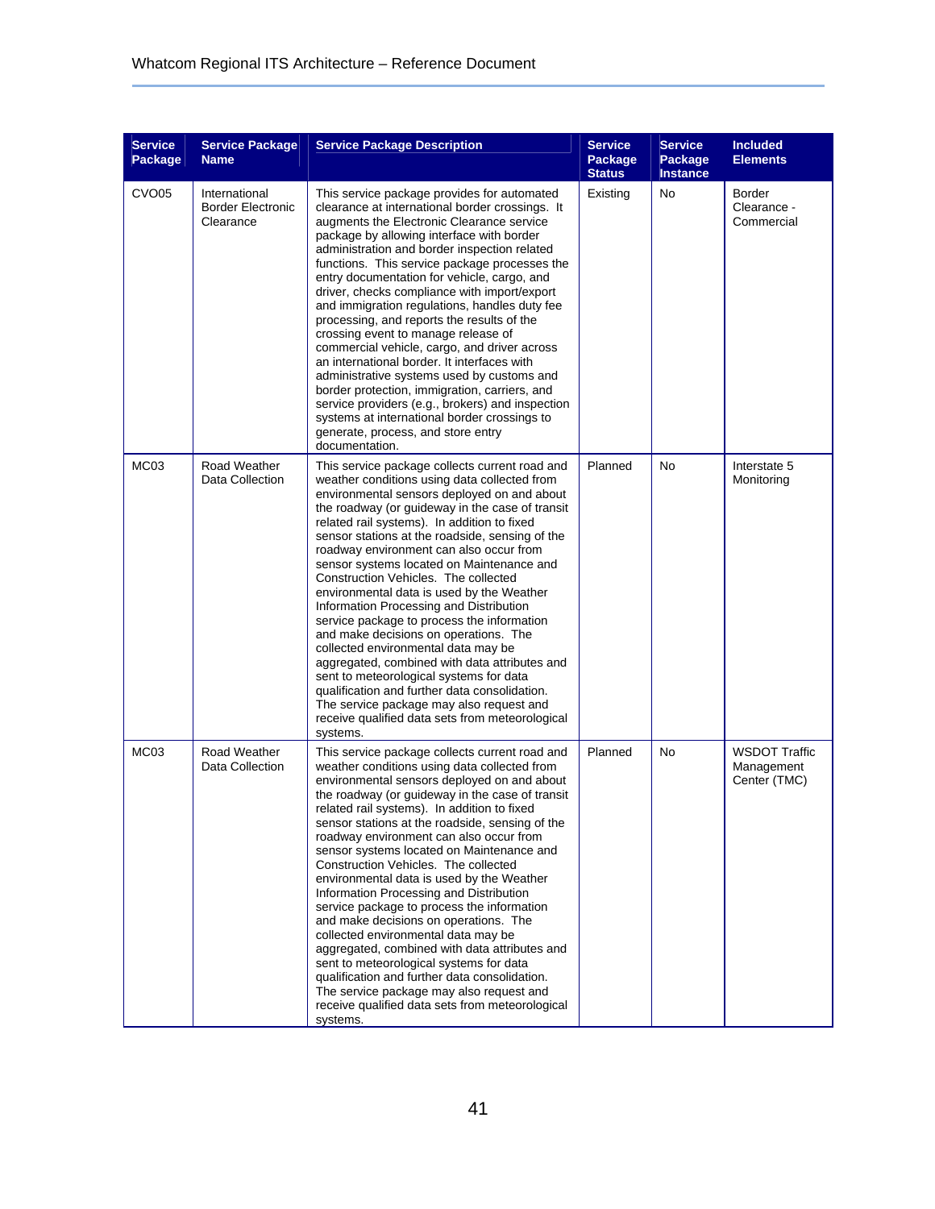| Service Package | Service Package Name | Service Package Description | Service Package Status | Service Package Instance | Included Elements |
|---|---|---|---|---|---|
| CVO05 | International Border Electronic Clearance | This service package provides for automated clearance at international border crossings. It augments the Electronic Clearance service package by allowing interface with border administration and border inspection related functions. This service package processes the entry documentation for vehicle, cargo, and driver, checks compliance with import/export and immigration regulations, handles duty fee processing, and reports the results of the crossing event to manage release of commercial vehicle, cargo, and driver across an international border. It interfaces with administrative systems used by customs and border protection, immigration, carriers, and service providers (e.g., brokers) and inspection systems at international border crossings to generate, process, and store entry documentation. | Existing | No | Border Clearance - Commercial |
| MC03 | Road Weather Data Collection | This service package collects current road and weather conditions using data collected from environmental sensors deployed on and about the roadway (or guideway in the case of transit related rail systems). In addition to fixed sensor stations at the roadside, sensing of the roadway environment can also occur from sensor systems located on Maintenance and Construction Vehicles. The collected environmental data is used by the Weather Information Processing and Distribution service package to process the information and make decisions on operations. The collected environmental data may be aggregated, combined with data attributes and sent to meteorological systems for data qualification and further data consolidation. The service package may also request and receive qualified data sets from meteorological systems. | Planned | No | Interstate 5 Monitoring |
| MC03 | Road Weather Data Collection | This service package collects current road and weather conditions using data collected from environmental sensors deployed on and about the roadway (or guideway in the case of transit related rail systems). In addition to fixed sensor stations at the roadside, sensing of the roadway environment can also occur from sensor systems located on Maintenance and Construction Vehicles. The collected environmental data is used by the Weather Information Processing and Distribution service package to process the information and make decisions on operations. The collected environmental data may be aggregated, combined with data attributes and sent to meteorological systems for data qualification and further data consolidation. The service package may also request and receive qualified data sets from meteorological systems. | Planned | No | WSDOT Traffic Management Center (TMC) |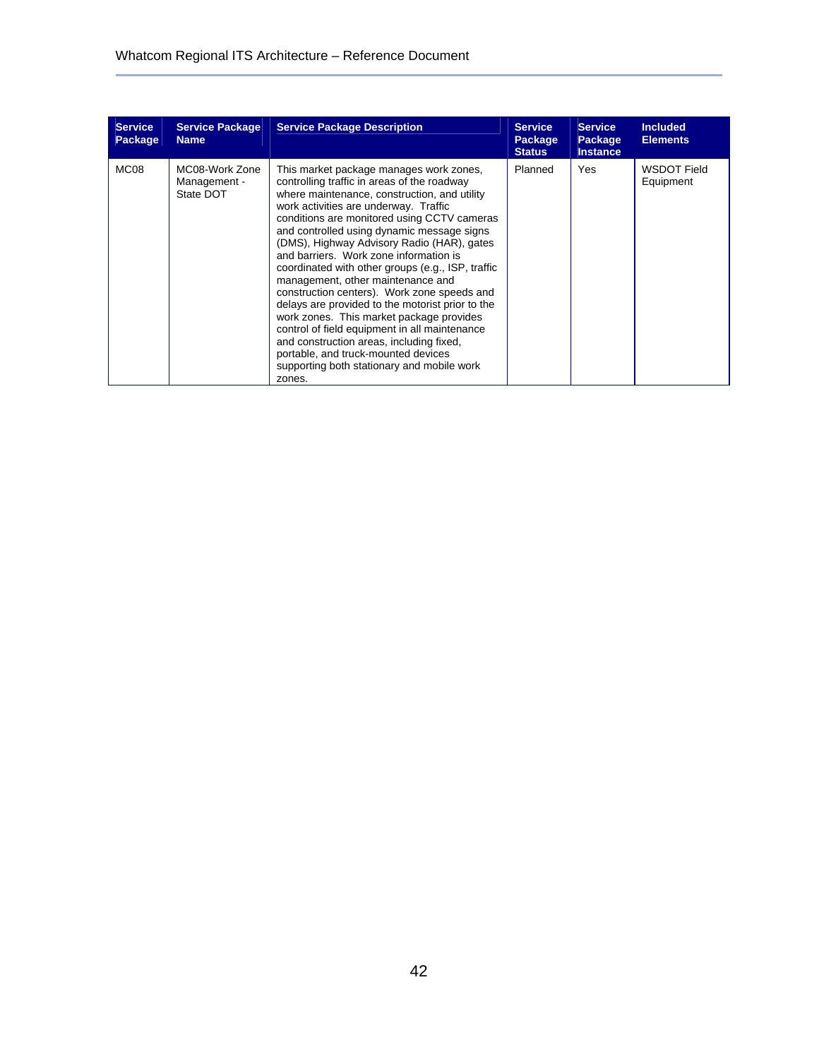| Service Package | Service Package Name | Service Package Description | Service Package Status | Service Package Instance | Included Elements |
|---|---|---|---|---|---|
| MC08 | MC08-Work Zone Management - State DOT | This market package manages work zones, controlling traffic in areas of the roadway where maintenance, construction, and utility work activities are underway. Traffic conditions are monitored using CCTV cameras and controlled using dynamic message signs (DMS), Highway Advisory Radio (HAR), gates and barriers. Work zone information is coordinated with other groups (e.g., ISP, traffic management, other maintenance and construction centers). Work zone speeds and delays are provided to the motorist prior to the work zones. This market package provides control of field equipment in all maintenance and construction areas, including fixed, portable, and truck-mounted devices supporting both stationary and mobile work zones. | Planned | Yes | WSDOT Field Equipment |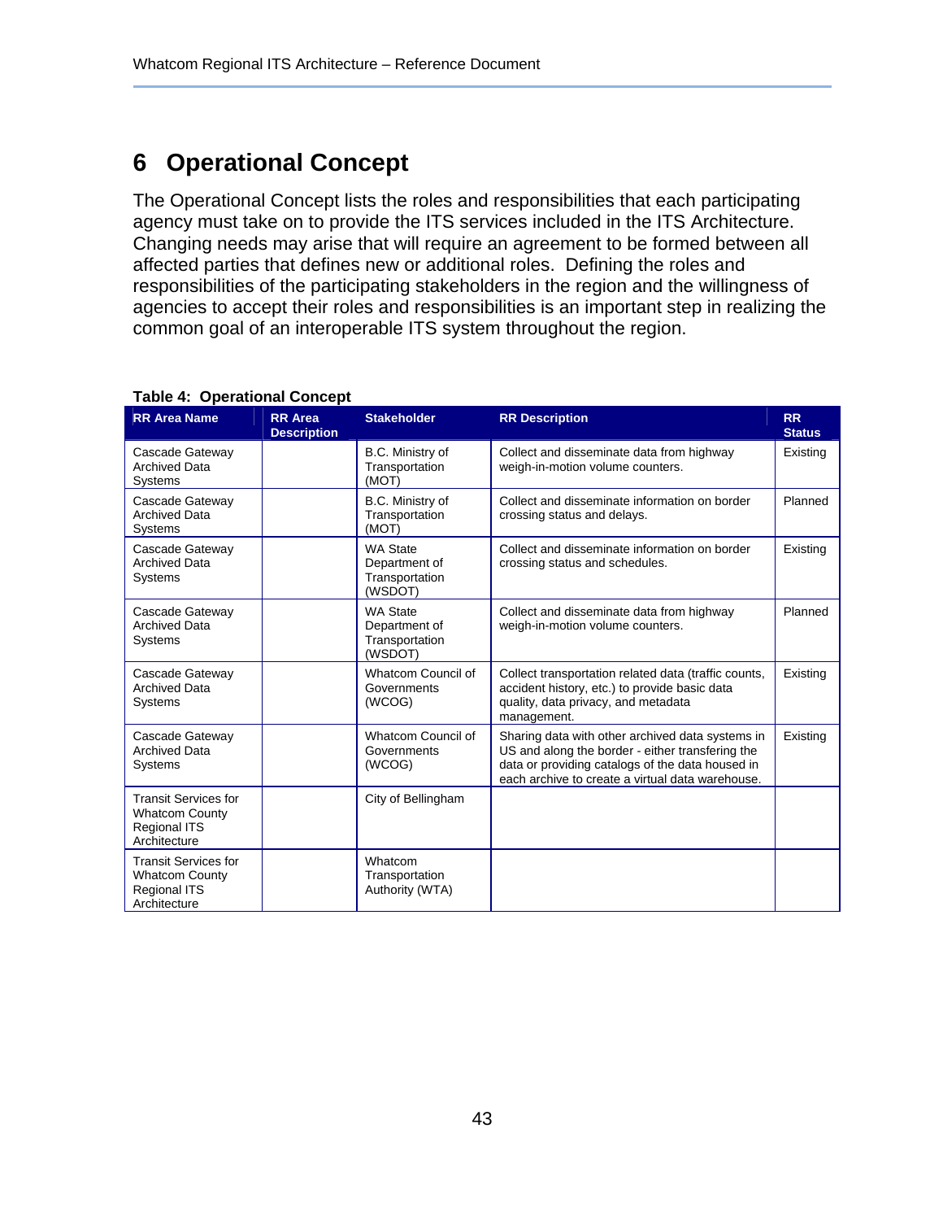# 6 Operational Concept

The Operational Concept lists the roles and responsibilities that each participating agency must take on to provide the ITS services included in the ITS Architecture. Changing needs may arise that will require an agreement to be formed between all affected parties that defines new or additional roles. Defining the roles and responsibilities of the participating stakeholders in the region and the willingness of agencies to accept their roles and responsibilities is an important step in realizing the common goal of an interoperable ITS system throughout the region.

**Table 4: Operational Concept**

| RR Area Name | RR Area Description | Stakeholder | RR Description | RR Status |
|---|---|---|---|---|
| Cascade Gateway Archived Data Systems | | B.C. Ministry of Transportation (MOT) | Collect and disseminate data from highway weigh-in-motion volume counters. | Existing |
| Cascade Gateway Archived Data Systems | | B.C. Ministry of Transportation (MOT) | Collect and disseminate information on border crossing status and delays. | Planned |
| Cascade Gateway Archived Data Systems | | WA State Department of Transportation (WSDOT) | Collect and disseminate information on border crossing status and schedules. | Existing |
| Cascade Gateway Archived Data Systems | | WA State Department of Transportation (WSDOT) | Collect and disseminate data from highway weigh-in-motion volume counters. | Planned |
| Cascade Gateway Archived Data Systems | | Whatcom Council of Governments (WCOG) | Collect transportation related data (traffic counts, accident history, etc.) to provide basic data quality, data privacy, and metadata management. | Existing |
| Cascade Gateway Archived Data Systems | | Whatcom Council of Governments (WCOG) | Sharing data with other archived data systems in US and along the border - either transfering the data or providing catalogs of the data housed in each archive to create a virtual data warehouse. | Existing |
| Transit Services for Whatcom County Regional ITS Architecture | | City of Bellingham | | |
| Transit Services for Whatcom County Regional ITS Architecture | | Whatcom Transportation Authority (WTA) | | |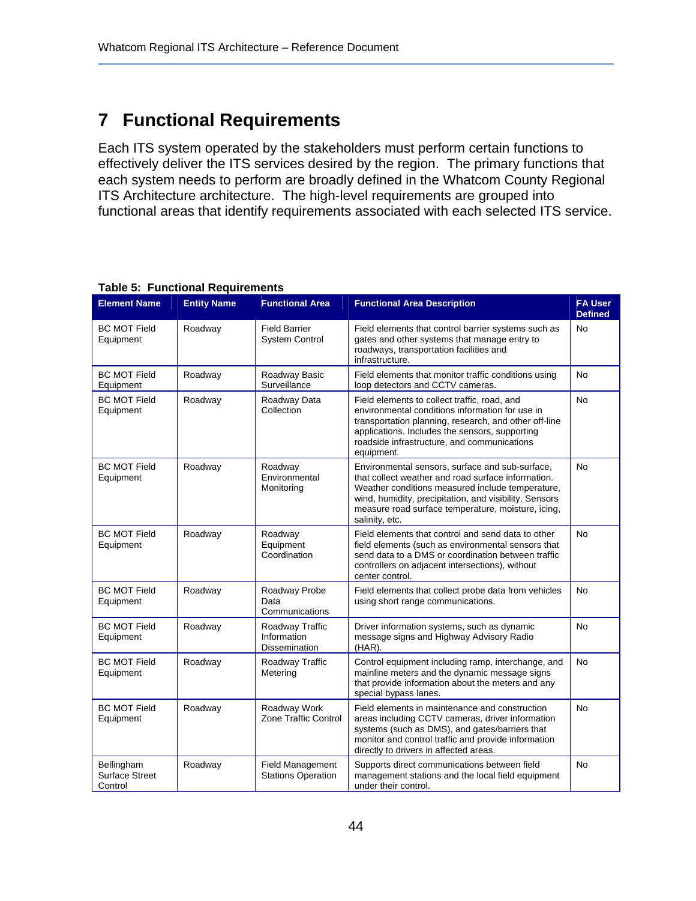# 7 Functional Requirements

Each ITS system operated by the stakeholders must perform certain functions to effectively deliver the ITS services desired by the region. The primary functions that each system needs to perform are broadly defined in the Whatcom County Regional ITS Architecture architecture. The high-level requirements are grouped into functional areas that identify requirements associated with each selected ITS service.

**Table 5: Functional Requirements**

| Element Name | Entity Name | Functional Area | Functional Area Description | FA User Defined |
|---|---|---|---|---|
| BC MOT Field Equipment | Roadway | Field Barrier System Control | Field elements that control barrier systems such as gates and other systems that manage entry to roadways, transportation facilities and infrastructure. | No |
| BC MOT Field Equipment | Roadway | Roadway Basic Surveillance | Field elements that monitor traffic conditions using loop detectors and CCTV cameras. | No |
| BC MOT Field Equipment | Roadway | Roadway Data Collection | Field elements to collect traffic, road, and environmental conditions information for use in transportation planning, research, and other off-line applications. Includes the sensors, supporting roadside infrastructure, and communications equipment. | No |
| BC MOT Field Equipment | Roadway | Roadway Environmental Monitoring | Environmental sensors, surface and sub-surface, that collect weather and road surface information. Weather conditions measured include temperature, wind, humidity, precipitation, and visibility. Sensors measure road surface temperature, moisture, icing, salinity, etc. | No |
| BC MOT Field Equipment | Roadway | Roadway Equipment Coordination | Field elements that control and send data to other field elements (such as environmental sensors that send data to a DMS or coordination between traffic controllers on adjacent intersections), without center control. | No |
| BC MOT Field Equipment | Roadway | Roadway Probe Data Communications | Field elements that collect probe data from vehicles using short range communications. | No |
| BC MOT Field Equipment | Roadway | Roadway Traffic Information Dissemination | Driver information systems, such as dynamic message signs and Highway Advisory Radio (HAR). | No |
| BC MOT Field Equipment | Roadway | Roadway Traffic Metering | Control equipment including ramp, interchange, and mainline meters and the dynamic message signs that provide information about the meters and any special bypass lanes. | No |
| BC MOT Field Equipment | Roadway | Roadway Work Zone Traffic Control | Field elements in maintenance and construction areas including CCTV cameras, driver information systems (such as DMS), and gates/barriers that monitor and control traffic and provide information directly to drivers in affected areas. | No |
| Bellingham Surface Street Control | Roadway | Field Management Stations Operation | Supports direct communications between field management stations and the local field equipment under their control. | No |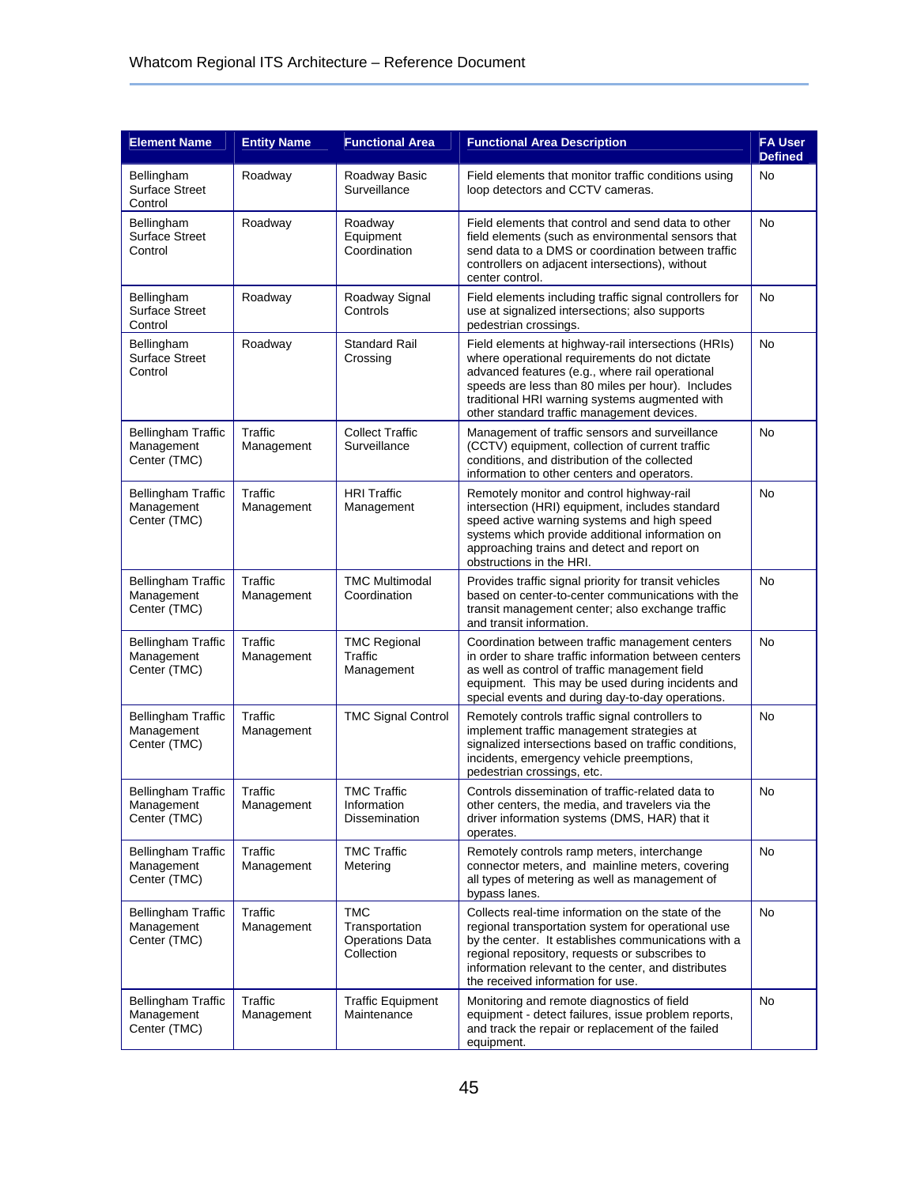| Element Name | Entity Name | Functional Area | Functional Area Description | FA User Defined |
|---|---|---|---|---|
| Bellingham Surface Street Control | Roadway | Roadway Basic Surveillance | Field elements that monitor traffic conditions using loop detectors and CCTV cameras. | No |
| Bellingham Surface Street Control | Roadway | Roadway Equipment Coordination | Field elements that control and send data to other field elements (such as environmental sensors that send data to a DMS or coordination between traffic controllers on adjacent intersections), without center control. | No |
| Bellingham Surface Street Control | Roadway | Roadway Signal Controls | Field elements including traffic signal controllers for use at signalized intersections; also supports pedestrian crossings. | No |
| Bellingham Surface Street Control | Roadway | Standard Rail Crossing | Field elements at highway-rail intersections (HRIs) where operational requirements do not dictate advanced features (e.g., where rail operational speeds are less than 80 miles per hour). Includes traditional HRI warning systems augmented with other standard traffic management devices. | No |
| Bellingham Traffic Management Center (TMC) | Traffic Management | Collect Traffic Surveillance | Management of traffic sensors and surveillance (CCTV) equipment, collection of current traffic conditions, and distribution of the collected information to other centers and operators. | No |
| Bellingham Traffic Management Center (TMC) | Traffic Management | HRI Traffic Management | Remotely monitor and control highway-rail intersection (HRI) equipment, includes standard speed active warning systems and high speed systems which provide additional information on approaching trains and detect and report on obstructions in the HRI. | No |
| Bellingham Traffic Management Center (TMC) | Traffic Management | TMC Multimodal Coordination | Provides traffic signal priority for transit vehicles based on center-to-center communications with the transit management center; also exchange traffic and transit information. | No |
| Bellingham Traffic Management Center (TMC) | Traffic Management | TMC Regional Traffic Management | Coordination between traffic management centers in order to share traffic information between centers as well as control of traffic management field equipment. This may be used during incidents and special events and during day-to-day operations. | No |
| Bellingham Traffic Management Center (TMC) | Traffic Management | TMC Signal Control | Remotely controls traffic signal controllers to implement traffic management strategies at signalized intersections based on traffic conditions, incidents, emergency vehicle preemptions, pedestrian crossings, etc. | No |
| Bellingham Traffic Management Center (TMC) | Traffic Management | TMC Traffic Information Dissemination | Controls dissemination of traffic-related data to other centers, the media, and travelers via the driver information systems (DMS, HAR) that it operates. | No |
| Bellingham Traffic Management Center (TMC) | Traffic Management | TMC Traffic Metering | Remotely controls ramp meters, interchange connector meters, and mainline meters, covering all types of metering as well as management of bypass lanes. | No |
| Bellingham Traffic Management Center (TMC) | Traffic Management | TMC Transportation Operations Data Collection | Collects real-time information on the state of the regional transportation system for operational use by the center. It establishes communications with a regional repository, requests or subscribes to information relevant to the center, and distributes the received information for use. | No |
| Bellingham Traffic Management Center (TMC) | Traffic Management | Traffic Equipment Maintenance | Monitoring and remote diagnostics of field equipment - detect failures, issue problem reports, and track the repair or replacement of the failed equipment. | No |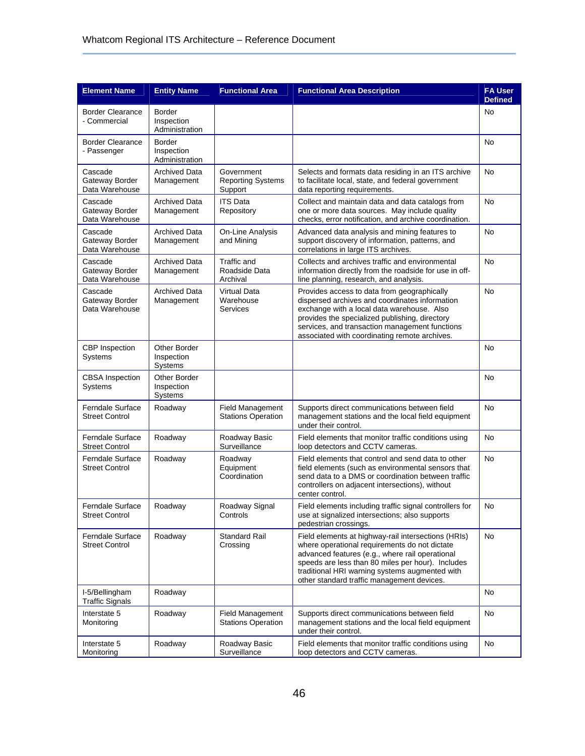| Element Name | Entity Name | Functional Area | Functional Area Description | FA User Defined |
|---|---|---|---|---|
| Border Clearance - Commercial | Border Inspection Administration | | | No |
| Border Clearance - Passenger | Border Inspection Administration | | | No |
| Cascade Gateway Border Data Warehouse | Archived Data Management | Government Reporting Systems Support | Selects and formats data residing in an ITS archive to facilitate local, state, and federal government data reporting requirements. | No |
| Cascade Gateway Border Data Warehouse | Archived Data Management | ITS Data Repository | Collect and maintain data and data catalogs from one or more data sources. May include quality checks, error notification, and archive coordination. | No |
| Cascade Gateway Border Data Warehouse | Archived Data Management | On-Line Analysis and Mining | Advanced data analysis and mining features to support discovery of information, patterns, and correlations in large ITS archives. | No |
| Cascade Gateway Border Data Warehouse | Archived Data Management | Traffic and Roadside Data Archival | Collects and archives traffic and environmental information directly from the roadside for use in off-line planning, research, and analysis. | No |
| Cascade Gateway Border Data Warehouse | Archived Data Management | Virtual Data Warehouse Services | Provides access to data from geographically dispersed archives and coordinates information exchange with a local data warehouse. Also provides the specialized publishing, directory services, and transaction management functions associated with coordinating remote archives. | No |
| CBP Inspection Systems | Other Border Inspection Systems | | | No |
| CBSA Inspection Systems | Other Border Inspection Systems | | | No |
| Ferndale Surface Street Control | Roadway | Field Management Stations Operation | Supports direct communications between field management stations and the local field equipment under their control. | No |
| Ferndale Surface Street Control | Roadway | Roadway Basic Surveillance | Field elements that monitor traffic conditions using loop detectors and CCTV cameras. | No |
| Ferndale Surface Street Control | Roadway | Roadway Equipment Coordination | Field elements that control and send data to other field elements (such as environmental sensors that send data to a DMS or coordination between traffic controllers on adjacent intersections), without center control. | No |
| Ferndale Surface Street Control | Roadway | Roadway Signal Controls | Field elements including traffic signal controllers for use at signalized intersections; also supports pedestrian crossings. | No |
| Ferndale Surface Street Control | Roadway | Standard Rail Crossing | Field elements at highway-rail intersections (HRIs) where operational requirements do not dictate advanced features (e.g., where rail operational speeds are less than 80 miles per hour). Includes traditional HRI warning systems augmented with other standard traffic management devices. | No |
| I-5/Bellingham Traffic Signals | Roadway | | | No |
| Interstate 5 Monitoring | Roadway | Field Management Stations Operation | Supports direct communications between field management stations and the local field equipment under their control. | No |
| Interstate 5 Monitoring | Roadway | Roadway Basic Surveillance | Field elements that monitor traffic conditions using loop detectors and CCTV cameras. | No |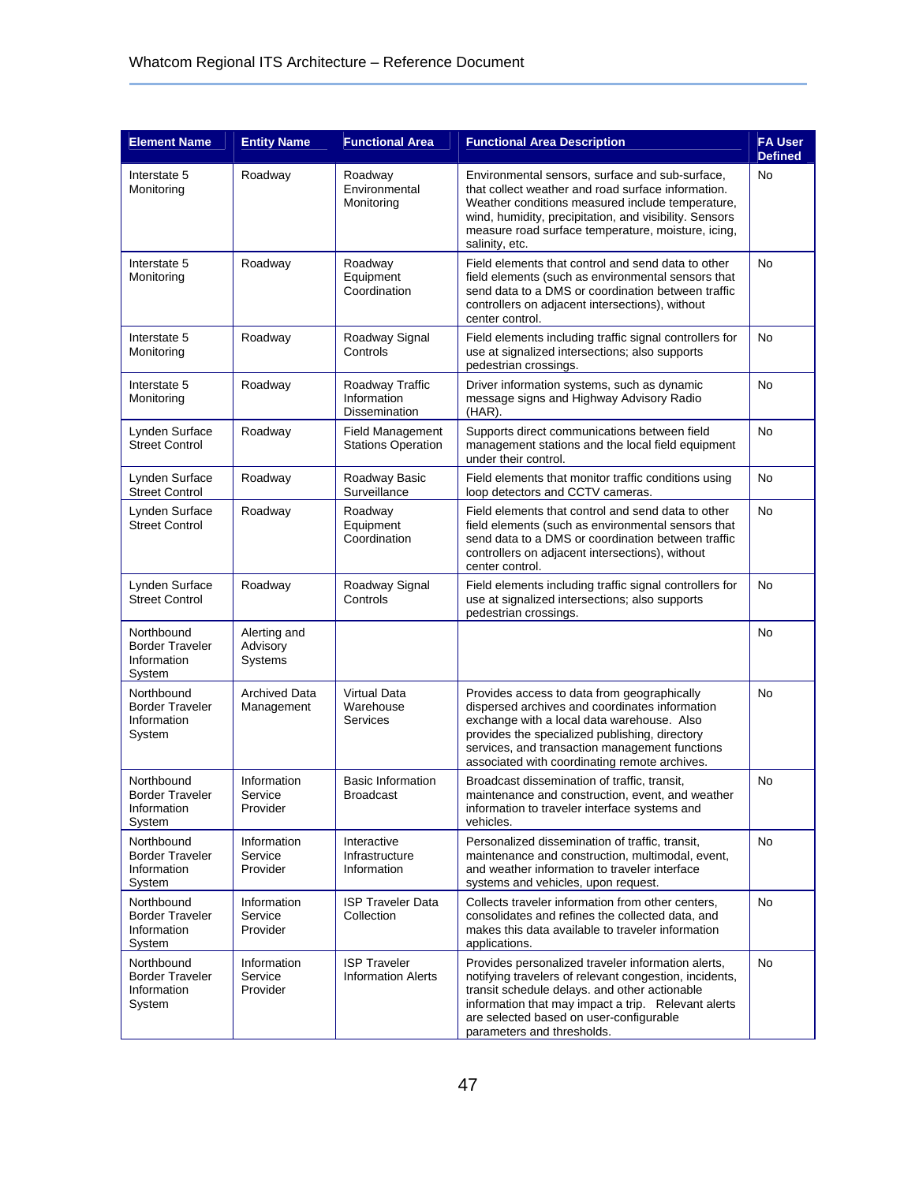| Element Name | Entity Name | Functional Area | Functional Area Description | FA User Defined |
|---|---|---|---|---|
| Interstate 5 Monitoring | Roadway | Roadway Environmental Monitoring | Environmental sensors, surface and sub-surface, that collect weather and road surface information. Weather conditions measured include temperature, wind, humidity, precipitation, and visibility. Sensors measure road surface temperature, moisture, icing, salinity, etc. | No |
| Interstate 5 Monitoring | Roadway | Roadway Equipment Coordination | Field elements that control and send data to other field elements (such as environmental sensors that send data to a DMS or coordination between traffic controllers on adjacent intersections), without center control. | No |
| Interstate 5 Monitoring | Roadway | Roadway Signal Controls | Field elements including traffic signal controllers for use at signalized intersections; also supports pedestrian crossings. | No |
| Interstate 5 Monitoring | Roadway | Roadway Traffic Information Dissemination | Driver information systems, such as dynamic message signs and Highway Advisory Radio (HAR). | No |
| Lynden Surface Street Control | Roadway | Field Management Stations Operation | Supports direct communications between field management stations and the local field equipment under their control. | No |
| Lynden Surface Street Control | Roadway | Roadway Basic Surveillance | Field elements that monitor traffic conditions using loop detectors and CCTV cameras. | No |
| Lynden Surface Street Control | Roadway | Roadway Equipment Coordination | Field elements that control and send data to other field elements (such as environmental sensors that send data to a DMS or coordination between traffic controllers on adjacent intersections), without center control. | No |
| Lynden Surface Street Control | Roadway | Roadway Signal Controls | Field elements including traffic signal controllers for use at signalized intersections; also supports pedestrian crossings. | No |
| Northbound Border Traveler Information System | Alerting and Advisory Systems | | | No |
| Northbound Border Traveler Information System | Archived Data Management | Virtual Data Warehouse Services | Provides access to data from geographically dispersed archives and coordinates information exchange with a local data warehouse. Also provides the specialized publishing, directory services, and transaction management functions associated with coordinating remote archives. | No |
| Northbound Border Traveler Information System | Information Service Provider | Basic Information Broadcast | Broadcast dissemination of traffic, transit, maintenance and construction, event, and weather information to traveler interface systems and vehicles. | No |
| Northbound Border Traveler Information System | Information Service Provider | Interactive Infrastructure Information | Personalized dissemination of traffic, transit, maintenance and construction, multimodal, event, and weather information to traveler interface systems and vehicles, upon request. | No |
| Northbound Border Traveler Information System | Information Service Provider | ISP Traveler Data Collection | Collects traveler information from other centers, consolidates and refines the collected data, and makes this data available to traveler information applications. | No |
| Northbound Border Traveler Information System | Information Service Provider | ISP Traveler Information Alerts | Provides personalized traveler information alerts, notifying travelers of relevant congestion, incidents, transit schedule delays. and other actionable information that may impact a trip. Relevant alerts are selected based on user-configurable parameters and thresholds. | No |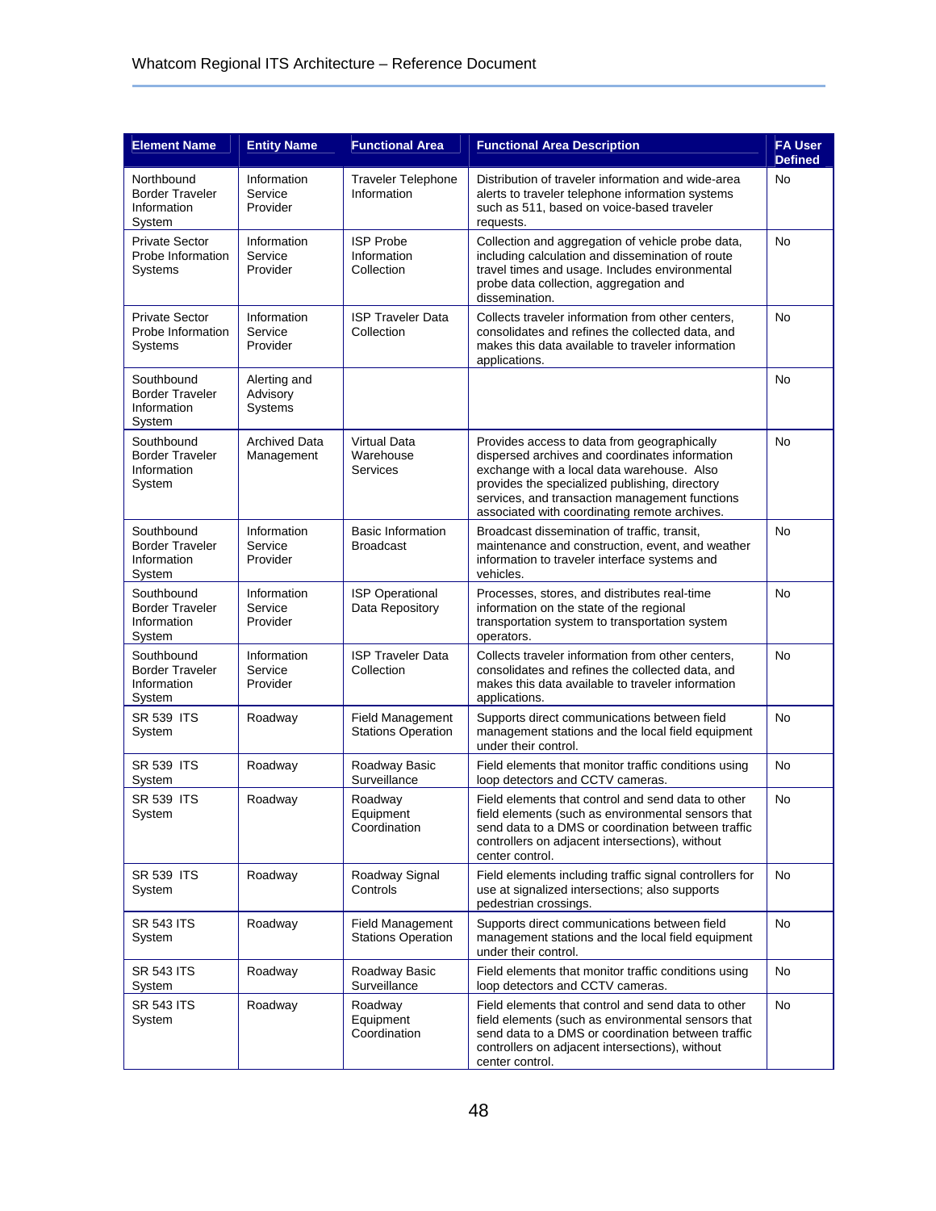| Element Name | Entity Name | Functional Area | Functional Area Description | FA User Defined |
|---|---|---|---|---|
| Northbound Border Traveler Information System | Information Service Provider | Traveler Telephone Information | Distribution of traveler information and wide-area alerts to traveler telephone information systems such as 511, based on voice-based traveler requests. | No |
| Private Sector Probe Information Systems | Information Service Provider | ISP Probe Information Collection | Collection and aggregation of vehicle probe data, including calculation and dissemination of route travel times and usage. Includes environmental probe data collection, aggregation and dissemination. | No |
| Private Sector Probe Information Systems | Information Service Provider | ISP Traveler Data Collection | Collects traveler information from other centers, consolidates and refines the collected data, and makes this data available to traveler information applications. | No |
| Southbound Border Traveler Information System | Alerting and Advisory Systems | | | No |
| Southbound Border Traveler Information System | Archived Data Management | Virtual Data Warehouse Services | Provides access to data from geographically dispersed archives and coordinates information exchange with a local data warehouse. Also provides the specialized publishing, directory services, and transaction management functions associated with coordinating remote archives. | No |
| Southbound Border Traveler Information System | Information Service Provider | Basic Information Broadcast | Broadcast dissemination of traffic, transit, maintenance and construction, event, and weather information to traveler interface systems and vehicles. | No |
| Southbound Border Traveler Information System | Information Service Provider | ISP Operational Data Repository | Processes, stores, and distributes real-time information on the state of the regional transportation system to transportation system operators. | No |
| Southbound Border Traveler Information System | Information Service Provider | ISP Traveler Data Collection | Collects traveler information from other centers, consolidates and refines the collected data, and makes this data available to traveler information applications. | No |
| SR 539 ITS System | Roadway | Field Management Stations Operation | Supports direct communications between field management stations and the local field equipment under their control. | No |
| SR 539 ITS System | Roadway | Roadway Basic Surveillance | Field elements that monitor traffic conditions using loop detectors and CCTV cameras. | No |
| SR 539 ITS System | Roadway | Roadway Equipment Coordination | Field elements that control and send data to other field elements (such as environmental sensors that send data to a DMS or coordination between traffic controllers on adjacent intersections), without center control. | No |
| SR 539 ITS System | Roadway | Roadway Signal Controls | Field elements including traffic signal controllers for use at signalized intersections; also supports pedestrian crossings. | No |
| SR 543 ITS System | Roadway | Field Management Stations Operation | Supports direct communications between field management stations and the local field equipment under their control. | No |
| SR 543 ITS System | Roadway | Roadway Basic Surveillance | Field elements that monitor traffic conditions using loop detectors and CCTV cameras. | No |
| SR 543 ITS System | Roadway | Roadway Equipment Coordination | Field elements that control and send data to other field elements (such as environmental sensors that send data to a DMS or coordination between traffic controllers on adjacent intersections), without center control. | No |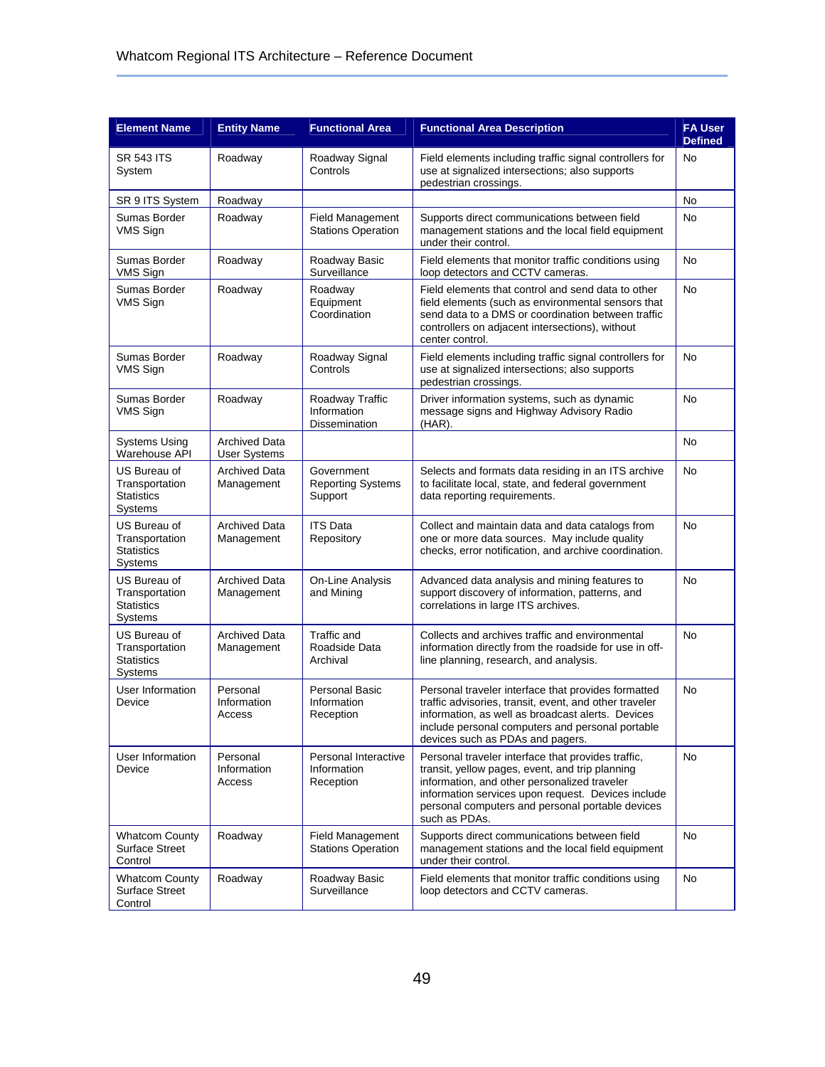| Element Name | Entity Name | Functional Area | Functional Area Description | FA User Defined |
|---|---|---|---|---|
| SR 543 ITS System | Roadway | Roadway Signal Controls | Field elements including traffic signal controllers for use at signalized intersections; also supports pedestrian crossings. | No |
| SR 9 ITS System | Roadway | | | No |
| Sumas Border VMS Sign | Roadway | Field Management Stations Operation | Supports direct communications between field management stations and the local field equipment under their control. | No |
| Sumas Border VMS Sign | Roadway | Roadway Basic Surveillance | Field elements that monitor traffic conditions using loop detectors and CCTV cameras. | No |
| Sumas Border VMS Sign | Roadway | Roadway Equipment Coordination | Field elements that control and send data to other field elements (such as environmental sensors that send data to a DMS or coordination between traffic controllers on adjacent intersections), without center control. | No |
| Sumas Border VMS Sign | Roadway | Roadway Signal Controls | Field elements including traffic signal controllers for use at signalized intersections; also supports pedestrian crossings. | No |
| Sumas Border VMS Sign | Roadway | Roadway Traffic Information Dissemination | Driver information systems, such as dynamic message signs and Highway Advisory Radio (HAR). | No |
| Systems Using Warehouse API | Archived Data User Systems | | | No |
| US Bureau of Transportation Statistics Systems | Archived Data Management | Government Reporting Systems Support | Selects and formats data residing in an ITS archive to facilitate local, state, and federal government data reporting requirements. | No |
| US Bureau of Transportation Statistics Systems | Archived Data Management | ITS Data Repository | Collect and maintain data and data catalogs from one or more data sources. May include quality checks, error notification, and archive coordination. | No |
| US Bureau of Transportation Statistics Systems | Archived Data Management | On-Line Analysis and Mining | Advanced data analysis and mining features to support discovery of information, patterns, and correlations in large ITS archives. | No |
| US Bureau of Transportation Statistics Systems | Archived Data Management | Traffic and Roadside Data Archival | Collects and archives traffic and environmental information directly from the roadside for use in off-line planning, research, and analysis. | No |
| User Information Device | Personal Information Access | Personal Basic Information Reception | Personal traveler interface that provides formatted traffic advisories, transit, event, and other traveler information, as well as broadcast alerts. Devices include personal computers and personal portable devices such as PDAs and pagers. | No |
| User Information Device | Personal Information Access | Personal Interactive Information Reception | Personal traveler interface that provides traffic, transit, yellow pages, event, and trip planning information, and other personalized traveler information services upon request. Devices include personal computers and personal portable devices such as PDAs. | No |
| Whatcom County Surface Street Control | Roadway | Field Management Stations Operation | Supports direct communications between field management stations and the local field equipment under their control. | No |
| Whatcom County Surface Street Control | Roadway | Roadway Basic Surveillance | Field elements that monitor traffic conditions using loop detectors and CCTV cameras. | No |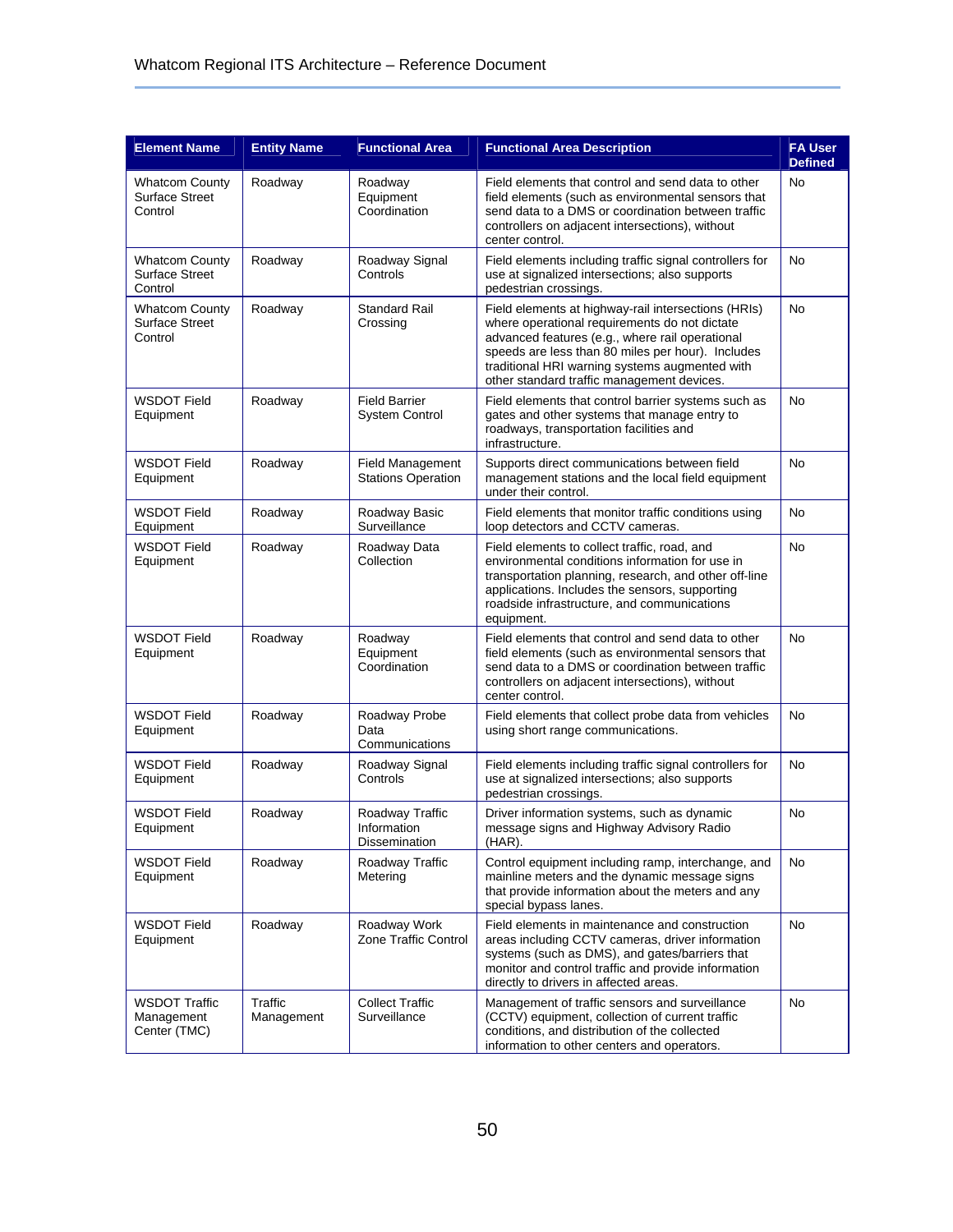| Element Name | Entity Name | Functional Area | Functional Area Description | FA User Defined |
|---|---|---|---|---|
| Whatcom County Surface Street Control | Roadway | Roadway Equipment Coordination | Field elements that control and send data to other field elements (such as environmental sensors that send data to a DMS or coordination between traffic controllers on adjacent intersections), without center control. | No |
| Whatcom County Surface Street Control | Roadway | Roadway Signal Controls | Field elements including traffic signal controllers for use at signalized intersections; also supports pedestrian crossings. | No |
| Whatcom County Surface Street Control | Roadway | Standard Rail Crossing | Field elements at highway-rail intersections (HRIs) where operational requirements do not dictate advanced features (e.g., where rail operational speeds are less than 80 miles per hour). Includes traditional HRI warning systems augmented with other standard traffic management devices. | No |
| WSDOT Field Equipment | Roadway | Field Barrier System Control | Field elements that control barrier systems such as gates and other systems that manage entry to roadways, transportation facilities and infrastructure. | No |
| WSDOT Field Equipment | Roadway | Field Management Stations Operation | Supports direct communications between field management stations and the local field equipment under their control. | No |
| WSDOT Field Equipment | Roadway | Roadway Basic Surveillance | Field elements that monitor traffic conditions using loop detectors and CCTV cameras. | No |
| WSDOT Field Equipment | Roadway | Roadway Data Collection | Field elements to collect traffic, road, and environmental conditions information for use in transportation planning, research, and other off-line applications. Includes the sensors, supporting roadside infrastructure, and communications equipment. | No |
| WSDOT Field Equipment | Roadway | Roadway Equipment Coordination | Field elements that control and send data to other field elements (such as environmental sensors that send data to a DMS or coordination between traffic controllers on adjacent intersections), without center control. | No |
| WSDOT Field Equipment | Roadway | Roadway Probe Data Communications | Field elements that collect probe data from vehicles using short range communications. | No |
| WSDOT Field Equipment | Roadway | Roadway Signal Controls | Field elements including traffic signal controllers for use at signalized intersections; also supports pedestrian crossings. | No |
| WSDOT Field Equipment | Roadway | Roadway Traffic Information Dissemination | Driver information systems, such as dynamic message signs and Highway Advisory Radio (HAR). | No |
| WSDOT Field Equipment | Roadway | Roadway Traffic Metering | Control equipment including ramp, interchange, and mainline meters and the dynamic message signs that provide information about the meters and any special bypass lanes. | No |
| WSDOT Field Equipment | Roadway | Roadway Work Zone Traffic Control | Field elements in maintenance and construction areas including CCTV cameras, driver information systems (such as DMS), and gates/barriers that monitor and control traffic and provide information directly to drivers in affected areas. | No |
| WSDOT Traffic Management Center (TMC) | Traffic Management | Collect Traffic Surveillance | Management of traffic sensors and surveillance (CCTV) equipment, collection of current traffic conditions, and distribution of the collected information to other centers and operators. | No |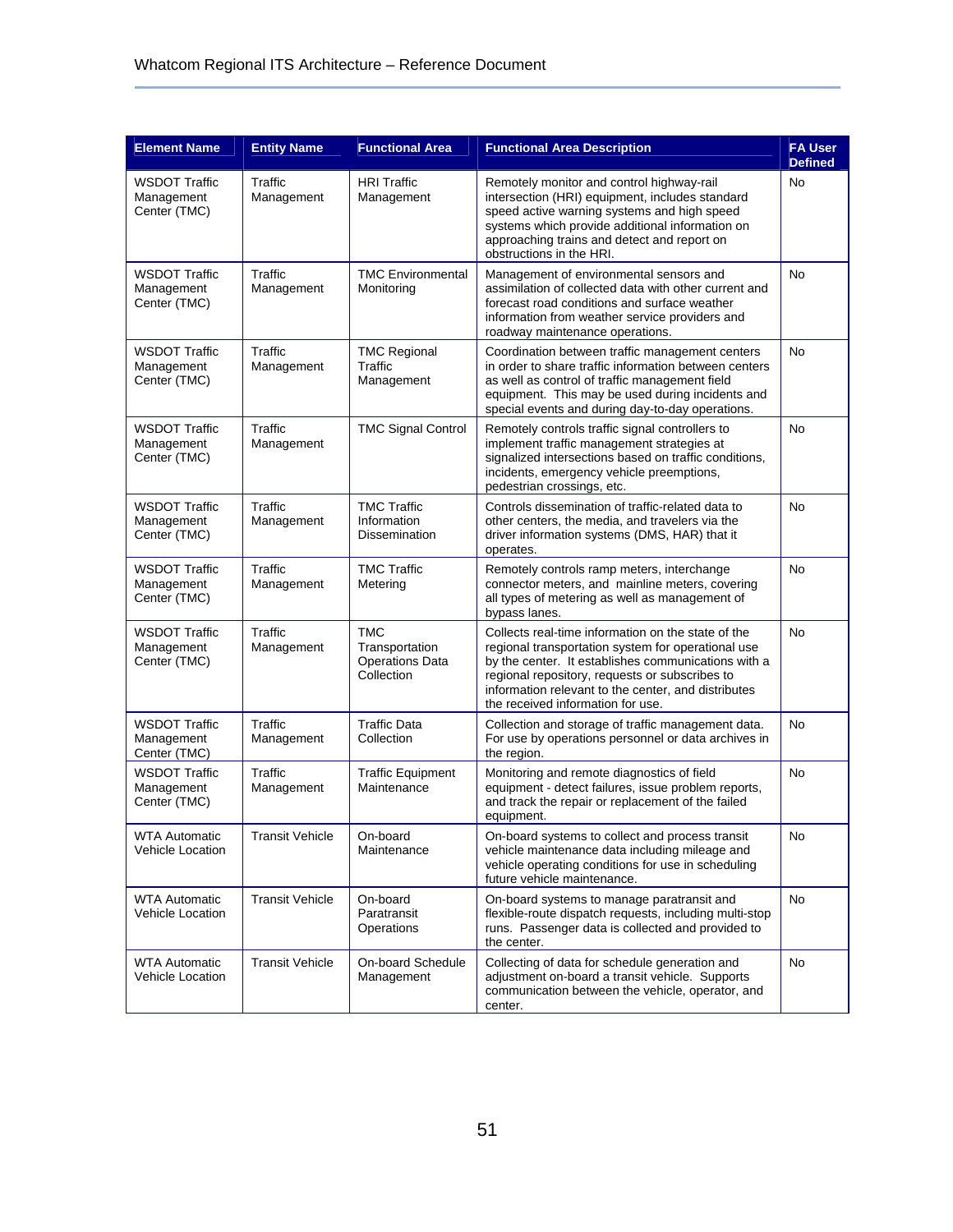| Element Name | Entity Name | Functional Area | Functional Area Description | FA User Defined |
|---|---|---|---|---|
| WSDOT Traffic Management Center (TMC) | Traffic Management | HRI Traffic Management | Remotely monitor and control highway-rail intersection (HRI) equipment, includes standard speed active warning systems and high speed systems which provide additional information on approaching trains and detect and report on obstructions in the HRI. | No |
| WSDOT Traffic Management Center (TMC) | Traffic Management | TMC Environmental Monitoring | Management of environmental sensors and assimilation of collected data with other current and forecast road conditions and surface weather information from weather service providers and roadway maintenance operations. | No |
| WSDOT Traffic Management Center (TMC) | Traffic Management | TMC Regional Traffic Management | Coordination between traffic management centers in order to share traffic information between centers as well as control of traffic management field equipment. This may be used during incidents and special events and during day-to-day operations. | No |
| WSDOT Traffic Management Center (TMC) | Traffic Management | TMC Signal Control | Remotely controls traffic signal controllers to implement traffic management strategies at signalized intersections based on traffic conditions, incidents, emergency vehicle preemptions, pedestrian crossings, etc. | No |
| WSDOT Traffic Management Center (TMC) | Traffic Management | TMC Traffic Information Dissemination | Controls dissemination of traffic-related data to other centers, the media, and travelers via the driver information systems (DMS, HAR) that it operates. | No |
| WSDOT Traffic Management Center (TMC) | Traffic Management | TMC Traffic Metering | Remotely controls ramp meters, interchange connector meters, and mainline meters, covering all types of metering as well as management of bypass lanes. | No |
| WSDOT Traffic Management Center (TMC) | Traffic Management | TMC Transportation Operations Data Collection | Collects real-time information on the state of the regional transportation system for operational use by the center. It establishes communications with a regional repository, requests or subscribes to information relevant to the center, and distributes the received information for use. | No |
| WSDOT Traffic Management Center (TMC) | Traffic Management | Traffic Data Collection | Collection and storage of traffic management data. For use by operations personnel or data archives in the region. | No |
| WSDOT Traffic Management Center (TMC) | Traffic Management | Traffic Equipment Maintenance | Monitoring and remote diagnostics of field equipment - detect failures, issue problem reports, and track the repair or replacement of the failed equipment. | No |
| WTA Automatic Vehicle Location | Transit Vehicle | On-board Maintenance | On-board systems to collect and process transit vehicle maintenance data including mileage and vehicle operating conditions for use in scheduling future vehicle maintenance. | No |
| WTA Automatic Vehicle Location | Transit Vehicle | On-board Paratransit Operations | On-board systems to manage paratransit and flexible-route dispatch requests, including multi-stop runs. Passenger data is collected and provided to the center. | No |
| WTA Automatic Vehicle Location | Transit Vehicle | On-board Schedule Management | Collecting of data for schedule generation and adjustment on-board a transit vehicle. Supports communication between the vehicle, operator, and center. | No |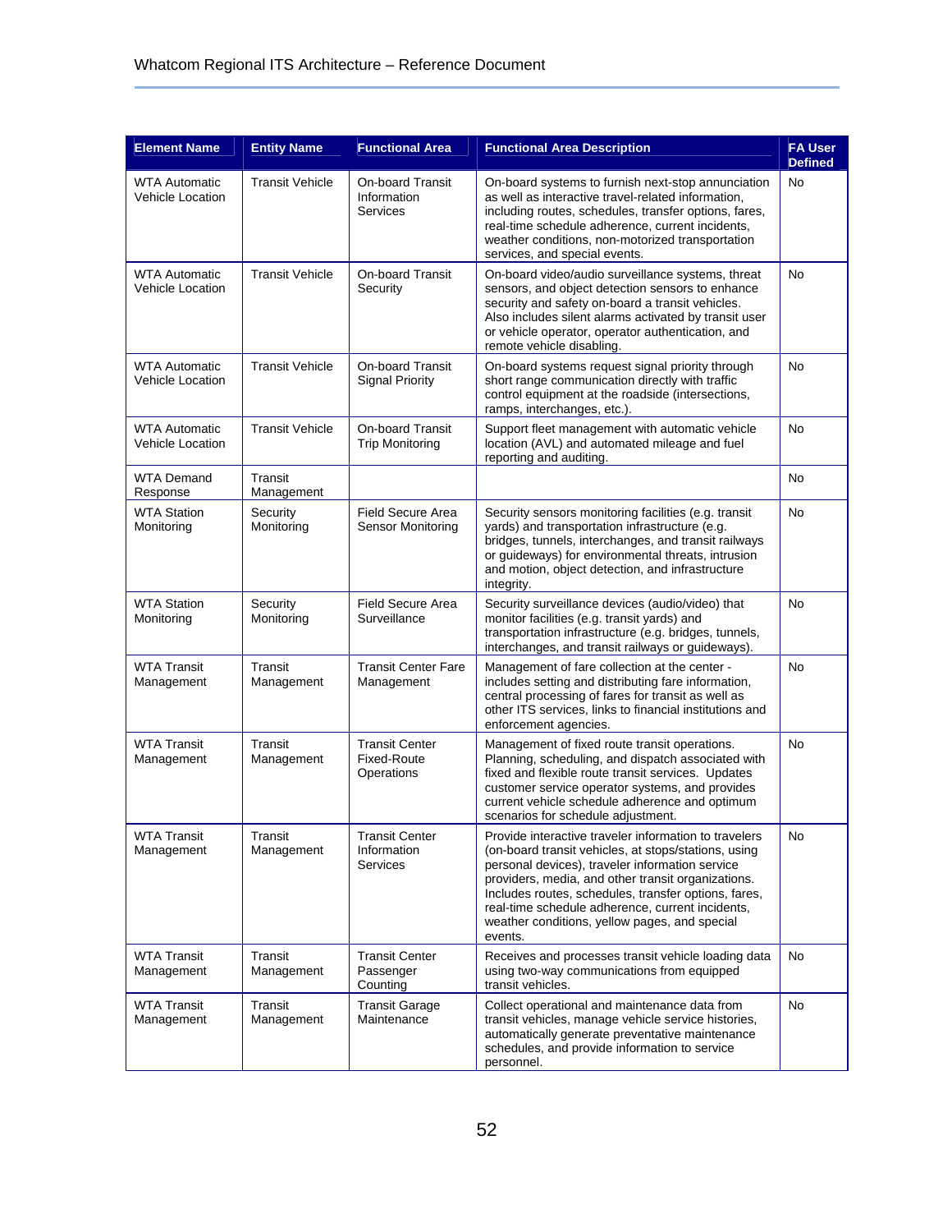| Element Name | Entity Name | Functional Area | Functional Area Description | FA User Defined |
|---|---|---|---|---|
| WTA Automatic Vehicle Location | Transit Vehicle | On-board Transit Information Services | On-board systems to furnish next-stop annunciation as well as interactive travel-related information, including routes, schedules, transfer options, fares, real-time schedule adherence, current incidents, weather conditions, non-motorized transportation services, and special events. | No |
| WTA Automatic Vehicle Location | Transit Vehicle | On-board Transit Security | On-board video/audio surveillance systems, threat sensors, and object detection sensors to enhance security and safety on-board a transit vehicles. Also includes silent alarms activated by transit user or vehicle operator, operator authentication, and remote vehicle disabling. | No |
| WTA Automatic Vehicle Location | Transit Vehicle | On-board Transit Signal Priority | On-board systems request signal priority through short range communication directly with traffic control equipment at the roadside (intersections, ramps, interchanges, etc.). | No |
| WTA Automatic Vehicle Location | Transit Vehicle | On-board Transit Trip Monitoring | Support fleet management with automatic vehicle location (AVL) and automated mileage and fuel reporting and auditing. | No |
| WTA Demand Response | Transit Management | | | No |
| WTA Station Monitoring | Security Monitoring | Field Secure Area Sensor Monitoring | Security sensors monitoring facilities (e.g. transit yards) and transportation infrastructure (e.g. bridges, tunnels, interchanges, and transit railways or guideways) for environmental threats, intrusion and motion, object detection, and infrastructure integrity. | No |
| WTA Station Monitoring | Security Monitoring | Field Secure Area Surveillance | Security surveillance devices (audio/video) that monitor facilities (e.g. transit yards) and transportation infrastructure (e.g. bridges, tunnels, interchanges, and transit railways or guideways). | No |
| WTA Transit Management | Transit Management | Transit Center Fare Management | Management of fare collection at the center - includes setting and distributing fare information, central processing of fares for transit as well as other ITS services, links to financial institutions and enforcement agencies. | No |
| WTA Transit Management | Transit Management | Transit Center Fixed-Route Operations | Management of fixed route transit operations. Planning, scheduling, and dispatch associated with fixed and flexible route transit services. Updates customer service operator systems, and provides current vehicle schedule adherence and optimum scenarios for schedule adjustment. | No |
| WTA Transit Management | Transit Management | Transit Center Information Services | Provide interactive traveler information to travelers (on-board transit vehicles, at stops/stations, using personal devices), traveler information service providers, media, and other transit organizations. Includes routes, schedules, transfer options, fares, real-time schedule adherence, current incidents, weather conditions, yellow pages, and special events. | No |
| WTA Transit Management | Transit Management | Transit Center Passenger Counting | Receives and processes transit vehicle loading data using two-way communications from equipped transit vehicles. | No |
| WTA Transit Management | Transit Management | Transit Garage Maintenance | Collect operational and maintenance data from transit vehicles, manage vehicle service histories, automatically generate preventative maintenance schedules, and provide information to service personnel. | No |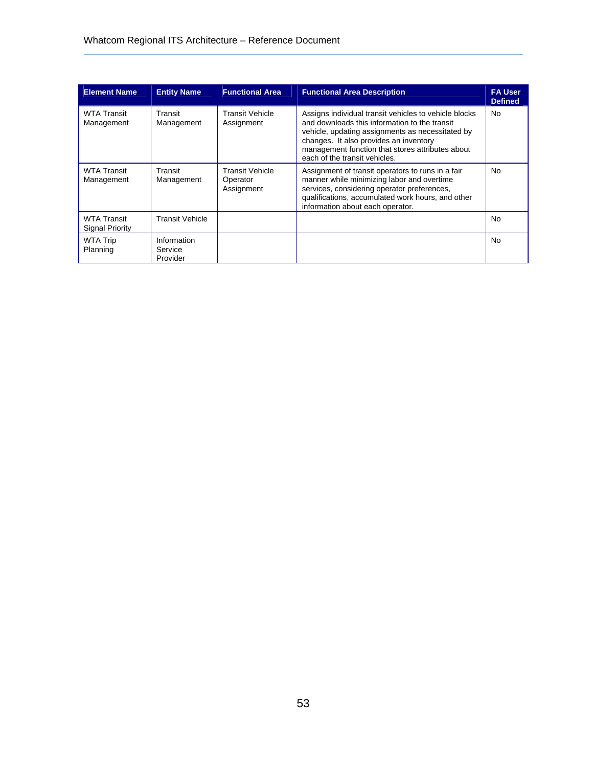| Element Name | Entity Name | Functional Area | Functional Area Description | FA User Defined |
|---|---|---|---|---|
| WTA Transit Management | Transit Management | Transit Vehicle Assignment | Assigns individual transit vehicles to vehicle blocks and downloads this information to the transit vehicle, updating assignments as necessitated by changes. It also provides an inventory management function that stores attributes about each of the transit vehicles. | No |
| WTA Transit Management | Transit Management | Transit Vehicle Operator Assignment | Assignment of transit operators to runs in a fair manner while minimizing labor and overtime services, considering operator preferences, qualifications, accumulated work hours, and other information about each operator. | No |
| WTA Transit Signal Priority | Transit Vehicle | | | No |
| WTA Trip Planning | Information Service Provider | | | No |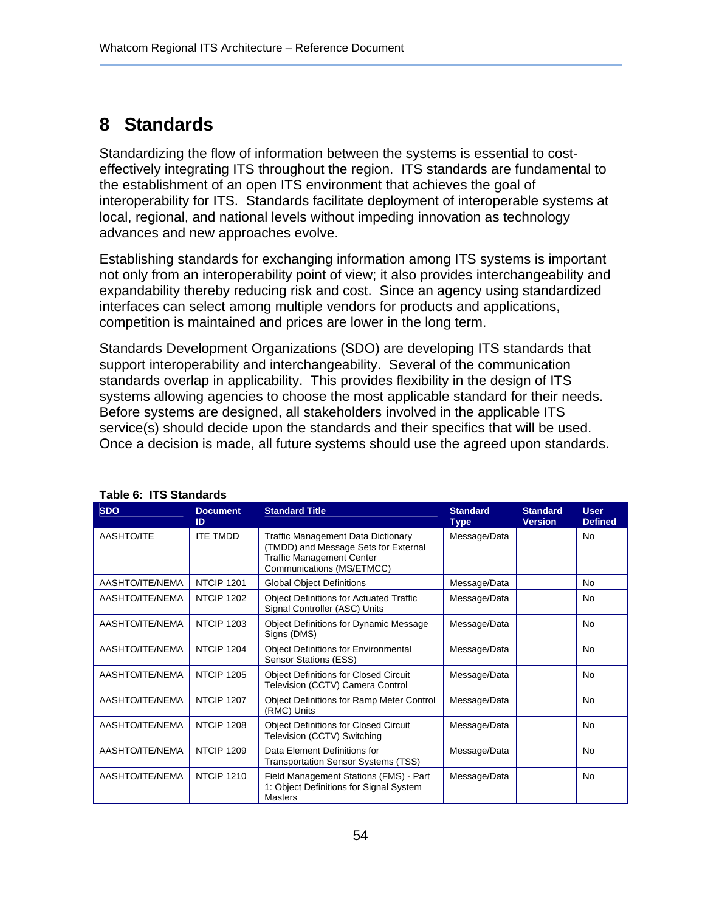# 8 Standards

Standardizing the flow of information between the systems is essential to cost-effectively integrating ITS throughout the region. ITS standards are fundamental to the establishment of an open ITS environment that achieves the goal of interoperability for ITS. Standards facilitate deployment of interoperable systems at local, regional, and national levels without impeding innovation as technology advances and new approaches evolve.

Establishing standards for exchanging information among ITS systems is important not only from an interoperability point of view; it also provides interchangeability and expandability thereby reducing risk and cost. Since an agency using standardized interfaces can select among multiple vendors for products and applications, competition is maintained and prices are lower in the long term.

Standards Development Organizations (SDO) are developing ITS standards that support interoperability and interchangeability. Several of the communication standards overlap in applicability. This provides flexibility in the design of ITS systems allowing agencies to choose the most applicable standard for their needs. Before systems are designed, all stakeholders involved in the applicable ITS service(s) should decide upon the standards and their specifics that will be used. Once a decision is made, all future systems should use the agreed upon standards.

**Table 6: ITS Standards**

| SDO | Document ID | Standard Title | Standard Type | Standard Version | User Defined |
|---|---|---|---|---|---|
| AASHTO/ITE | ITE TMDD | Traffic Management Data Dictionary (TMDD) and Message Sets for External Traffic Management Center Communications (MS/ETMCC) | Message/Data | | No |
| AASHTO/ITE/NEMA | NTCIP 1201 | Global Object Definitions | Message/Data | | No |
| AASHTO/ITE/NEMA | NTCIP 1202 | Object Definitions for Actuated Traffic Signal Controller (ASC) Units | Message/Data | | No |
| AASHTO/ITE/NEMA | NTCIP 1203 | Object Definitions for Dynamic Message Signs (DMS) | Message/Data | | No |
| AASHTO/ITE/NEMA | NTCIP 1204 | Object Definitions for Environmental Sensor Stations (ESS) | Message/Data | | No |
| AASHTO/ITE/NEMA | NTCIP 1205 | Object Definitions for Closed Circuit Television (CCTV) Camera Control | Message/Data | | No |
| AASHTO/ITE/NEMA | NTCIP 1207 | Object Definitions for Ramp Meter Control (RMC) Units | Message/Data | | No |
| AASHTO/ITE/NEMA | NTCIP 1208 | Object Definitions for Closed Circuit Television (CCTV) Switching | Message/Data | | No |
| AASHTO/ITE/NEMA | NTCIP 1209 | Data Element Definitions for Transportation Sensor Systems (TSS) | Message/Data | | No |
| AASHTO/ITE/NEMA | NTCIP 1210 | Field Management Stations (FMS) - Part 1: Object Definitions for Signal System Masters | Message/Data | | No |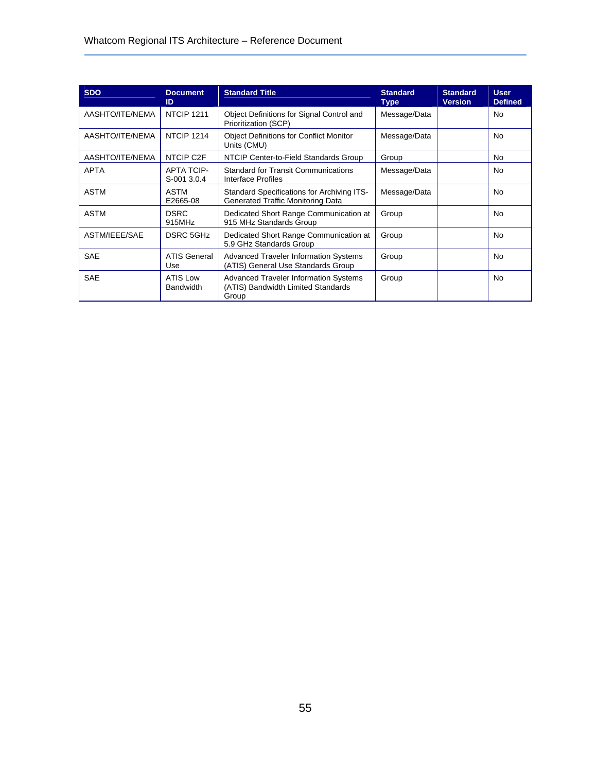| SDO | Document ID | Standard Title | Standard Type | Standard Version | User Defined |
|---|---|---|---|---|---|
| AASHTO/ITE/NEMA | NTCIP 1211 | Object Definitions for Signal Control and Prioritization (SCP) | Message/Data | | No |
| AASHTO/ITE/NEMA | NTCIP 1214 | Object Definitions for Conflict Monitor Units (CMU) | Message/Data | | No |
| AASHTO/ITE/NEMA | NTCIP C2F | NTCIP Center-to-Field Standards Group | Group | | No |
| APTA | APTA TCIP-S-001 3.0.4 | Standard for Transit Communications Interface Profiles | Message/Data | | No |
| ASTM | ASTM E2665-08 | Standard Specifications for Archiving ITS-Generated Traffic Monitoring Data | Message/Data | | No |
| ASTM | DSRC 915MHz | Dedicated Short Range Communication at 915 MHz Standards Group | Group | | No |
| ASTM/IEEE/SAE | DSRC 5GHz | Dedicated Short Range Communication at 5.9 GHz Standards Group | Group | | No |
| SAE | ATIS General Use | Advanced Traveler Information Systems (ATIS) General Use Standards Group | Group | | No |
| SAE | ATIS Low Bandwidth | Advanced Traveler Information Systems (ATIS) Bandwidth Limited Standards Group | Group | | No |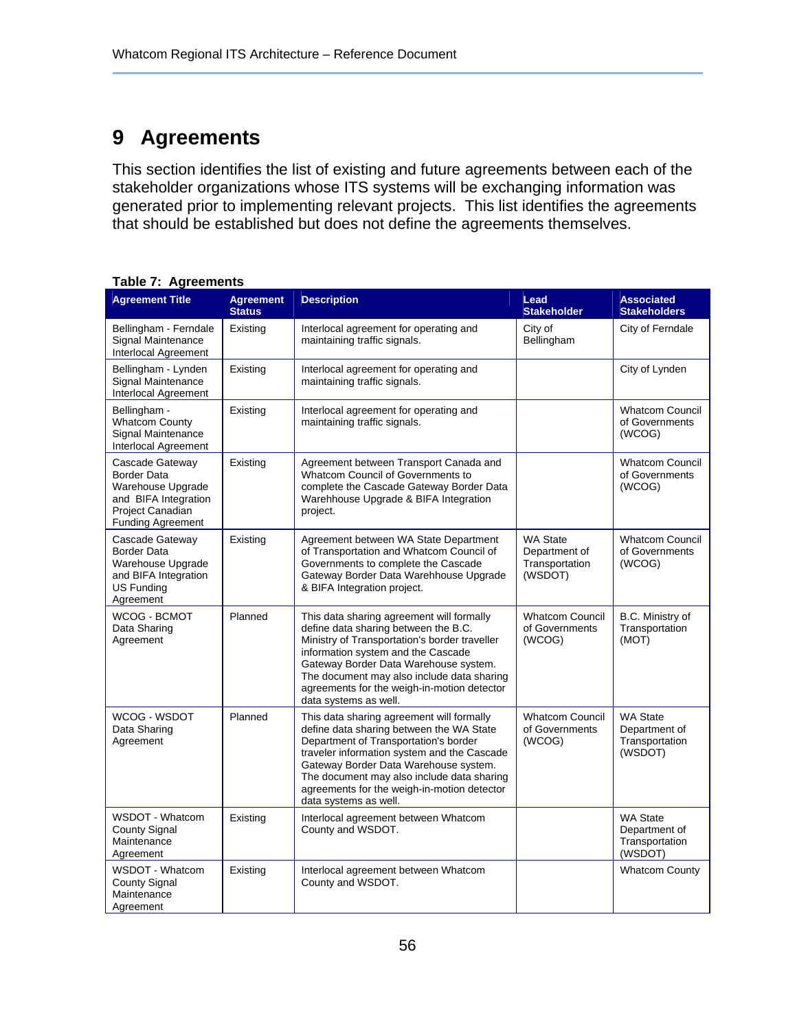# 9 Agreements

This section identifies the list of existing and future agreements between each of the stakeholder organizations whose ITS systems will be exchanging information was generated prior to implementing relevant projects. This list identifies the agreements that should be established but does not define the agreements themselves.

**Table 7: Agreements**

| Agreement Title | Agreement Status | Description | Lead Stakeholder | Associated Stakeholders |
|---|---|---|---|---|
| Bellingham - Ferndale Signal Maintenance Interlocal Agreement | Existing | Interlocal agreement for operating and maintaining traffic signals. | City of Bellingham | City of Ferndale |
| Bellingham - Lynden Signal Maintenance Interlocal Agreement | Existing | Interlocal agreement for operating and maintaining traffic signals. | | City of Lynden |
| Bellingham - Whatcom County Signal Maintenance Interlocal Agreement | Existing | Interlocal agreement for operating and maintaining traffic signals. | | Whatcom Council of Governments (WCOG) |
| Cascade Gateway Border Data Warehouse Upgrade and BIFA Integration Project Canadian Funding Agreement | Existing | Agreement between Transport Canada and Whatcom Council of Governments to complete the Cascade Gateway Border Data Warehhouse Upgrade & BIFA Integration project. | | Whatcom Council of Governments (WCOG) |
| Cascade Gateway Border Data Warehouse Upgrade and BIFA Integration US Funding Agreement | Existing | Agreement between WA State Department of Transportation and Whatcom Council of Governments to complete the Cascade Gateway Border Data Warehhouse Upgrade & BIFA Integration project. | WA State Department of Transportation (WSDOT) | Whatcom Council of Governments (WCOG) |
| WCOG - BCMOT Data Sharing Agreement | Planned | This data sharing agreement will formally define data sharing between the B.C. Ministry of Transportation's border traveller information system and the Cascade Gateway Border Data Warehouse system. The document may also include data sharing agreements for the weigh-in-motion detector data systems as well. | Whatcom Council of Governments (WCOG) | B.C. Ministry of Transportation (MOT) |
| WCOG - WSDOT Data Sharing Agreement | Planned | This data sharing agreement will formally define data sharing between the WA State Department of Transportation's border traveler information system and the Cascade Gateway Border Data Warehouse system. The document may also include data sharing agreements for the weigh-in-motion detector data systems as well. | Whatcom Council of Governments (WCOG) | WA State Department of Transportation (WSDOT) |
| WSDOT - Whatcom County Signal Maintenance Agreement | Existing | Interlocal agreement between Whatcom County and WSDOT. | | WA State Department of Transportation (WSDOT) |
| WSDOT - Whatcom County Signal Maintenance Agreement | Existing | Interlocal agreement between Whatcom County and WSDOT. | | Whatcom County |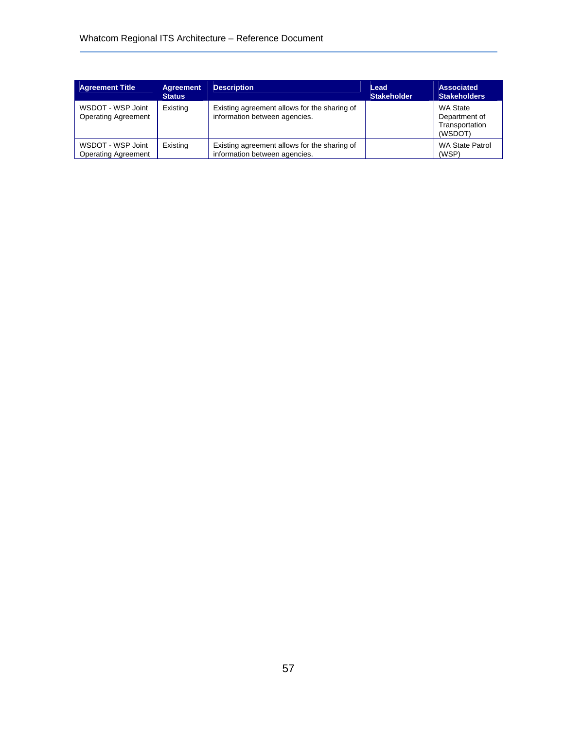| Agreement Title | Agreement Status | Description | Lead Stakeholder | Associated Stakeholders |
|---|---|---|---|---|
| WSDOT - WSP Joint Operating Agreement | Existing | Existing agreement allows for the sharing of information between agencies. | | WA State Department of Transportation (WSDOT) |
| WSDOT - WSP Joint Operating Agreement | Existing | Existing agreement allows for the sharing of information between agencies. | | WA State Patrol (WSP) |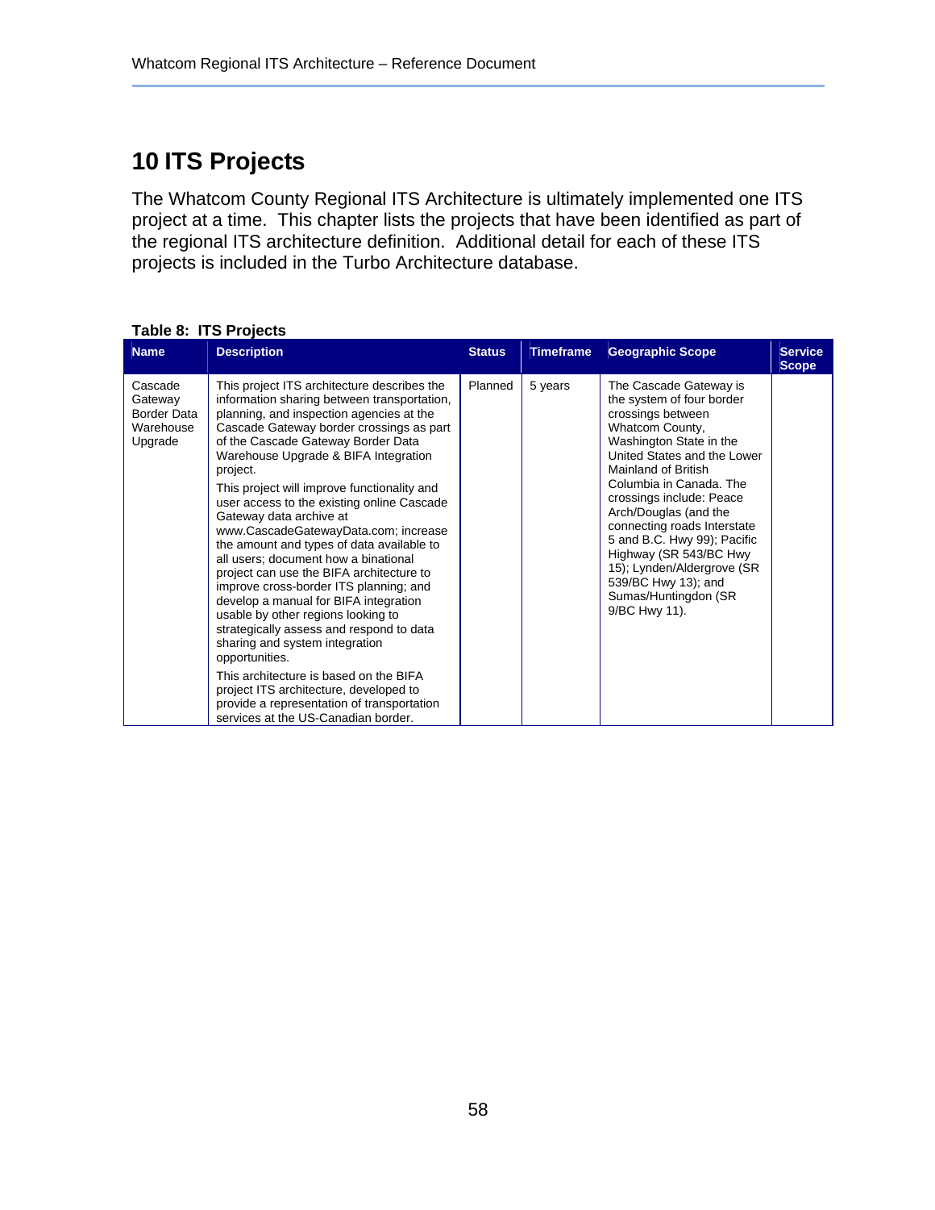# 10 ITS Projects

The Whatcom County Regional ITS Architecture is ultimately implemented one ITS project at a time. This chapter lists the projects that have been identified as part of the regional ITS architecture definition. Additional detail for each of these ITS projects is included in the Turbo Architecture database.

**Table 8: ITS Projects**

| Name | Description | Status | Timeframe | Geographic Scope | Service Scope |
|---|---|---|---|---|---|
| Cascade Gateway Border Data Warehouse Upgrade | This project ITS architecture describes the information sharing between transportation, planning, and inspection agencies at the Cascade Gateway border crossings as part of the Cascade Gateway Border Data Warehouse Upgrade & BIFA Integration project.<br><br>This project will improve functionality and user access to the existing online Cascade Gateway data archive at www.CascadeGatewayData.com; increase the amount and types of data available to all users; document how a binational project can use the BIFA architecture to improve cross-border ITS planning; and develop a manual for BIFA integration usable by other regions looking to strategically assess and respond to data sharing and system integration opportunities.<br><br>This architecture is based on the BIFA project ITS architecture, developed to provide a representation of transportation services at the US-Canadian border. | Planned | 5 years | The Cascade Gateway is the system of four border crossings between Whatcom County, Washington State in the United States and the Lower Mainland of British Columbia in Canada. The crossings include: Peace Arch/Douglas (and the connecting roads Interstate 5 and B.C. Hwy 99); Pacific Highway (SR 543/BC Hwy 15); Lynden/Aldergrove (SR 539/BC Hwy 13); and Sumas/Huntingdon (SR 9/BC Hwy 11). | |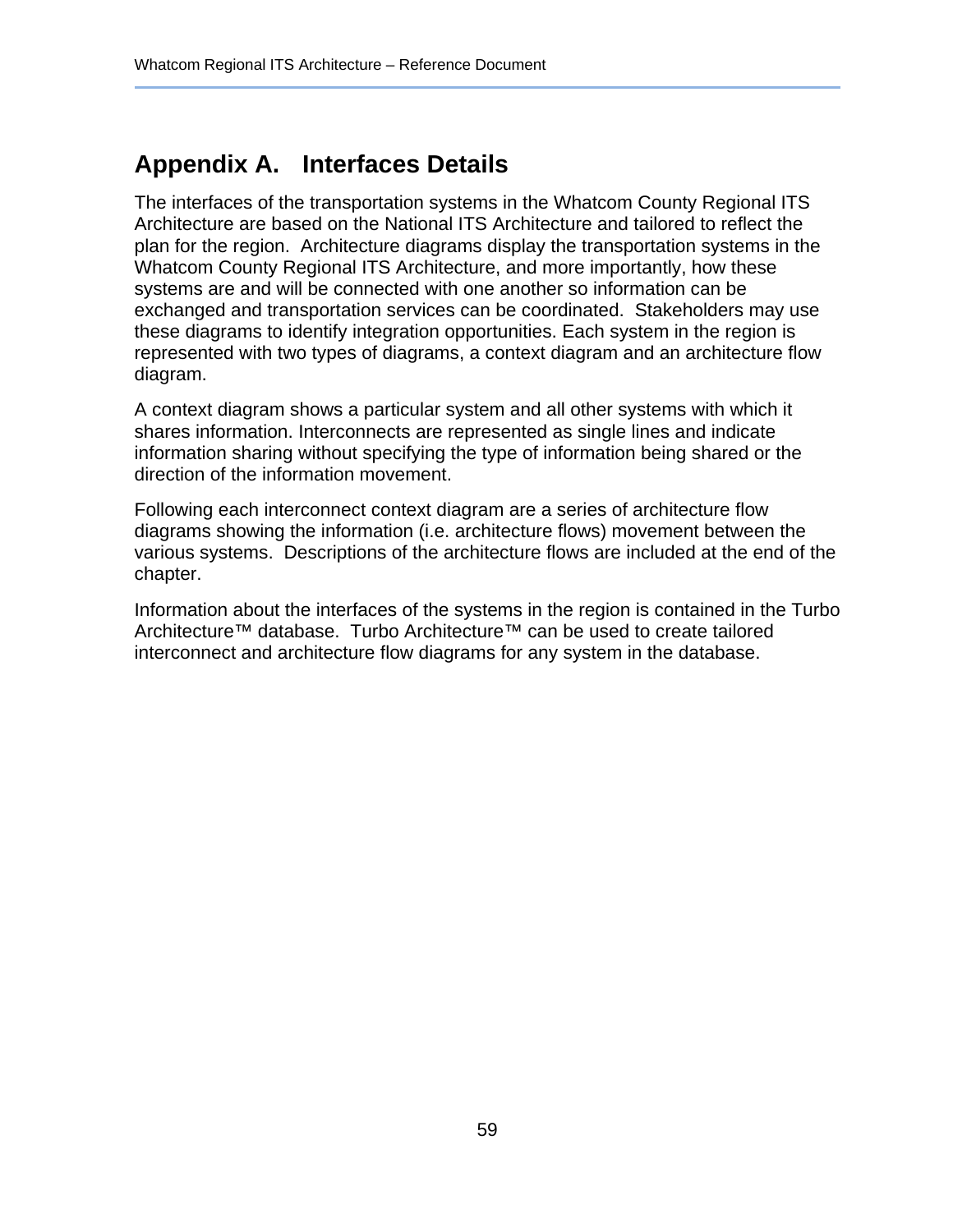# Appendix A. Interfaces Details

The interfaces of the transportation systems in the Whatcom County Regional ITS Architecture are based on the National ITS Architecture and tailored to reflect the plan for the region. Architecture diagrams display the transportation systems in the Whatcom County Regional ITS Architecture, and more importantly, how these systems are and will be connected with one another so information can be exchanged and transportation services can be coordinated. Stakeholders may use these diagrams to identify integration opportunities. Each system in the region is represented with two types of diagrams, a context diagram and an architecture flow diagram.

A context diagram shows a particular system and all other systems with which it shares information. Interconnects are represented as single lines and indicate information sharing without specifying the type of information being shared or the direction of the information movement.

Following each interconnect context diagram are a series of architecture flow diagrams showing the information (i.e. architecture flows) movement between the various systems. Descriptions of the architecture flows are included at the end of the chapter.

Information about the interfaces of the systems in the region is contained in the Turbo Architecture™ database. Turbo Architecture™ can be used to create tailored interconnect and architecture flow diagrams for any system in the database.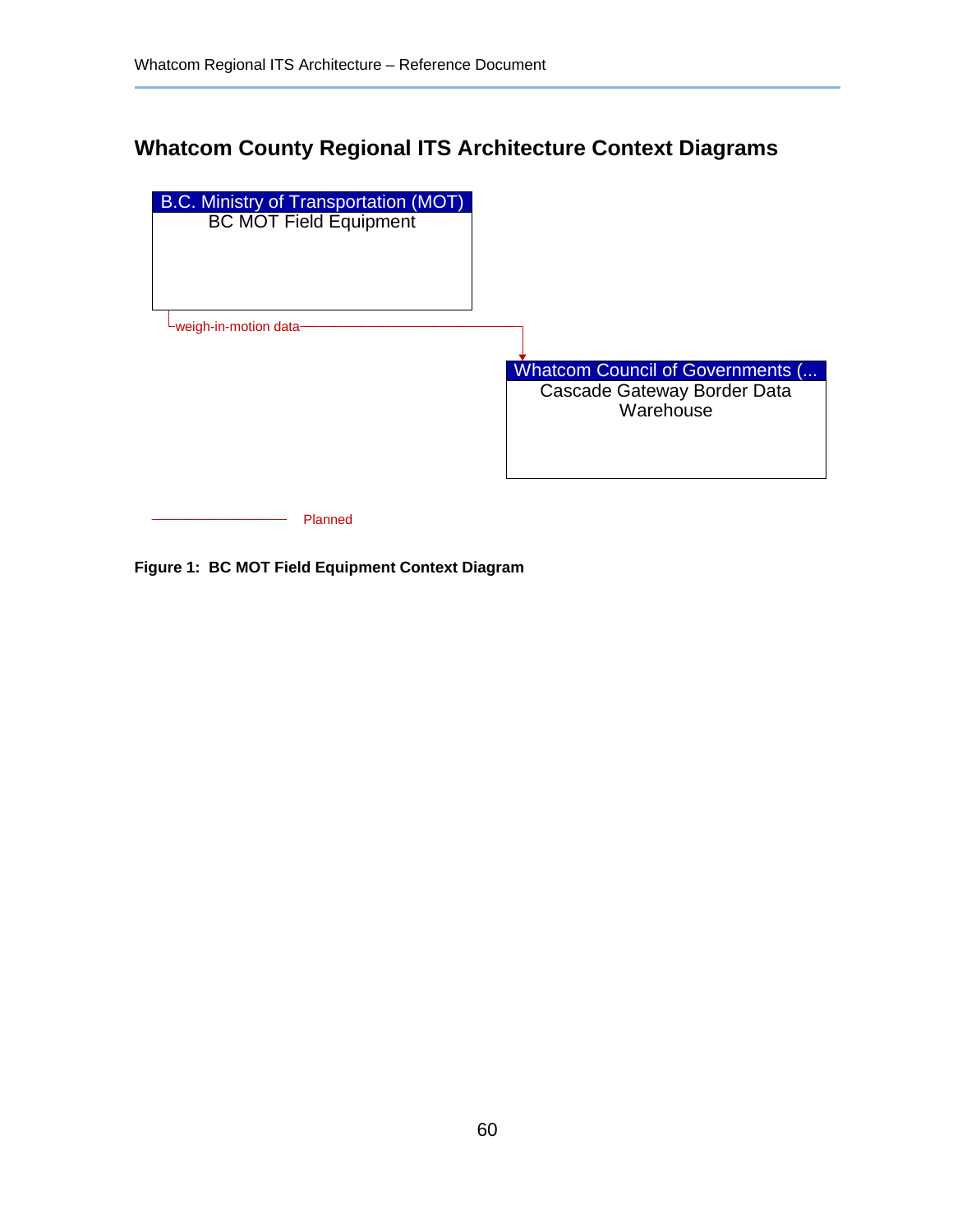## Whatcom County Regional ITS Architecture Context Diagrams

B.C. Ministry of Transportation (MOT)
BC MOT Field Equipment

weigh-in-motion data

Whatcom Council of Governments (...
Cascade Gateway Border Data Warehouse

Planned

**Figure 1: BC MOT Field Equipment Context Diagram**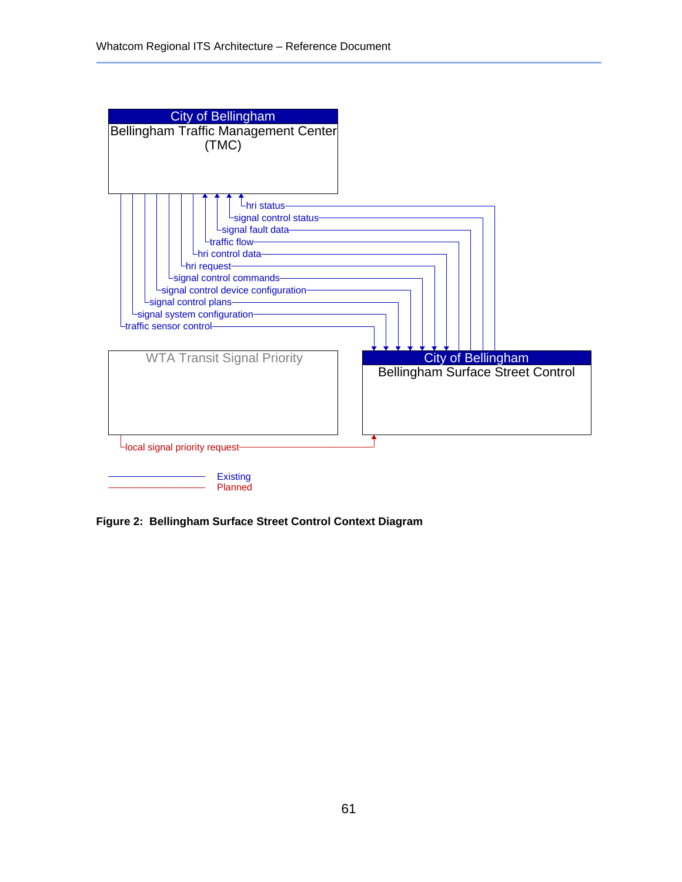City of Bellingham
Bellingham Traffic Management Center (TMC)

hri status
signal control status
signal fault data
traffic flow
hri control data
hri request
signal control commands
signal control device configuration
signal control plans
signal system configuration
traffic sensor control

WTA Transit Signal Priority

City of Bellingham
Bellingham Surface Street Control

local signal priority request

Existing
Planned

**Figure 2: Bellingham Surface Street Control Context Diagram**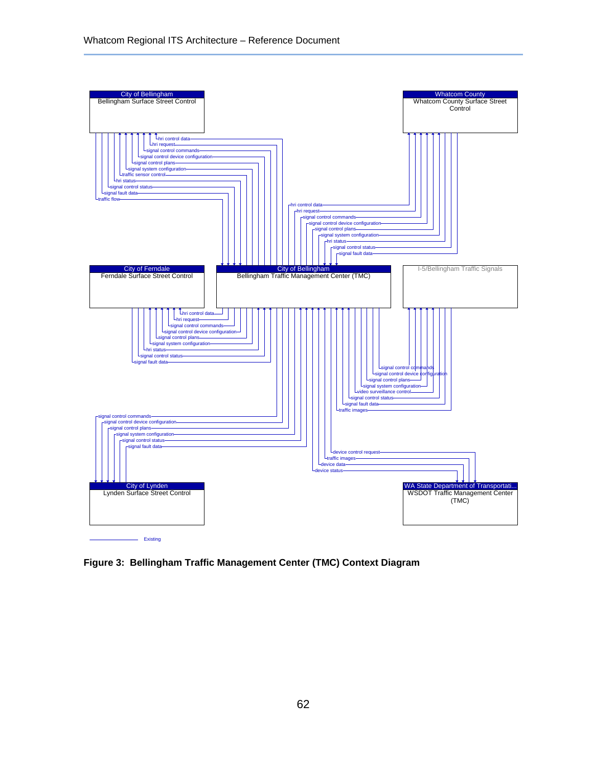| City of Bellingham |
| --- |
| Bellingham Surface Street Control |

| Whatcom County |
| --- |
| Whatcom County Surface Street Control |

| City of Ferndale |
| --- |
| Ferndale Surface Street Control |

| City of Bellingham |
| --- |
| Bellingham Traffic Management Center (TMC) |

I-5/Bellingham Traffic Signals

| City of Lynden |
| --- |
| Lynden Surface Street Control |

| WA State Department of Transportati... |
| --- |
| WSDOT Traffic Management Center (TMC) |

Bellingham Surface Street Control ↔ Bellingham TMC: hri control data, hri request, signal control commands, signal control device configuration, signal control plans, signal system configuration, traffic sensor control, hri status, signal control status, signal fault data, traffic flow

Whatcom County Surface Street Control ↔ Bellingham TMC: hri control data, hri request, signal control commands, signal control device configuration, signal control plans, signal system configuration, hri status, signal control status, signal fault data

Ferndale Surface Street Control ↔ Bellingham TMC: hri control data, hri request, signal control commands, signal control device configuration, signal control plans, signal system configuration, hri status, signal control status, signal fault data

I-5/Bellingham Traffic Signals ↔ Bellingham TMC: signal control commands, signal control device configuration, signal control plans, signal system configuration, video surveillance control, signal control status, signal fault data, traffic images

Lynden Surface Street Control ↔ Bellingham TMC: signal control commands, signal control device configuration, signal control plans, signal system configuration, signal control status, signal fault data

WSDOT Traffic Management Center (TMC) ↔ Bellingham TMC: device control request, traffic images, device data, device status

Existing

**Figure 3: Bellingham Traffic Management Center (TMC) Context Diagram**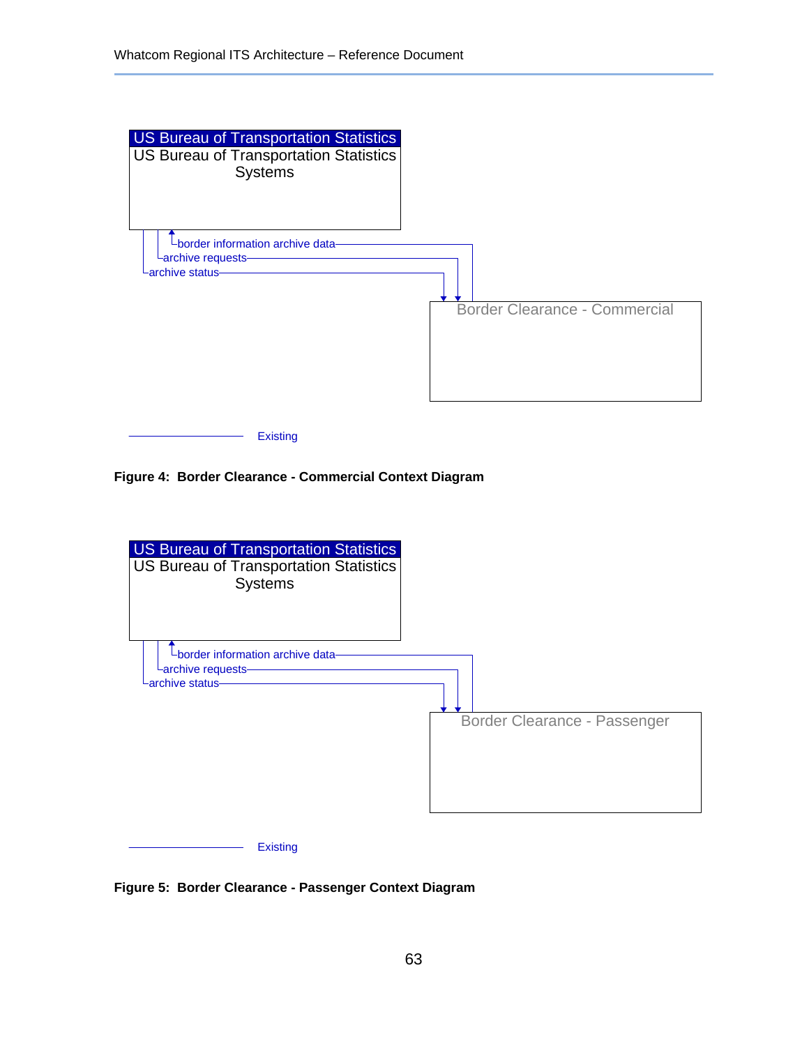US Bureau of Transportation Statistics
US Bureau of Transportation Statistics Systems

border information archive data
archive requests
archive status

Border Clearance - Commercial

Existing

**Figure 4: Border Clearance - Commercial Context Diagram**

US Bureau of Transportation Statistics
US Bureau of Transportation Statistics Systems

border information archive data
archive requests
archive status

Border Clearance - Passenger

Existing

**Figure 5: Border Clearance - Passenger Context Diagram**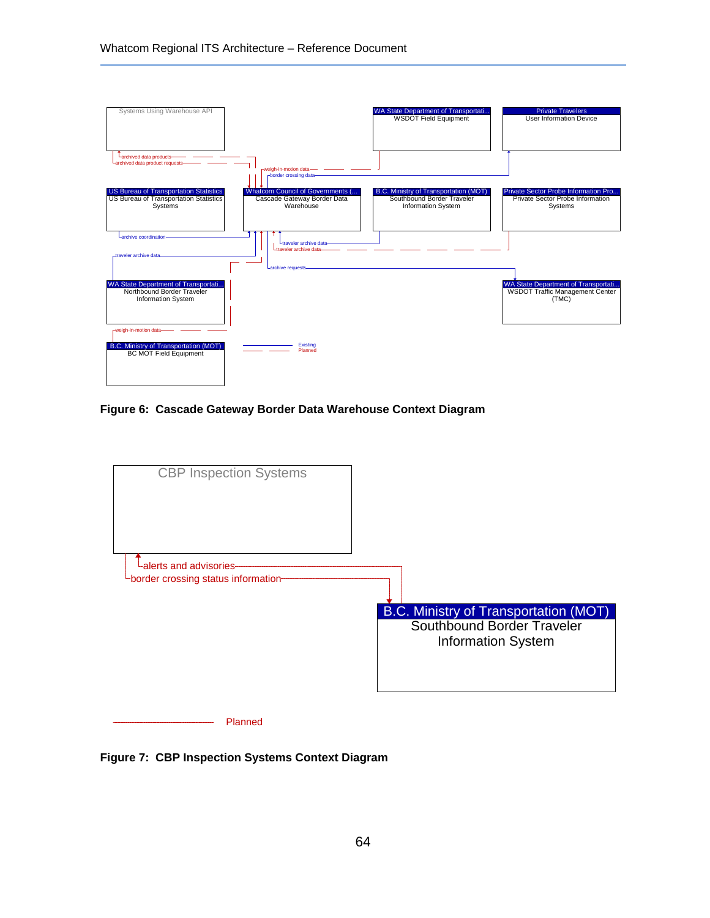Systems Using Warehouse API

WA State Department of Transportati... WSDOT Field Equipment

Private Travelers User Information Device

US Bureau of Transportation Statistics US Bureau of Transportation Statistics Systems

Whatcom Council of Governments (... Cascade Gateway Border Data Warehouse

B.C. Ministry of Transportation (MOT) Southbound Border Traveler Information System

Private Sector Probe Information Pro... Private Sector Probe Information Systems

WA State Department of Transportati... Northbound Border Traveler Information System

WA State Department of Transportati... WSDOT Traffic Management Center (TMC)

B.C. Ministry of Transportation (MOT) BC MOT Field Equipment

archived data products
archived data product requests
weigh-in-motion data
border crossing data
archive coordination
traveler archive data
traveler archive data
traveler archive data
archive requests
weigh-in-motion data

Existing
Planned

**Figure 6: Cascade Gateway Border Data Warehouse Context Diagram**

CBP Inspection Systems

alerts and advisories
border crossing status information

B.C. Ministry of Transportation (MOT) Southbound Border Traveler Information System

Planned

**Figure 7: CBP Inspection Systems Context Diagram**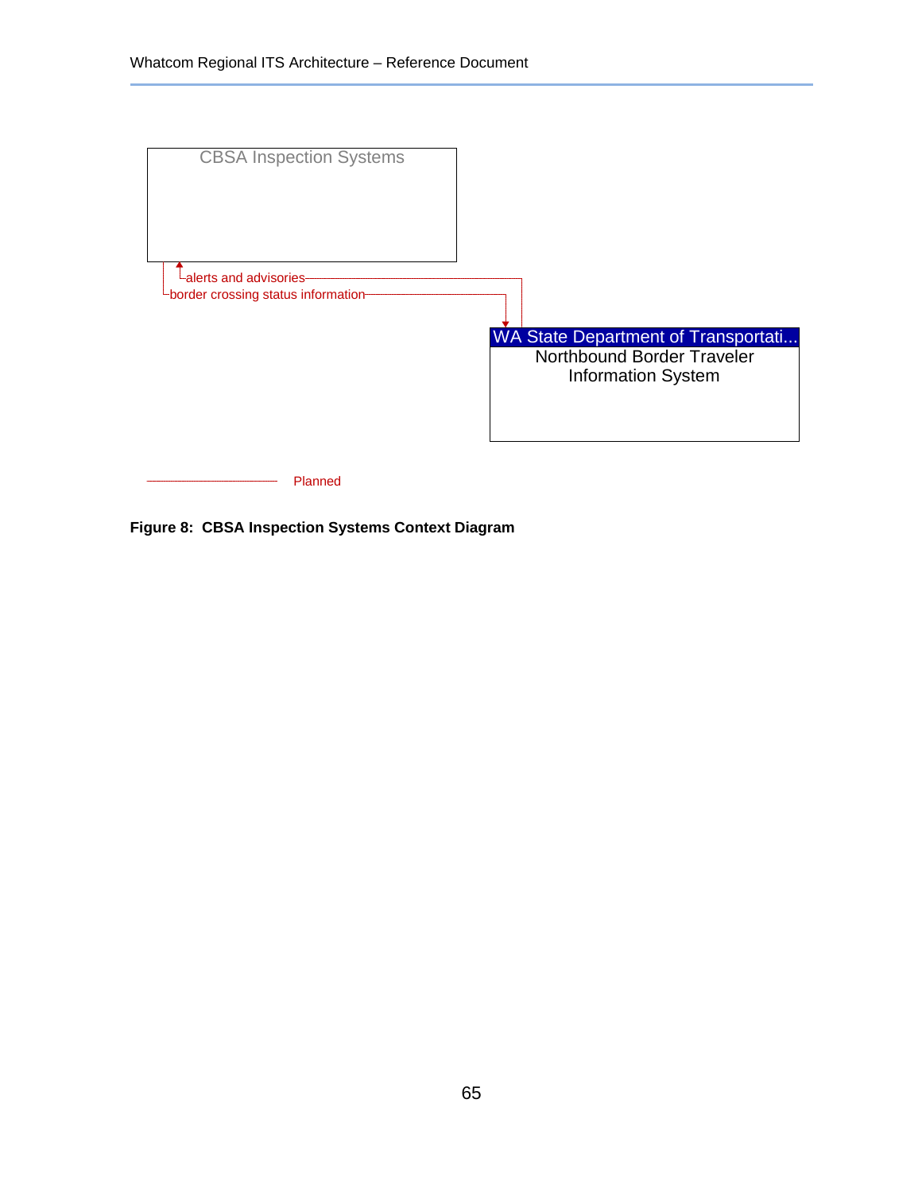CBSA Inspection Systems

alerts and advisories

border crossing status information

WA State Department of Transportati...
Northbound Border Traveler Information System

Planned

**Figure 8: CBSA Inspection Systems Context Diagram**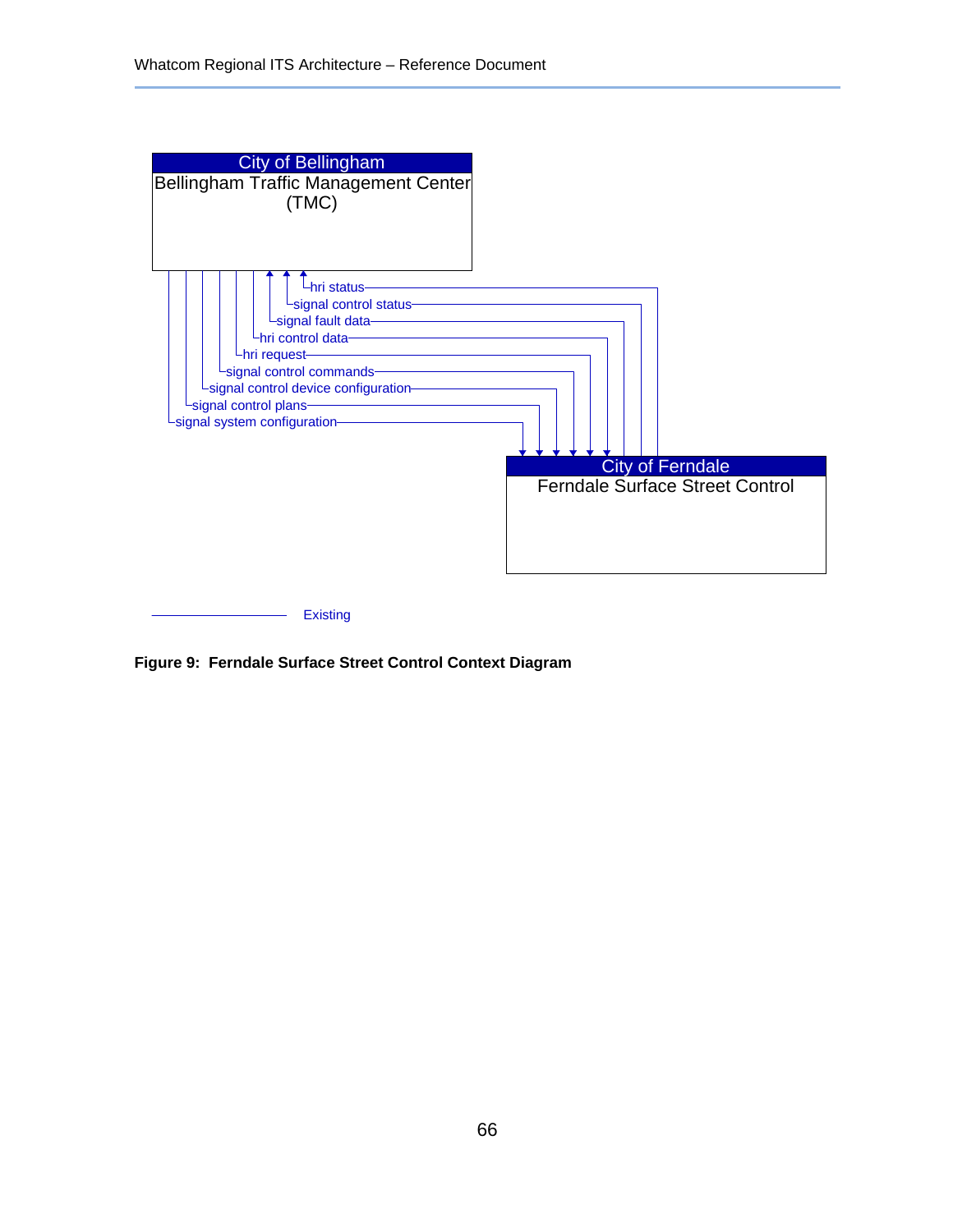City of Bellingham
Bellingham Traffic Management Center (TMC)

hri status
signal control status
signal fault data
hri control data
hri request
signal control commands
signal control device configuration
signal control plans
signal system configuration

City of Ferndale
Ferndale Surface Street Control

Existing

**Figure 9: Ferndale Surface Street Control Context Diagram**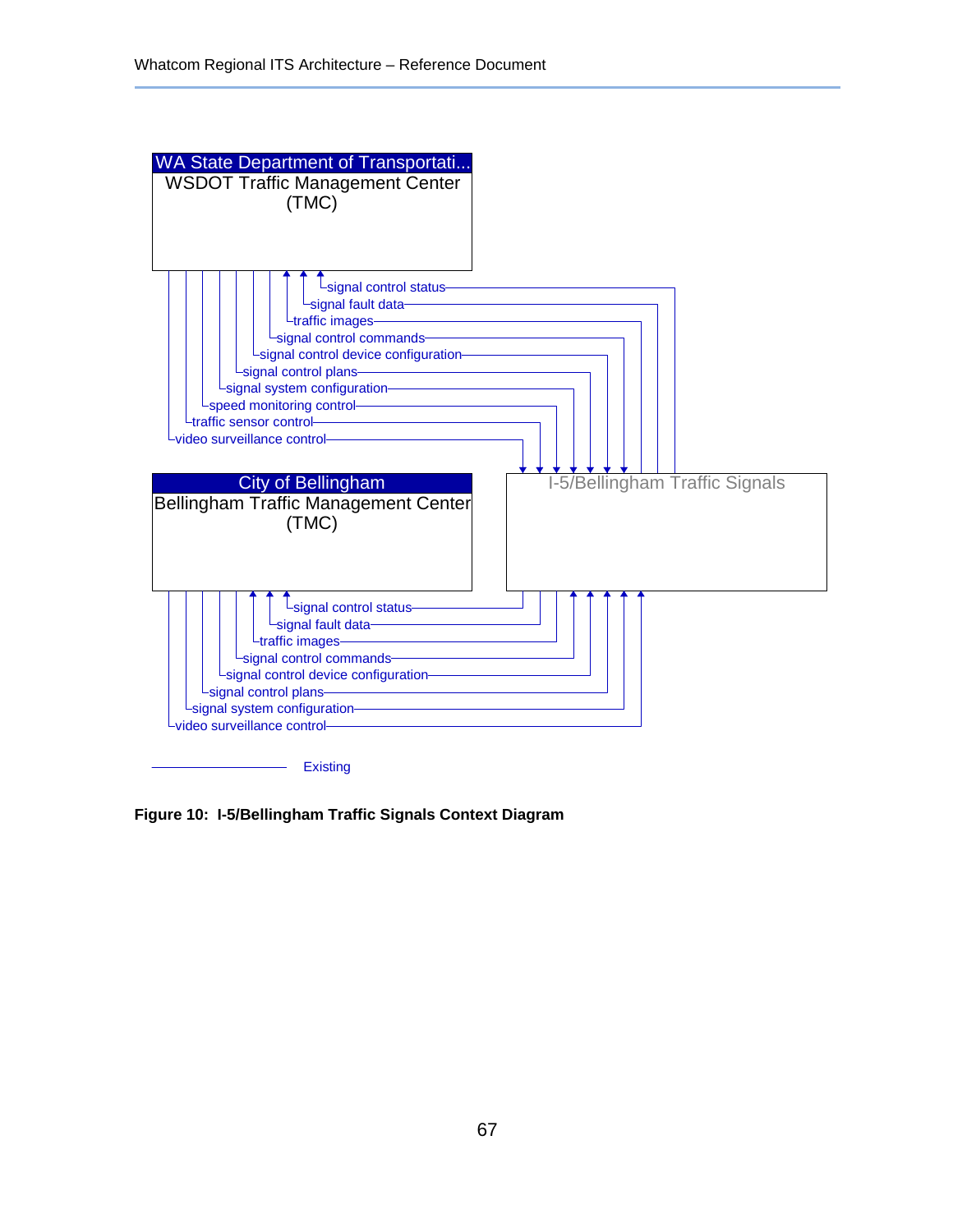WA State Department of Transportati...
WSDOT Traffic Management Center (TMC)

- signal control status
- signal fault data
- traffic images
- signal control commands
- signal control device configuration
- signal control plans
- signal system configuration
- speed monitoring control
- traffic sensor control
- video surveillance control

City of Bellingham
Bellingham Traffic Management Center (TMC)

I-5/Bellingham Traffic Signals

- signal control status
- signal fault data
- traffic images
- signal control commands
- signal control device configuration
- signal control plans
- signal system configuration
- video surveillance control

Existing

**Figure 10: I-5/Bellingham Traffic Signals Context Diagram**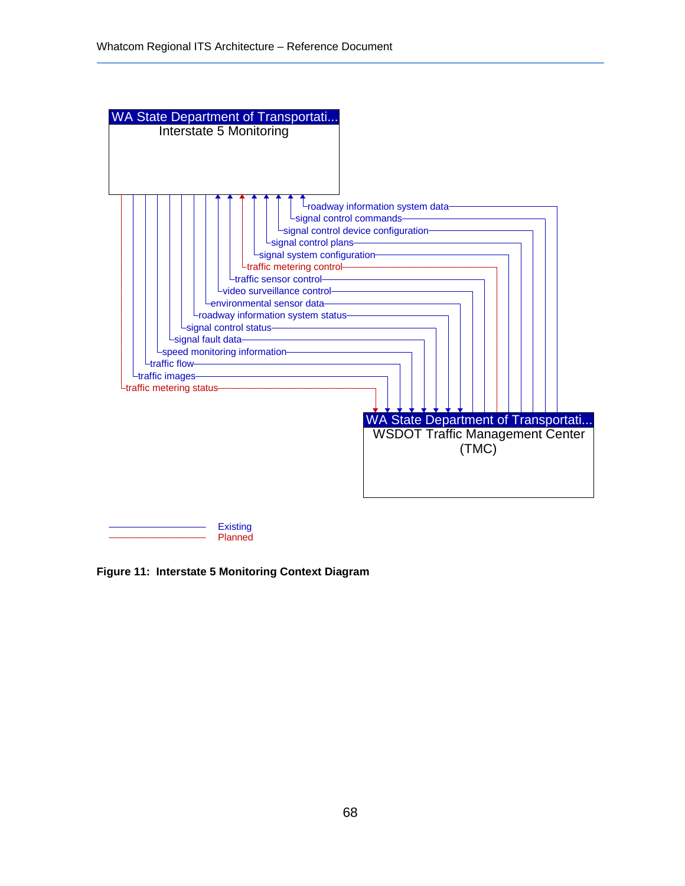WA State Department of Transportati...
Interstate 5 Monitoring

roadway information system data
signal control commands
signal control device configuration
signal control plans
signal system configuration
traffic metering control
traffic sensor control
video surveillance control
environmental sensor data
roadway information system status
signal control status
signal fault data
speed monitoring information
traffic flow
traffic images
traffic metering status

WA State Department of Transportati...
WSDOT Traffic Management Center (TMC)

Existing
Planned

**Figure 11: Interstate 5 Monitoring Context Diagram**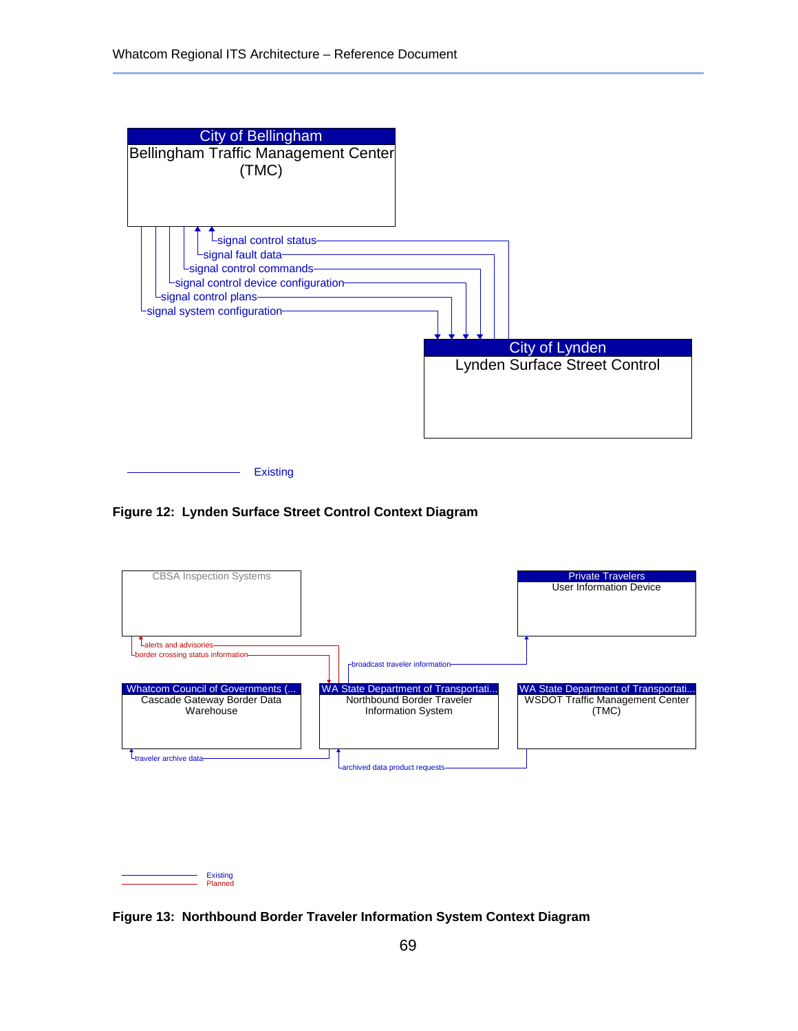City of Bellingham
Bellingham Traffic Management Center (TMC)

signal control status
signal fault data
signal control commands
signal control device configuration
signal control plans
signal system configuration

City of Lynden
Lynden Surface Street Control

Existing

**Figure 12: Lynden Surface Street Control Context Diagram**

CBSA Inspection Systems

Private Travelers
User Information Device

alerts and advisories
border crossing status information
broadcast traveler information

Whatcom Council of Governments (...
Cascade Gateway Border Data Warehouse

WA State Department of Transportati...
Northbound Border Traveler Information System

WA State Department of Transportati...
WSDOT Traffic Management Center (TMC)

traveler archive data
archived data product requests

Existing
Planned

**Figure 13: Northbound Border Traveler Information System Context Diagram**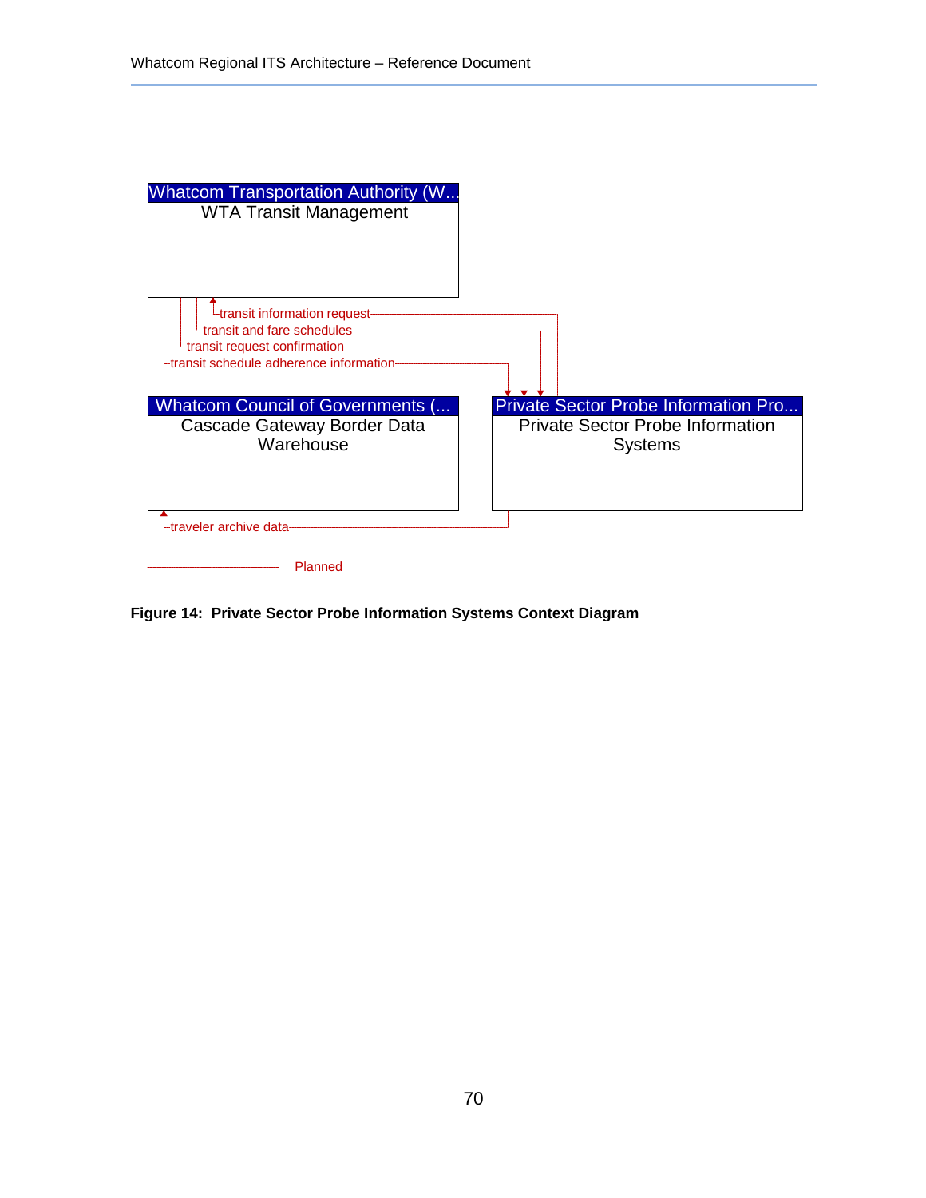Whatcom Transportation Authority (W...
WTA Transit Management

transit information request
transit and fare schedules
transit request confirmation
transit schedule adherence information

Whatcom Council of Governments (...
Cascade Gateway Border Data Warehouse

Private Sector Probe Information Pro...
Private Sector Probe Information Systems

traveler archive data

Planned

**Figure 14: Private Sector Probe Information Systems Context Diagram**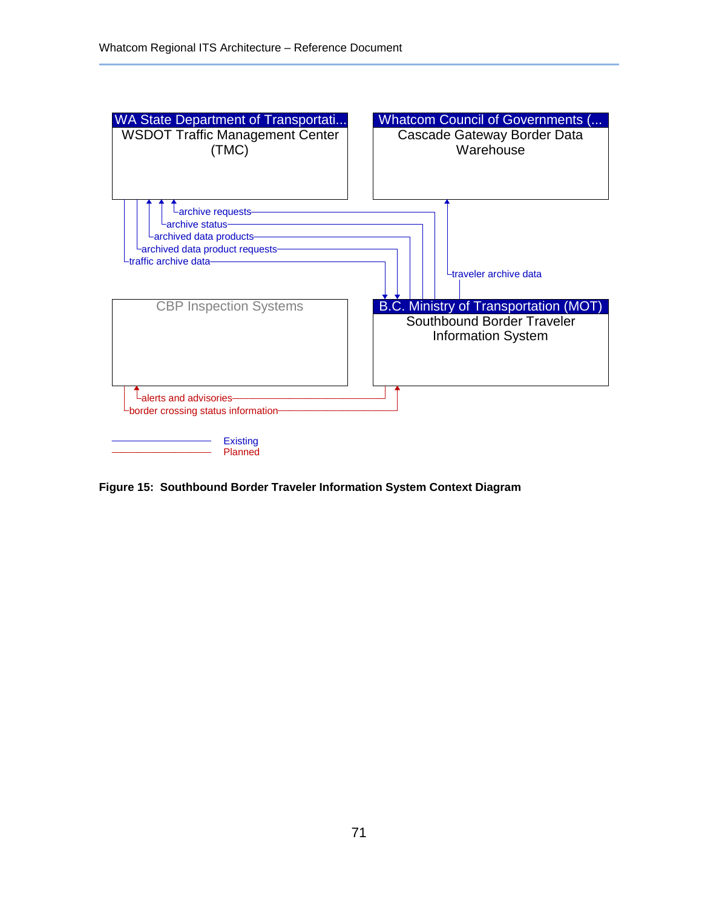WA State Department of Transportati...
WSDOT Traffic Management Center (TMC)

Whatcom Council of Governments (...
Cascade Gateway Border Data Warehouse

CBP Inspection Systems

B.C. Ministry of Transportation (MOT)
Southbound Border Traveler Information System

archive requests

archive status

archived data products

archived data product requests

traffic archive data

traveler archive data

alerts and advisories

border crossing status information

Existing
Planned

**Figure 15: Southbound Border Traveler Information System Context Diagram**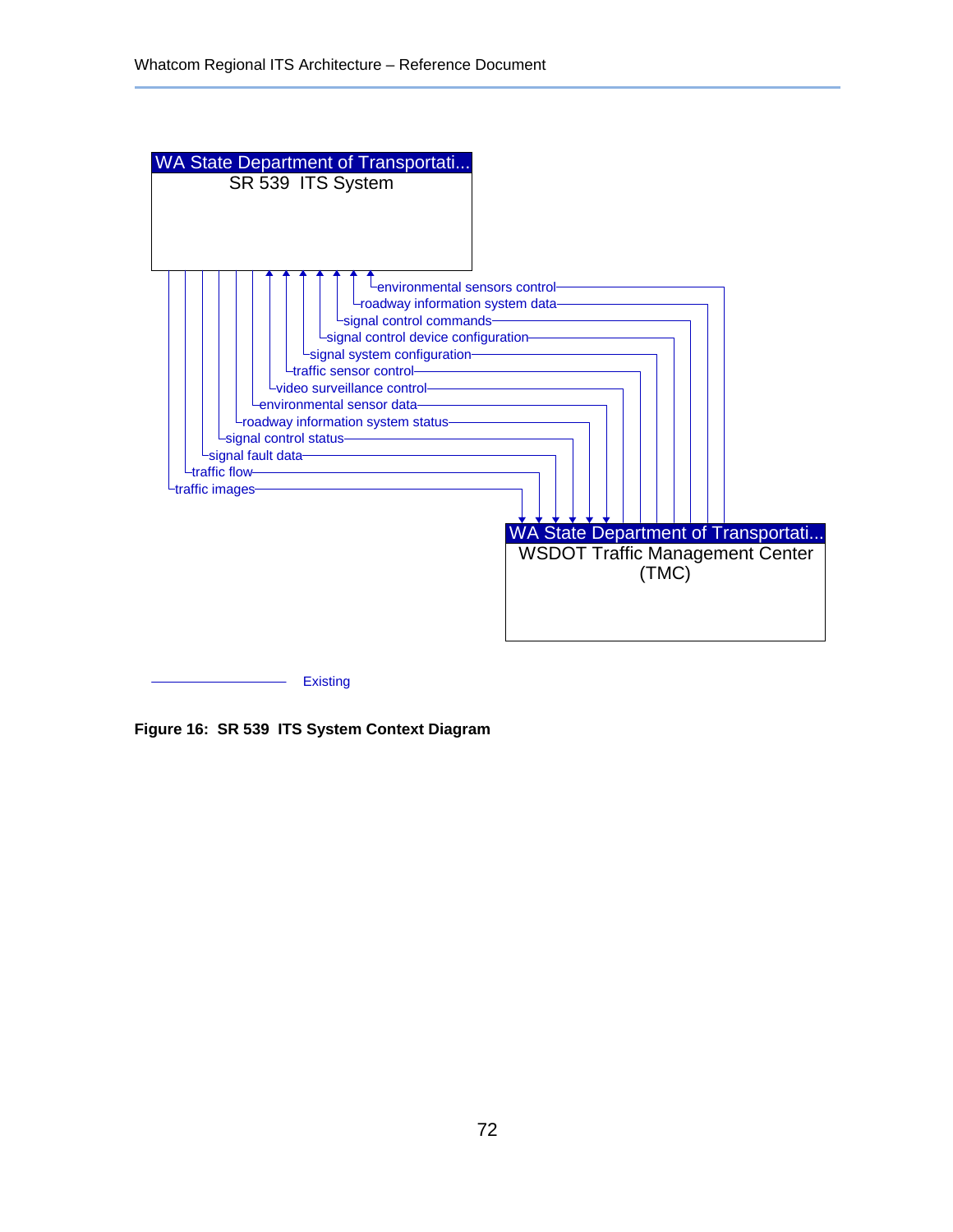WA State Department of Transportati...
SR 539 ITS System

environmental sensors control
roadway information system data
signal control commands
signal control device configuration
signal system configuration
traffic sensor control
video surveillance control
environmental sensor data
roadway information system status
signal control status
signal fault data
traffic flow
traffic images

WA State Department of Transportati...
WSDOT Traffic Management Center (TMC)

Existing

**Figure 16: SR 539 ITS System Context Diagram**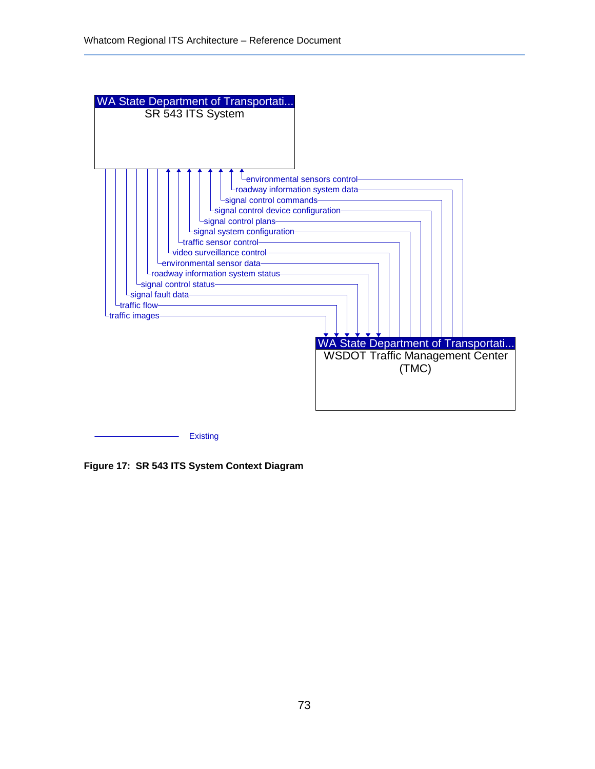WA State Department of Transportati...
SR 543 ITS System

environmental sensors control
roadway information system data
signal control commands
signal control device configuration
signal control plans
signal system configuration
traffic sensor control
video surveillance control
environmental sensor data
roadway information system status
signal control status
signal fault data
traffic flow
traffic images

WA State Department of Transportati...
WSDOT Traffic Management Center (TMC)

Existing

**Figure 17: SR 543 ITS System Context Diagram**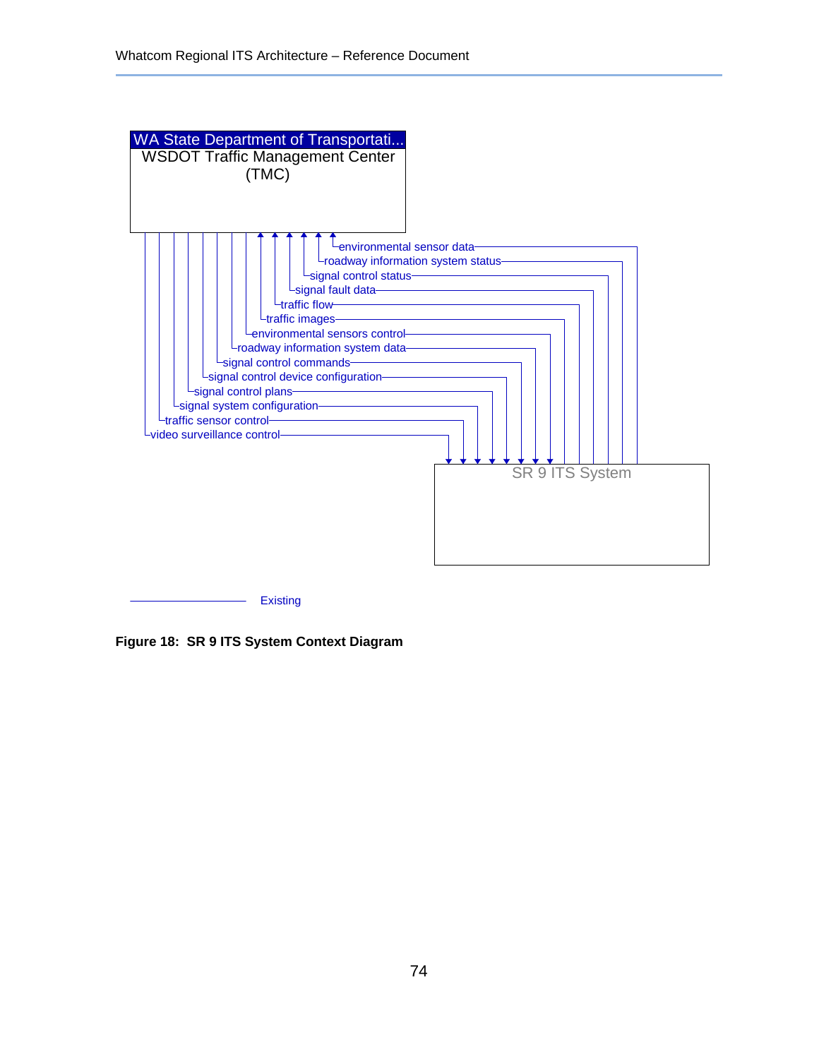WA State Department of Transportati...
WSDOT Traffic Management Center (TMC)

environmental sensor data
roadway information system status
signal control status
signal fault data
traffic flow
traffic images
environmental sensors control
roadway information system data
signal control commands
signal control device configuration
signal control plans
signal system configuration
traffic sensor control
video surveillance control

SR 9 ITS System

Existing

**Figure 18: SR 9 ITS System Context Diagram**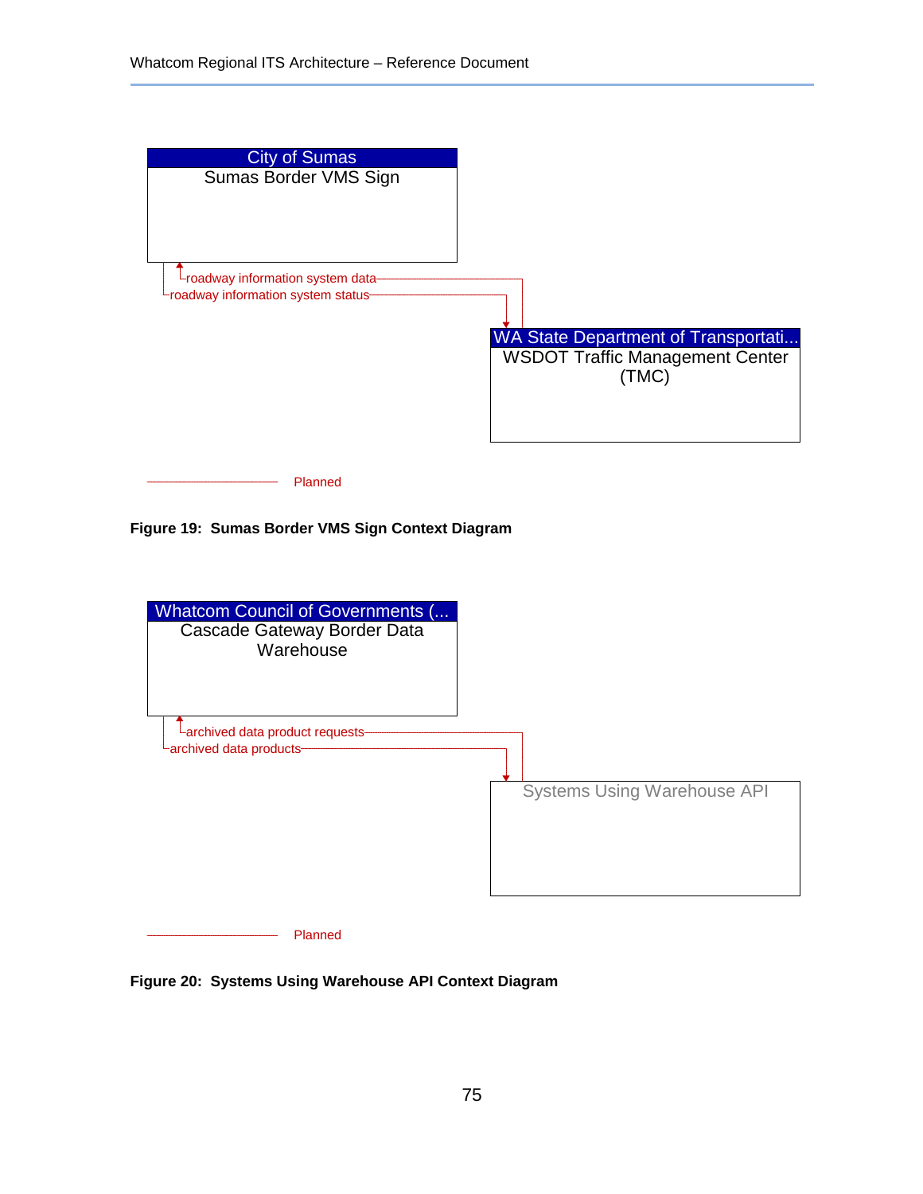City of Sumas
Sumas Border VMS Sign

roadway information system data

roadway information system status

WA State Department of Transportati...
WSDOT Traffic Management Center (TMC)

Planned

**Figure 19: Sumas Border VMS Sign Context Diagram**

Whatcom Council of Governments (...
Cascade Gateway Border Data Warehouse

archived data product requests

archived data products

Systems Using Warehouse API

Planned

**Figure 20: Systems Using Warehouse API Context Diagram**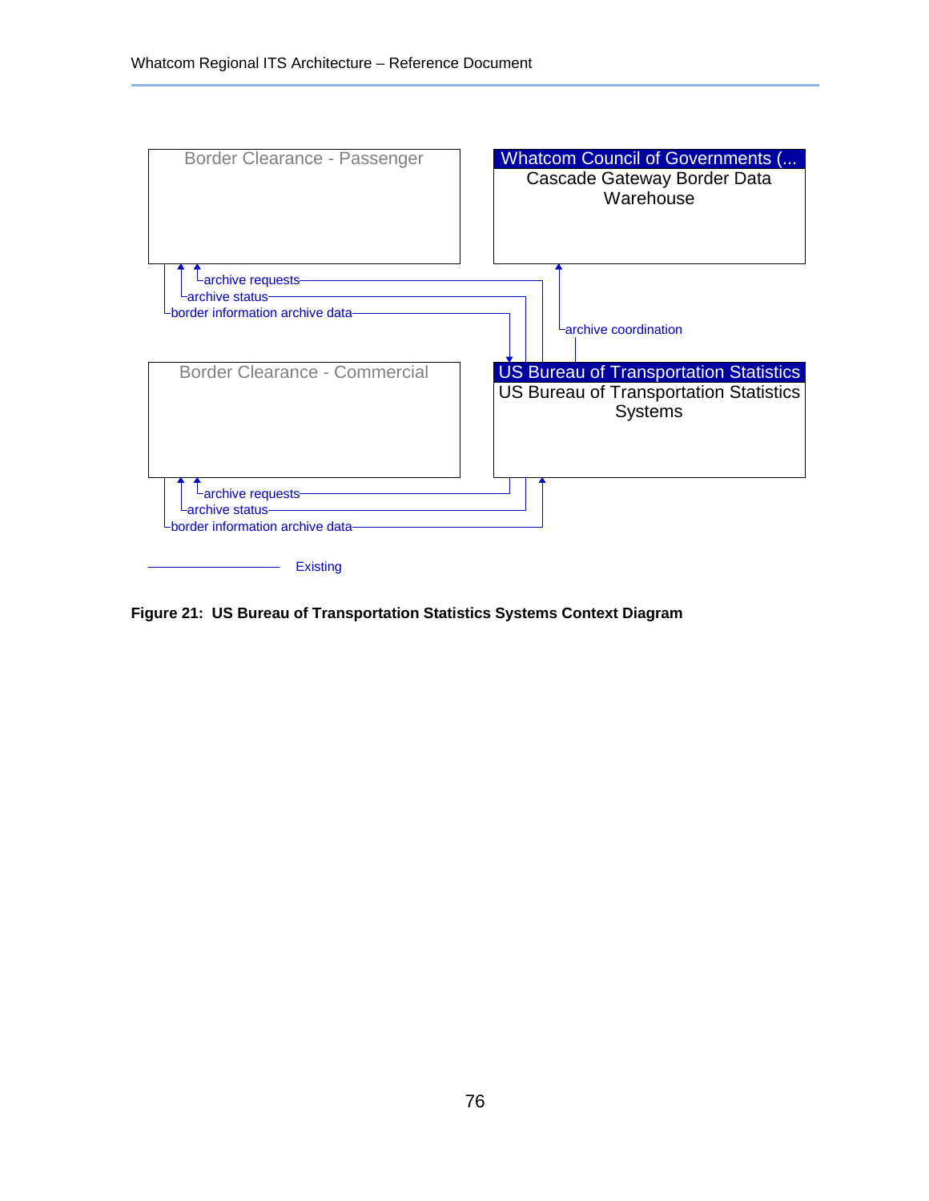Border Clearance - Passenger

Whatcom Council of Governments (...
Cascade Gateway Border Data Warehouse

archive requests
archive status
border information archive data

archive coordination

Border Clearance - Commercial

US Bureau of Transportation Statistics
US Bureau of Transportation Statistics Systems

archive requests
archive status
border information archive data

Existing

**Figure 21: US Bureau of Transportation Statistics Systems Context Diagram**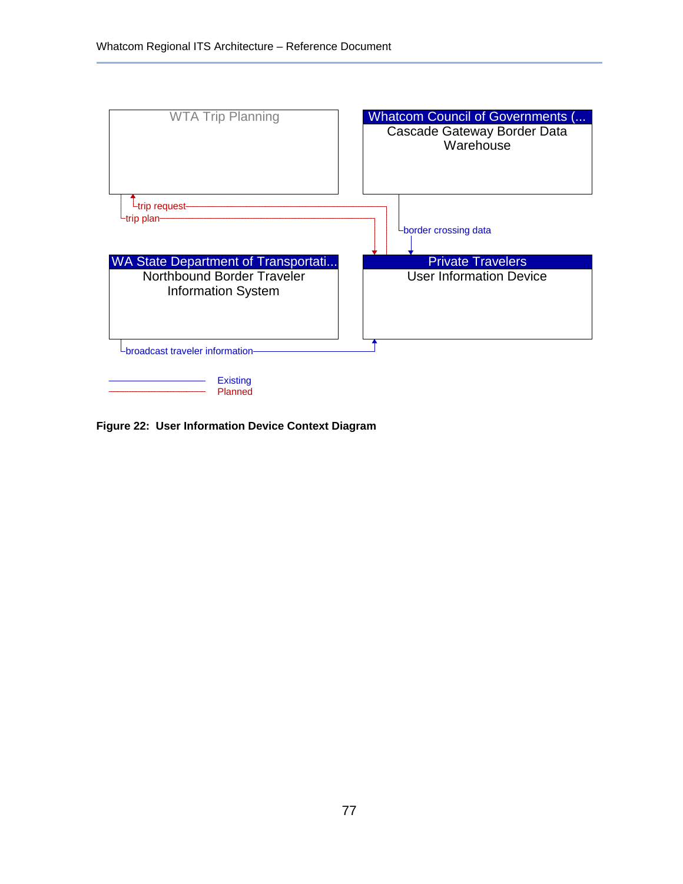WTA Trip Planning

Whatcom Council of Governments (...
Cascade Gateway Border Data Warehouse

trip request

trip plan

border crossing data

WA State Department of Transportati...
Northbound Border Traveler Information System

Private Travelers
User Information Device

broadcast traveler information

Existing

Planned

**Figure 22: User Information Device Context Diagram**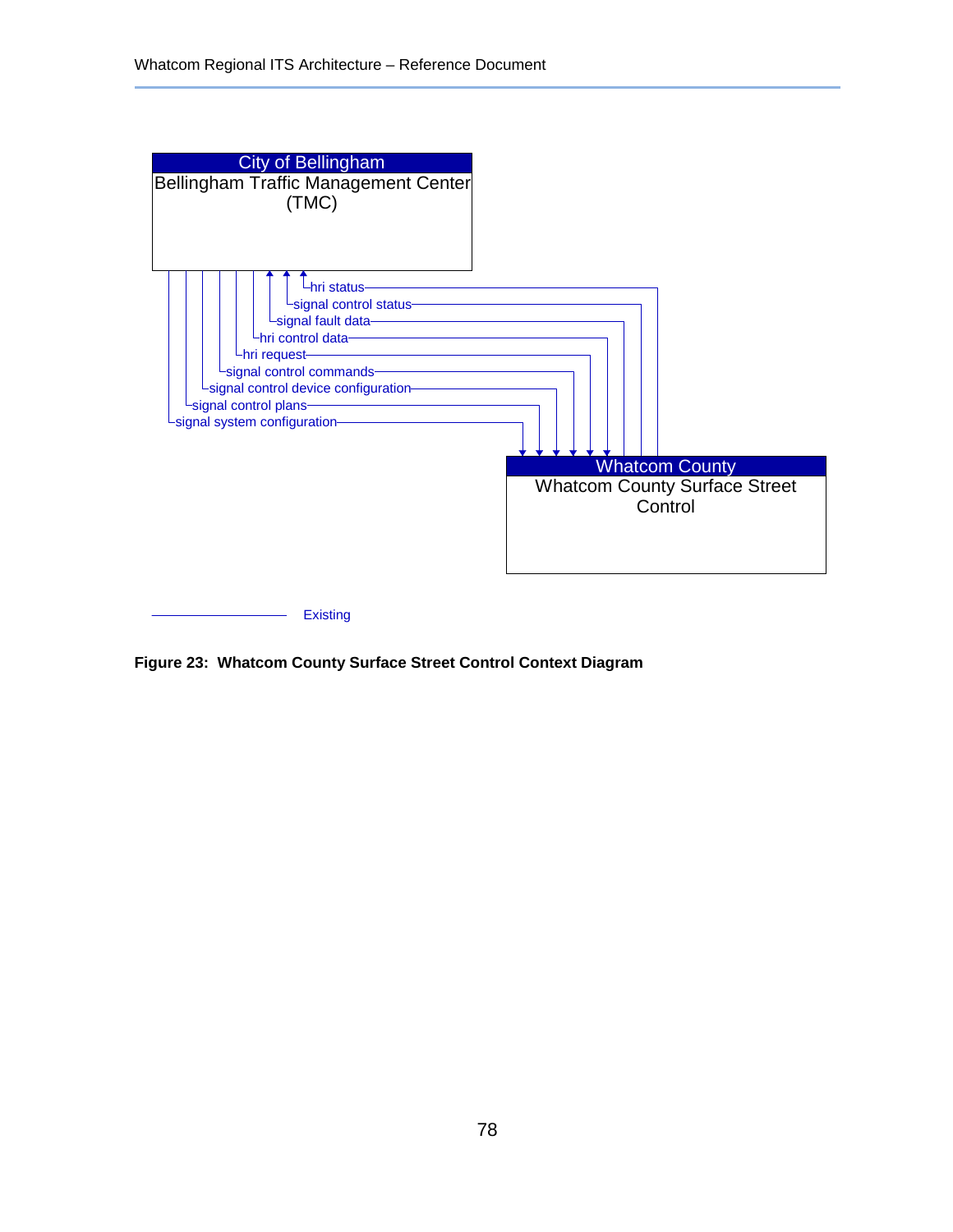City of Bellingham
Bellingham Traffic Management Center (TMC)

hri status
signal control status
signal fault data
hri control data
hri request
signal control commands
signal control device configuration
signal control plans
signal system configuration

Whatcom County
Whatcom County Surface Street Control

Existing

**Figure 23: Whatcom County Surface Street Control Context Diagram**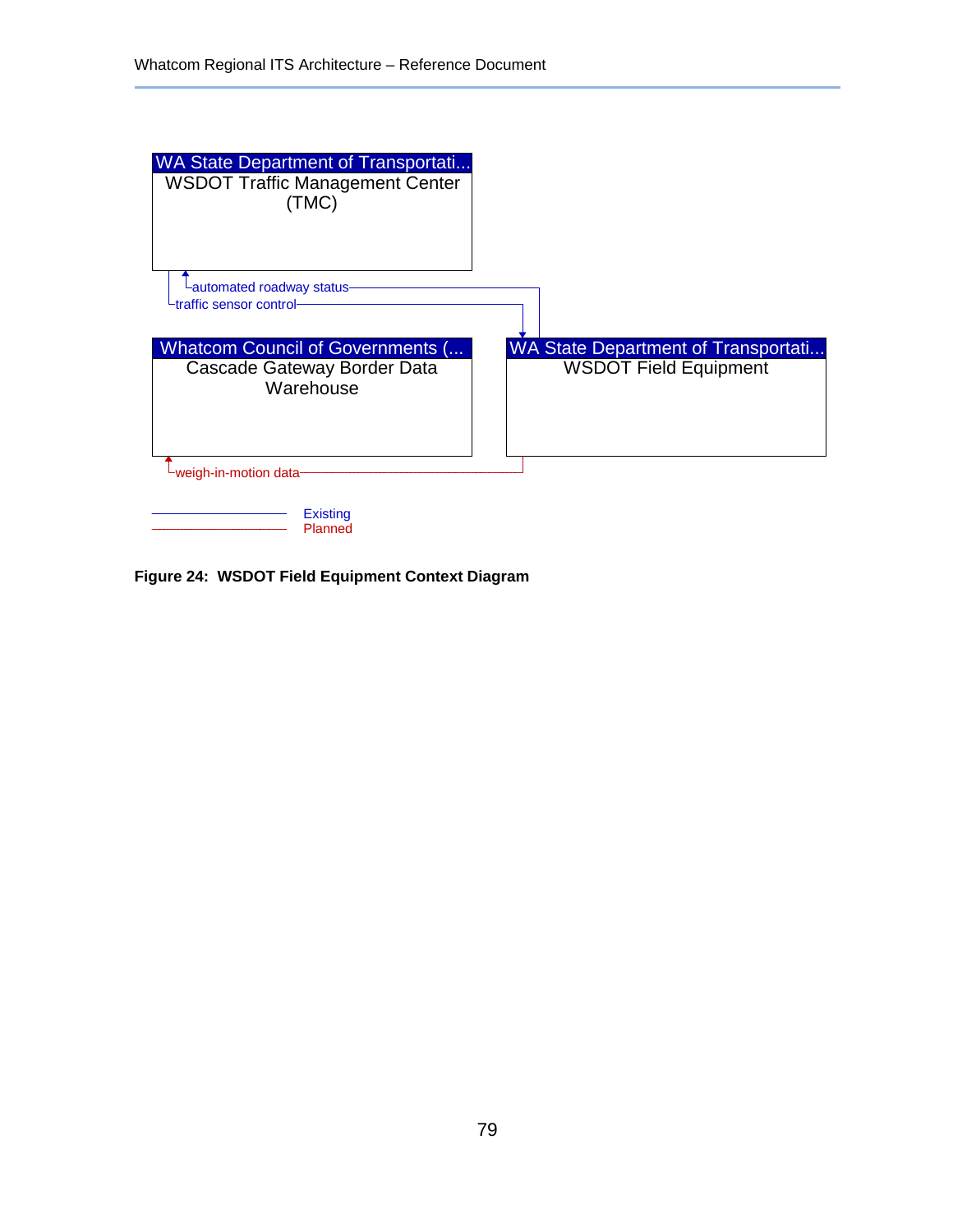WA State Department of Transportati...
WSDOT Traffic Management Center (TMC)

automated roadway status
traffic sensor control

Whatcom Council of Governments (...
Cascade Gateway Border Data Warehouse

WA State Department of Transportati...
WSDOT Field Equipment

weigh-in-motion data

Existing
Planned

**Figure 24: WSDOT Field Equipment Context Diagram**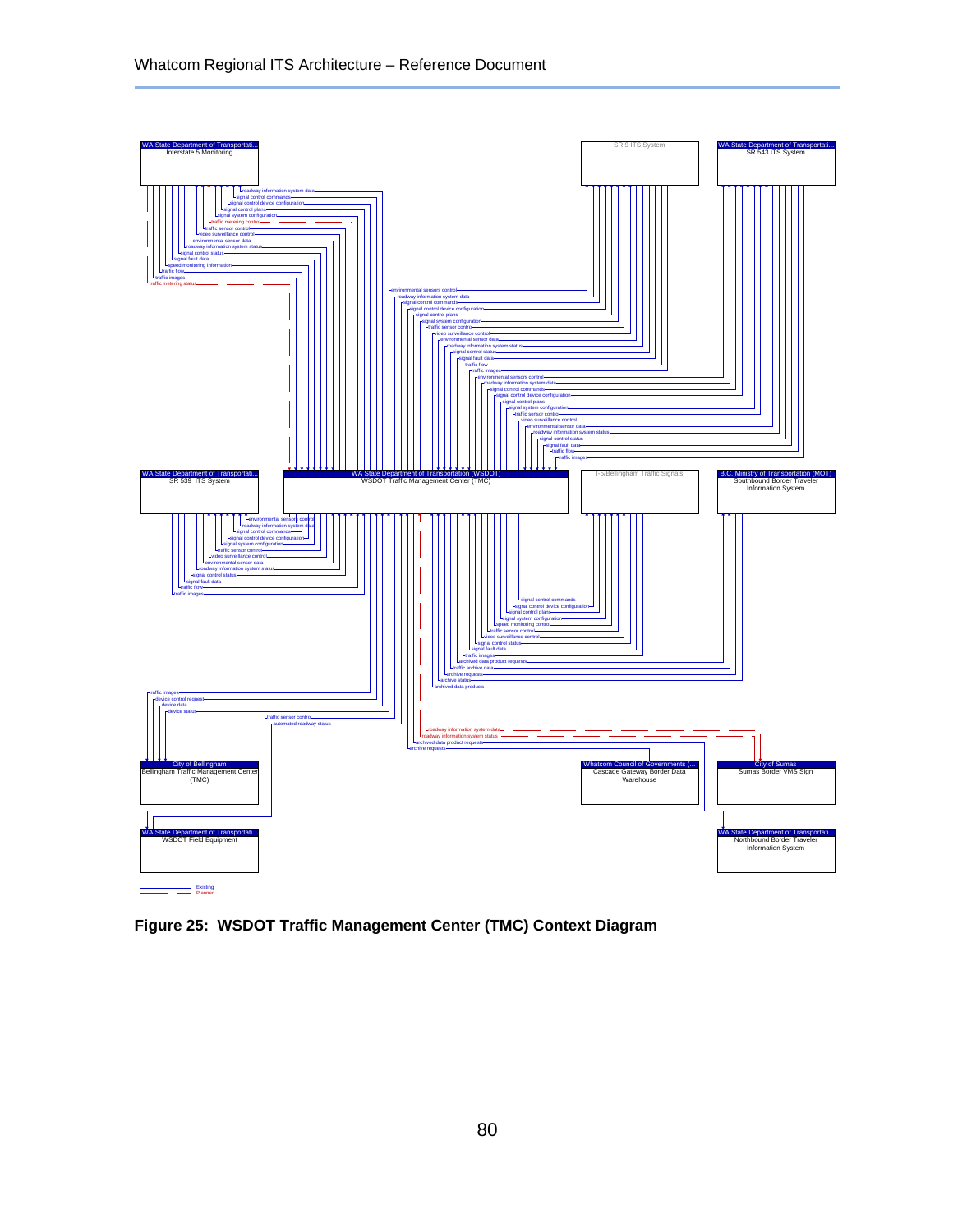WA State Department of Transportati...
Interstate 5 Monitoring

SR 9 ITS System

WA State Department of Transportati...
SR 543 ITS System

roadway information system data
signal control commands
signal control device configuration
signal control plans
signal system configuration
traffic metering control
traffic sensor control
video surveillance control
environmental sensor data
roadway information system status
signal control status
signal fault data
speed monitoring information
traffic flow
traffic images
traffic metering status

environmental sensors control
roadway information system data
signal control commands
signal control device configuration
signal control plans
signal system configuration
traffic sensor control
video surveillance control
environmental sensor data
roadway information system status
signal control status
signal fault data
traffic flow
traffic images
environmental sensors control
roadway information system data
signal control commands
signal control device configuration
signal control plans
signal system configuration
traffic sensor control
video surveillance control
environmental sensor data
roadway information system status
signal control status
signal fault data
traffic flow
traffic images

WA State Department of Transportati...
SR 539 ITS System

WA State Department of Transportation (WSDOT)
WSDOT Traffic Management Center (TMC)

I-5/Bellingham Traffic Signals

B.C. Ministry of Transportation (MOT)
Southbound Border Traveler Information System

environmental sensors control
roadway information system data
signal control commands
signal control device configuration
signal system configuration
traffic sensor control
video surveillance control
environmental sensor data
roadway information system status
signal control status
signal fault data
traffic flow
traffic images

signal control commands
signal control device configuration
signal control plans
signal system configuration
speed monitoring control
traffic sensor control
video surveillance control
signal control status
signal fault data
traffic images
archived data product requests
traffic archive data
archive requests
archive status
archived data products

traffic images
device control request
device data
device status
traffic sensor control
automated roadway status

roadway information system data
roadway information system status
archived data product requests
archive requests

City of Bellingham
Bellingham Traffic Management Center (TMC)

Whatcom Council of Governments (...
Cascade Gateway Border Data Warehouse

City of Sumas
Sumas Border VMS Sign

WA State Department of Transportati...
WSDOT Field Equipment

WA State Department of Transportati...
Northbound Border Traveler Information System

Existing
Planned

**Figure 25: WSDOT Traffic Management Center (TMC) Context Diagram**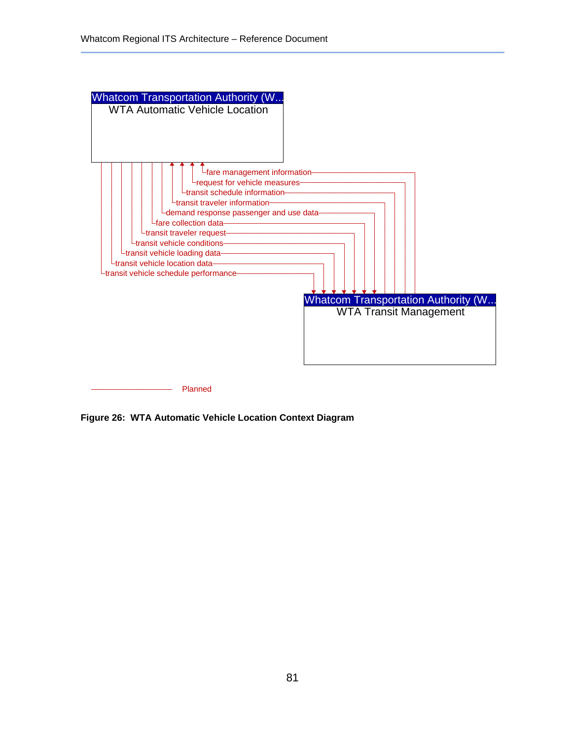Whatcom Transportation Authority (W...
WTA Automatic Vehicle Location

fare management information
request for vehicle measures
transit schedule information
transit traveler information
demand response passenger and use data
fare collection data
transit traveler request
transit vehicle conditions
transit vehicle loading data
transit vehicle location data
transit vehicle schedule performance

Whatcom Transportation Authority (W...
WTA Transit Management

Planned

**Figure 26: WTA Automatic Vehicle Location Context Diagram**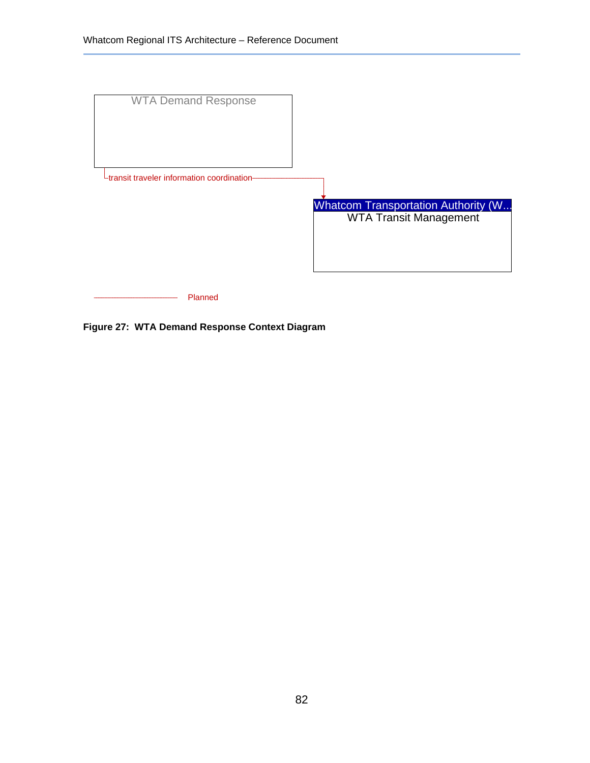WTA Demand Response

transit traveler information coordination

Whatcom Transportation Authority (W...
WTA Transit Management

Planned

**Figure 27: WTA Demand Response Context Diagram**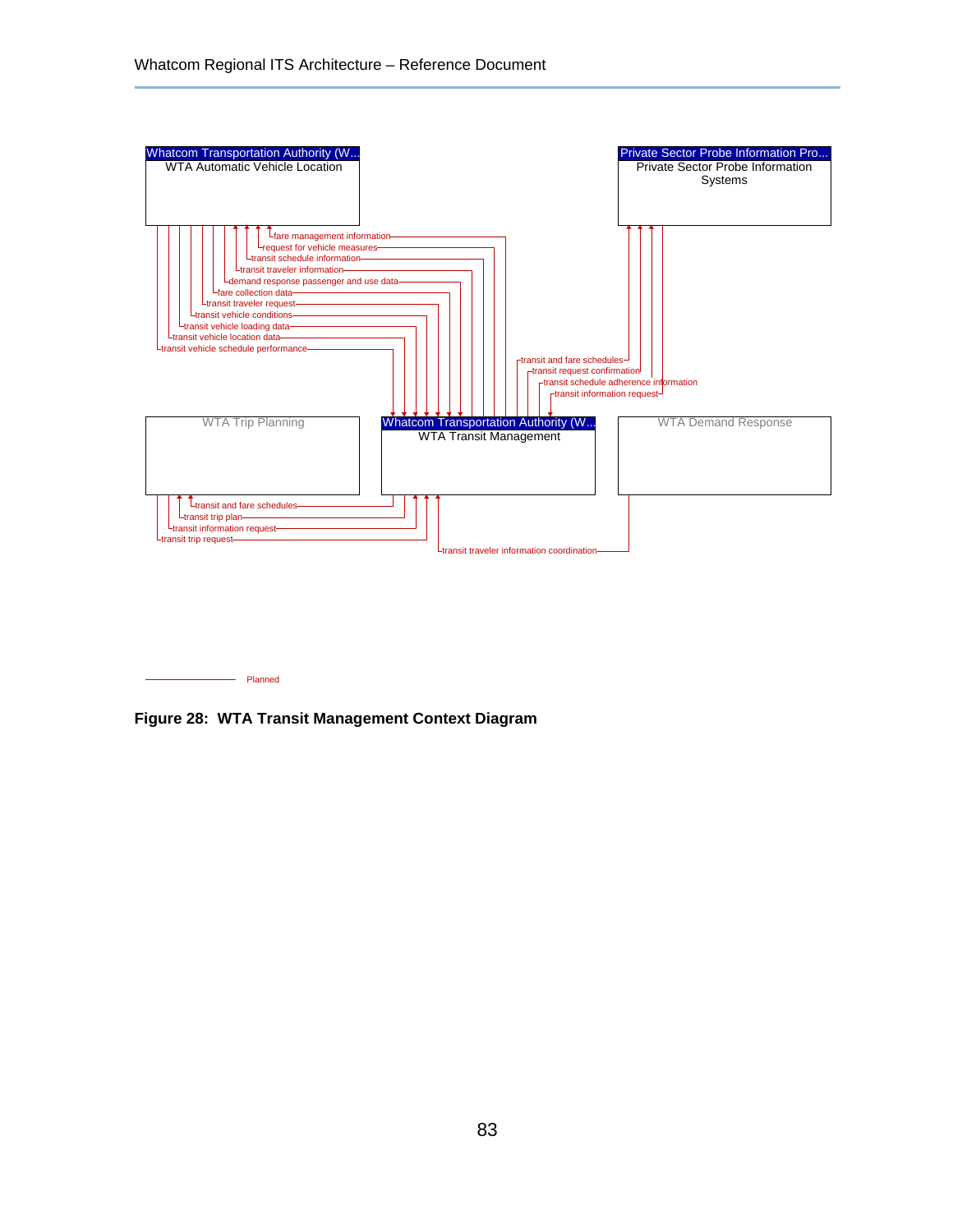| Whatcom Transportation Authority (W... |
|---|
| WTA Automatic Vehicle Location |

| Private Sector Probe Information Pro... |
|---|
| Private Sector Probe Information Systems |

| WTA Trip Planning |
|---|

| Whatcom Transportation Authority (W... |
|---|
| WTA Transit Management |

| WTA Demand Response |
|---|

fare management information
request for vehicle measures
transit schedule information
transit traveler information
demand response passenger and use data
fare collection data
transit traveler request
transit vehicle conditions
transit vehicle loading data
transit vehicle location data
transit vehicle schedule performance

transit and fare schedules
transit request confirmation
transit schedule adherence information
transit information request

transit and fare schedules
transit trip plan
transit information request
transit trip request

transit traveler information coordination

Planned

**Figure 28: WTA Transit Management Context Diagram**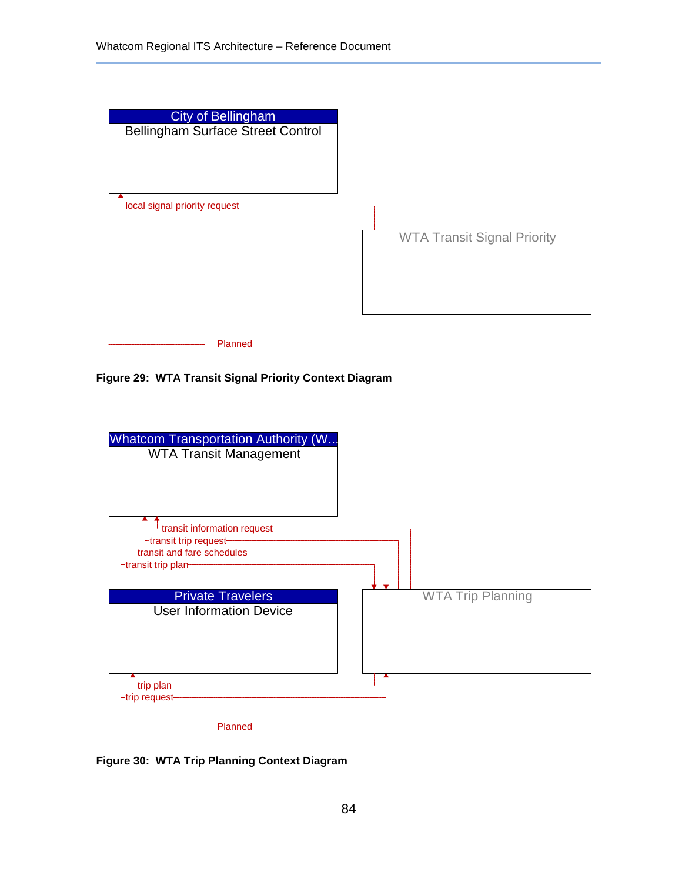City of Bellingham
Bellingham Surface Street Control

local signal priority request

WTA Transit Signal Priority

Planned

**Figure 29: WTA Transit Signal Priority Context Diagram**

Whatcom Transportation Authority (W...
WTA Transit Management

transit information request
transit trip request
transit and fare schedules
transit trip plan

Private Travelers
User Information Device

WTA Trip Planning

trip plan
trip request

Planned

**Figure 30: WTA Trip Planning Context Diagram**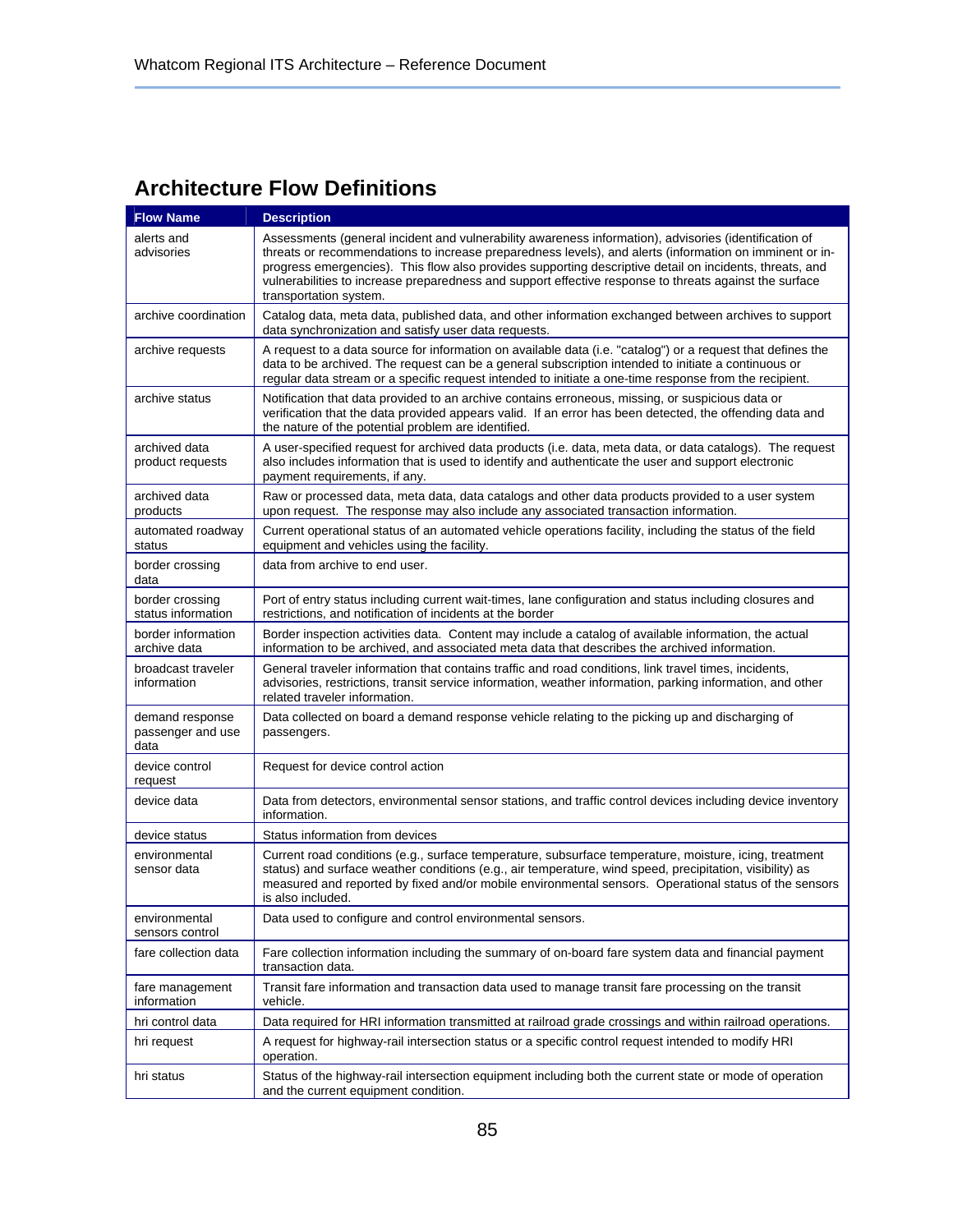## Architecture Flow Definitions

| Flow Name | Description |
|---|---|
| alerts and advisories | Assessments (general incident and vulnerability awareness information), advisories (identification of threats or recommendations to increase preparedness levels), and alerts (information on imminent or in-progress emergencies). This flow also provides supporting descriptive detail on incidents, threats, and vulnerabilities to increase preparedness and support effective response to threats against the surface transportation system. |
| archive coordination | Catalog data, meta data, published data, and other information exchanged between archives to support data synchronization and satisfy user data requests. |
| archive requests | A request to a data source for information on available data (i.e. "catalog") or a request that defines the data to be archived. The request can be a general subscription intended to initiate a continuous or regular data stream or a specific request intended to initiate a one-time response from the recipient. |
| archive status | Notification that data provided to an archive contains erroneous, missing, or suspicious data or verification that the data provided appears valid. If an error has been detected, the offending data and the nature of the potential problem are identified. |
| archived data product requests | A user-specified request for archived data products (i.e. data, meta data, or data catalogs). The request also includes information that is used to identify and authenticate the user and support electronic payment requirements, if any. |
| archived data products | Raw or processed data, meta data, data catalogs and other data products provided to a user system upon request. The response may also include any associated transaction information. |
| automated roadway status | Current operational status of an automated vehicle operations facility, including the status of the field equipment and vehicles using the facility. |
| border crossing data | data from archive to end user. |
| border crossing status information | Port of entry status including current wait-times, lane configuration and status including closures and restrictions, and notification of incidents at the border |
| border information archive data | Border inspection activities data. Content may include a catalog of available information, the actual information to be archived, and associated meta data that describes the archived information. |
| broadcast traveler information | General traveler information that contains traffic and road conditions, link travel times, incidents, advisories, restrictions, transit service information, weather information, parking information, and other related traveler information. |
| demand response passenger and use data | Data collected on board a demand response vehicle relating to the picking up and discharging of passengers. |
| device control request | Request for device control action |
| device data | Data from detectors, environmental sensor stations, and traffic control devices including device inventory information. |
| device status | Status information from devices |
| environmental sensor data | Current road conditions (e.g., surface temperature, subsurface temperature, moisture, icing, treatment status) and surface weather conditions (e.g., air temperature, wind speed, precipitation, visibility) as measured and reported by fixed and/or mobile environmental sensors. Operational status of the sensors is also included. |
| environmental sensors control | Data used to configure and control environmental sensors. |
| fare collection data | Fare collection information including the summary of on-board fare system data and financial payment transaction data. |
| fare management information | Transit fare information and transaction data used to manage transit fare processing on the transit vehicle. |
| hri control data | Data required for HRI information transmitted at railroad grade crossings and within railroad operations. |
| hri request | A request for highway-rail intersection status or a specific control request intended to modify HRI operation. |
| hri status | Status of the highway-rail intersection equipment including both the current state or mode of operation and the current equipment condition. |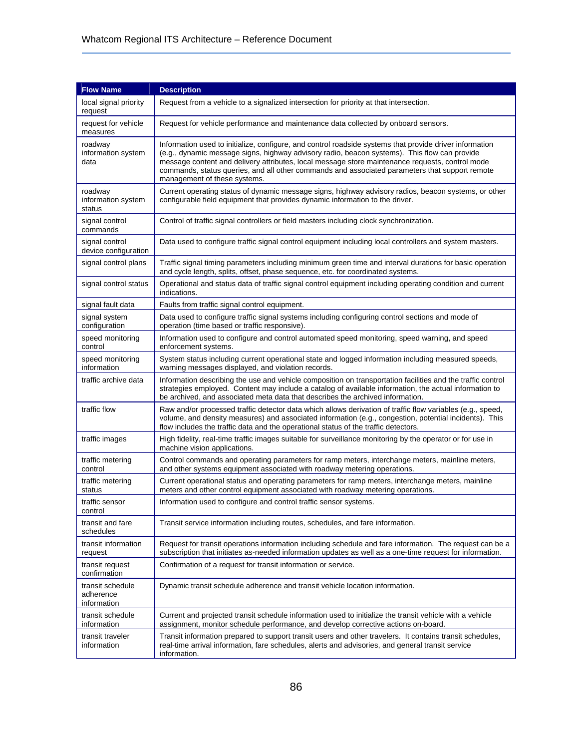| Flow Name | Description |
|---|---|
| local signal priority request | Request from a vehicle to a signalized intersection for priority at that intersection. |
| request for vehicle measures | Request for vehicle performance and maintenance data collected by onboard sensors. |
| roadway information system data | Information used to initialize, configure, and control roadside systems that provide driver information (e.g., dynamic message signs, highway advisory radio, beacon systems). This flow can provide message content and delivery attributes, local message store maintenance requests, control mode commands, status queries, and all other commands and associated parameters that support remote management of these systems. |
| roadway information system status | Current operating status of dynamic message signs, highway advisory radios, beacon systems, or other configurable field equipment that provides dynamic information to the driver. |
| signal control commands | Control of traffic signal controllers or field masters including clock synchronization. |
| signal control device configuration | Data used to configure traffic signal control equipment including local controllers and system masters. |
| signal control plans | Traffic signal timing parameters including minimum green time and interval durations for basic operation and cycle length, splits, offset, phase sequence, etc. for coordinated systems. |
| signal control status | Operational and status data of traffic signal control equipment including operating condition and current indications. |
| signal fault data | Faults from traffic signal control equipment. |
| signal system configuration | Data used to configure traffic signal systems including configuring control sections and mode of operation (time based or traffic responsive). |
| speed monitoring control | Information used to configure and control automated speed monitoring, speed warning, and speed enforcement systems. |
| speed monitoring information | System status including current operational state and logged information including measured speeds, warning messages displayed, and violation records. |
| traffic archive data | Information describing the use and vehicle composition on transportation facilities and the traffic control strategies employed. Content may include a catalog of available information, the actual information to be archived, and associated meta data that describes the archived information. |
| traffic flow | Raw and/or processed traffic detector data which allows derivation of traffic flow variables (e.g., speed, volume, and density measures) and associated information (e.g., congestion, potential incidents). This flow includes the traffic data and the operational status of the traffic detectors. |
| traffic images | High fidelity, real-time traffic images suitable for surveillance monitoring by the operator or for use in machine vision applications. |
| traffic metering control | Control commands and operating parameters for ramp meters, interchange meters, mainline meters, and other systems equipment associated with roadway metering operations. |
| traffic metering status | Current operational status and operating parameters for ramp meters, interchange meters, mainline meters and other control equipment associated with roadway metering operations. |
| traffic sensor control | Information used to configure and control traffic sensor systems. |
| transit and fare schedules | Transit service information including routes, schedules, and fare information. |
| transit information request | Request for transit operations information including schedule and fare information. The request can be a subscription that initiates as-needed information updates as well as a one-time request for information. |
| transit request confirmation | Confirmation of a request for transit information or service. |
| transit schedule adherence information | Dynamic transit schedule adherence and transit vehicle location information. |
| transit schedule information | Current and projected transit schedule information used to initialize the transit vehicle with a vehicle assignment, monitor schedule performance, and develop corrective actions on-board. |
| transit traveler information | Transit information prepared to support transit users and other travelers. It contains transit schedules, real-time arrival information, fare schedules, alerts and advisories, and general transit service information. |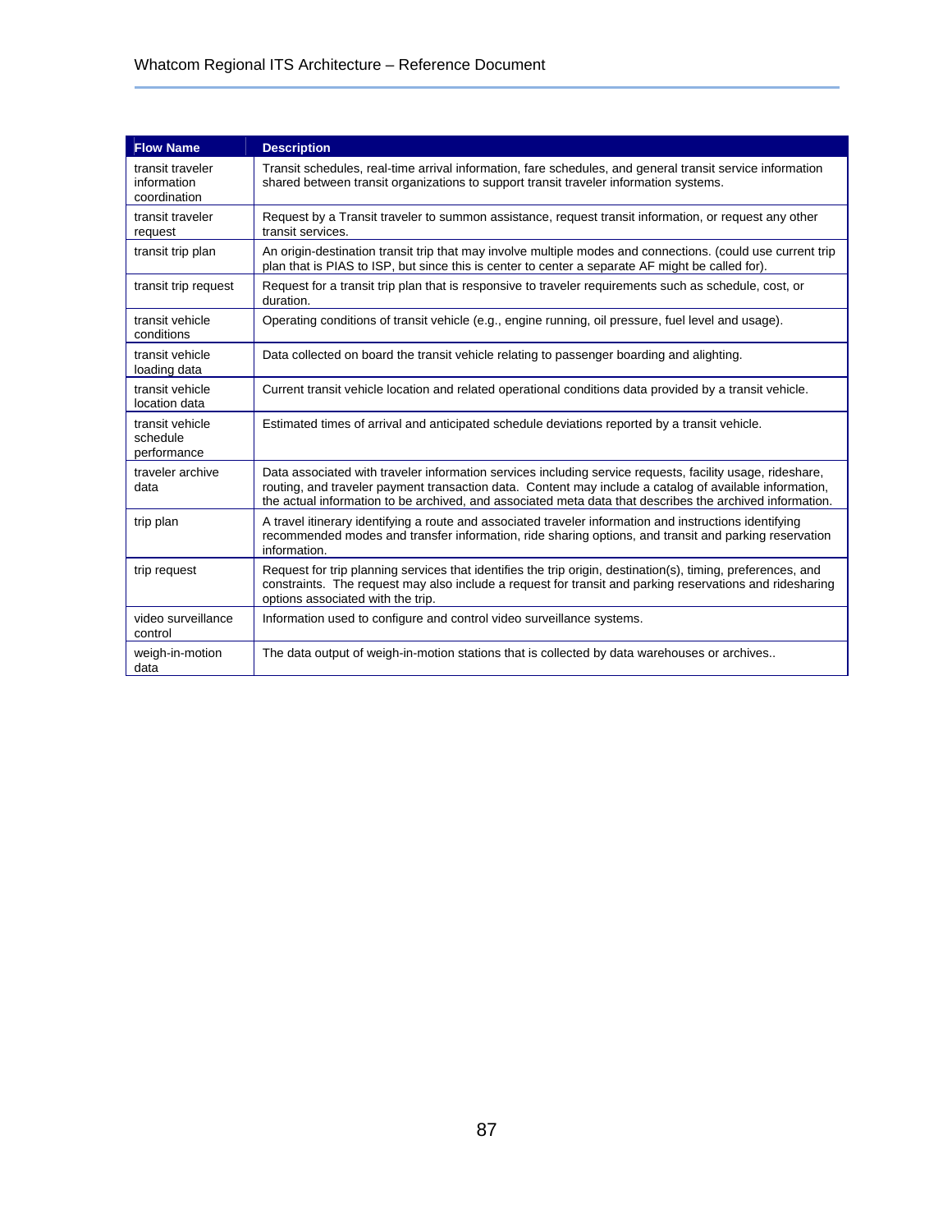| Flow Name | Description |
|---|---|
| transit traveler information coordination | Transit schedules, real-time arrival information, fare schedules, and general transit service information shared between transit organizations to support transit traveler information systems. |
| transit traveler request | Request by a Transit traveler to summon assistance, request transit information, or request any other transit services. |
| transit trip plan | An origin-destination transit trip that may involve multiple modes and connections. (could use current trip plan that is PIAS to ISP, but since this is center to center a separate AF might be called for). |
| transit trip request | Request for a transit trip plan that is responsive to traveler requirements such as schedule, cost, or duration. |
| transit vehicle conditions | Operating conditions of transit vehicle (e.g., engine running, oil pressure, fuel level and usage). |
| transit vehicle loading data | Data collected on board the transit vehicle relating to passenger boarding and alighting. |
| transit vehicle location data | Current transit vehicle location and related operational conditions data provided by a transit vehicle. |
| transit vehicle schedule performance | Estimated times of arrival and anticipated schedule deviations reported by a transit vehicle. |
| traveler archive data | Data associated with traveler information services including service requests, facility usage, rideshare, routing, and traveler payment transaction data. Content may include a catalog of available information, the actual information to be archived, and associated meta data that describes the archived information. |
| trip plan | A travel itinerary identifying a route and associated traveler information and instructions identifying recommended modes and transfer information, ride sharing options, and transit and parking reservation information. |
| trip request | Request for trip planning services that identifies the trip origin, destination(s), timing, preferences, and constraints. The request may also include a request for transit and parking reservations and ridesharing options associated with the trip. |
| video surveillance control | Information used to configure and control video surveillance systems. |
| weigh-in-motion data | The data output of weigh-in-motion stations that is collected by data warehouses or archives.. |